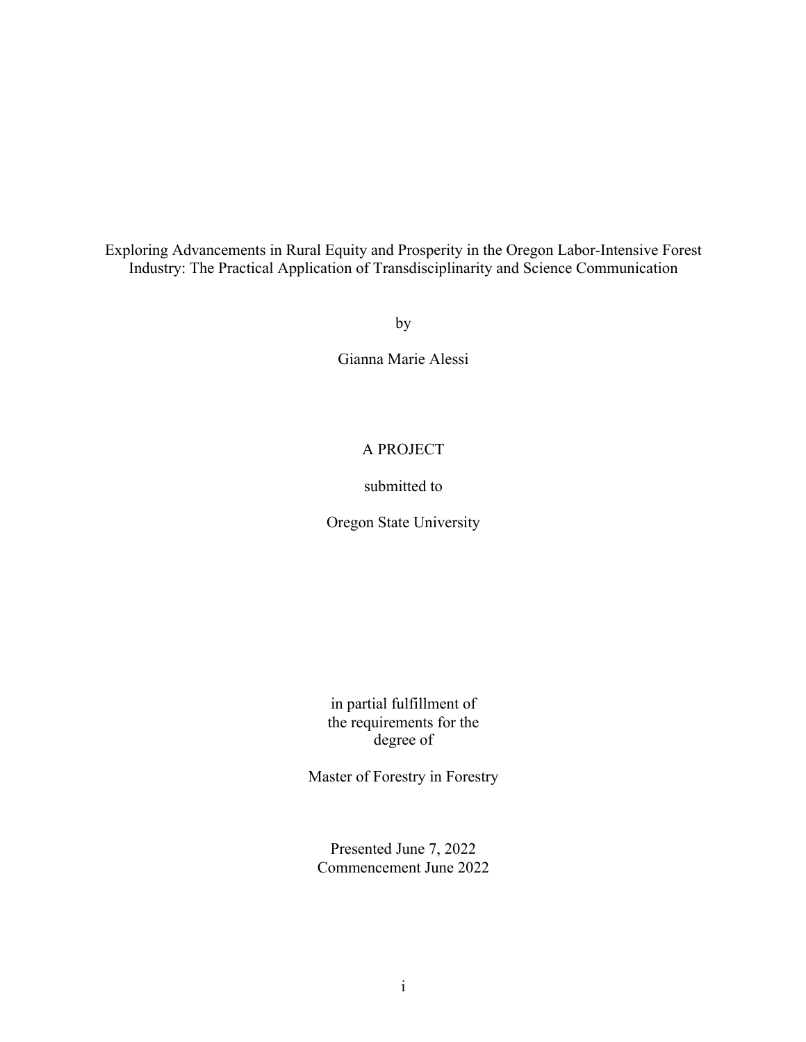# Exploring Advancements in Rural Equity and Prosperity in the Oregon Labor-Intensive Forest Industry: The Practical Application of Transdisciplinarity and Science Communication

by

Gianna Marie Alessi

A PROJECT

submitted to

Oregon State University

in partial fulfillment of
the requirements for the
degree of

Master of Forestry in Forestry

Presented June 7, 2022
Commencement June 2022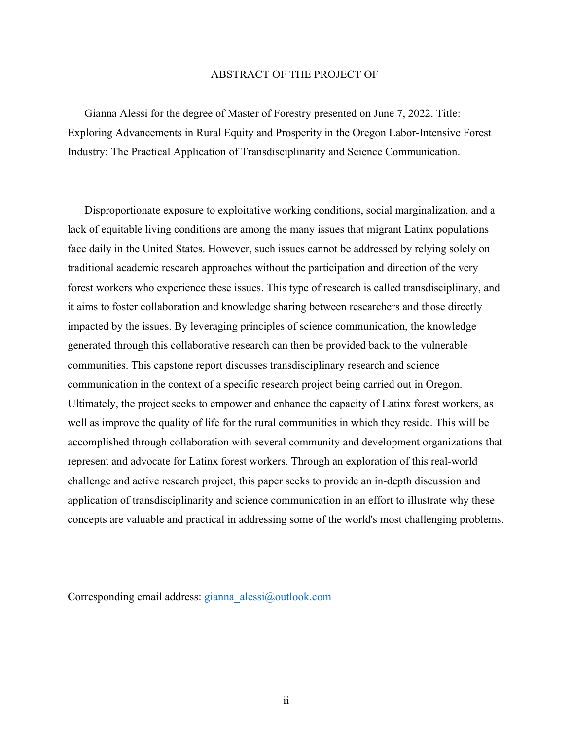# ABSTRACT OF THE PROJECT OF

Gianna Alessi for the degree of Master of Forestry presented on June 7, 2022. Title: Exploring Advancements in Rural Equity and Prosperity in the Oregon Labor-Intensive Forest Industry: The Practical Application of Transdisciplinarity and Science Communication.

Disproportionate exposure to exploitative working conditions, social marginalization, and a lack of equitable living conditions are among the many issues that migrant Latinx populations face daily in the United States. However, such issues cannot be addressed by relying solely on traditional academic research approaches without the participation and direction of the very forest workers who experience these issues. This type of research is called transdisciplinary, and it aims to foster collaboration and knowledge sharing between researchers and those directly impacted by the issues. By leveraging principles of science communication, the knowledge generated through this collaborative research can then be provided back to the vulnerable communities. This capstone report discusses transdisciplinary research and science communication in the context of a specific research project being carried out in Oregon. Ultimately, the project seeks to empower and enhance the capacity of Latinx forest workers, as well as improve the quality of life for the rural communities in which they reside. This will be accomplished through collaboration with several community and development organizations that represent and advocate for Latinx forest workers. Through an exploration of this real-world challenge and active research project, this paper seeks to provide an in-depth discussion and application of transdisciplinarity and science communication in an effort to illustrate why these concepts are valuable and practical in addressing some of the world's most challenging problems.

Corresponding email address: gianna_alessi@outlook.com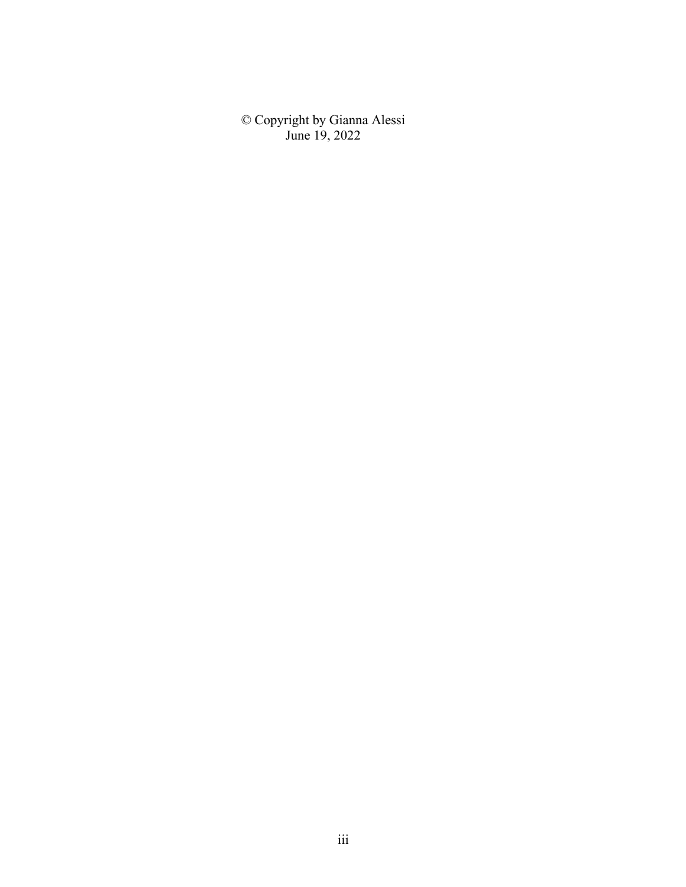© Copyright by Gianna Alessi
June 19, 2022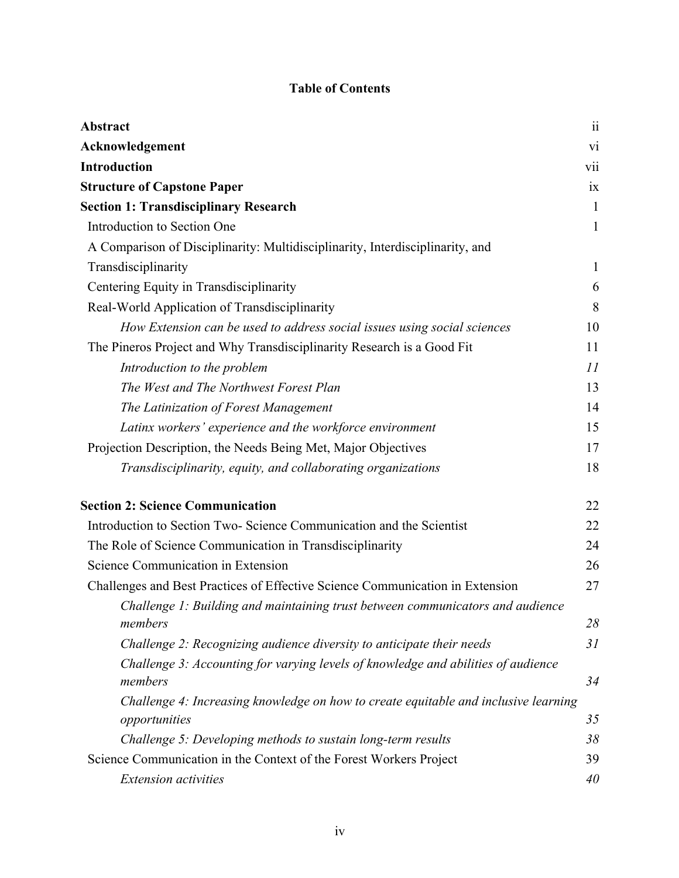# Table of Contents

| | |
|---|---|
| **Abstract** | ii |
| **Acknowledgement** | vi |
| **Introduction** | vii |
| **Structure of Capstone Paper** | ix |
| **Section 1: Transdisciplinary Research** | 1 |
| Introduction to Section One | 1 |
| A Comparison of Disciplinarity: Multidisciplinarity, Interdisciplinarity, and Transdisciplinarity | 1 |
| Centering Equity in Transdisciplinarity | 6 |
| Real-World Application of Transdisciplinarity | 8 |
| *How Extension can be used to address social issues using social sciences* | 10 |
| The Pineros Project and Why Transdisciplinarity Research is a Good Fit | 11 |
| *Introduction to the problem* | *11* |
| *The West and The Northwest Forest Plan* | 13 |
| *The Latinization of Forest Management* | 14 |
| *Latinx workers' experience and the workforce environment* | 15 |
| Projection Description, the Needs Being Met, Major Objectives | 17 |
| *Transdisciplinarity, equity, and collaborating organizations* | 18 |
| **Section 2: Science Communication** | 22 |
| Introduction to Section Two- Science Communication and the Scientist | 22 |
| The Role of Science Communication in Transdisciplinarity | 24 |
| Science Communication in Extension | 26 |
| Challenges and Best Practices of Effective Science Communication in Extension | 27 |
| *Challenge 1: Building and maintaining trust between communicators and audience members* | *28* |
| *Challenge 2: Recognizing audience diversity to anticipate their needs* | *31* |
| *Challenge 3: Accounting for varying levels of knowledge and abilities of audience members* | *34* |
| *Challenge 4: Increasing knowledge on how to create equitable and inclusive learning opportunities* | *35* |
| *Challenge 5: Developing methods to sustain long-term results* | *38* |
| Science Communication in the Context of the Forest Workers Project | 39 |
| *Extension activities* | *40* |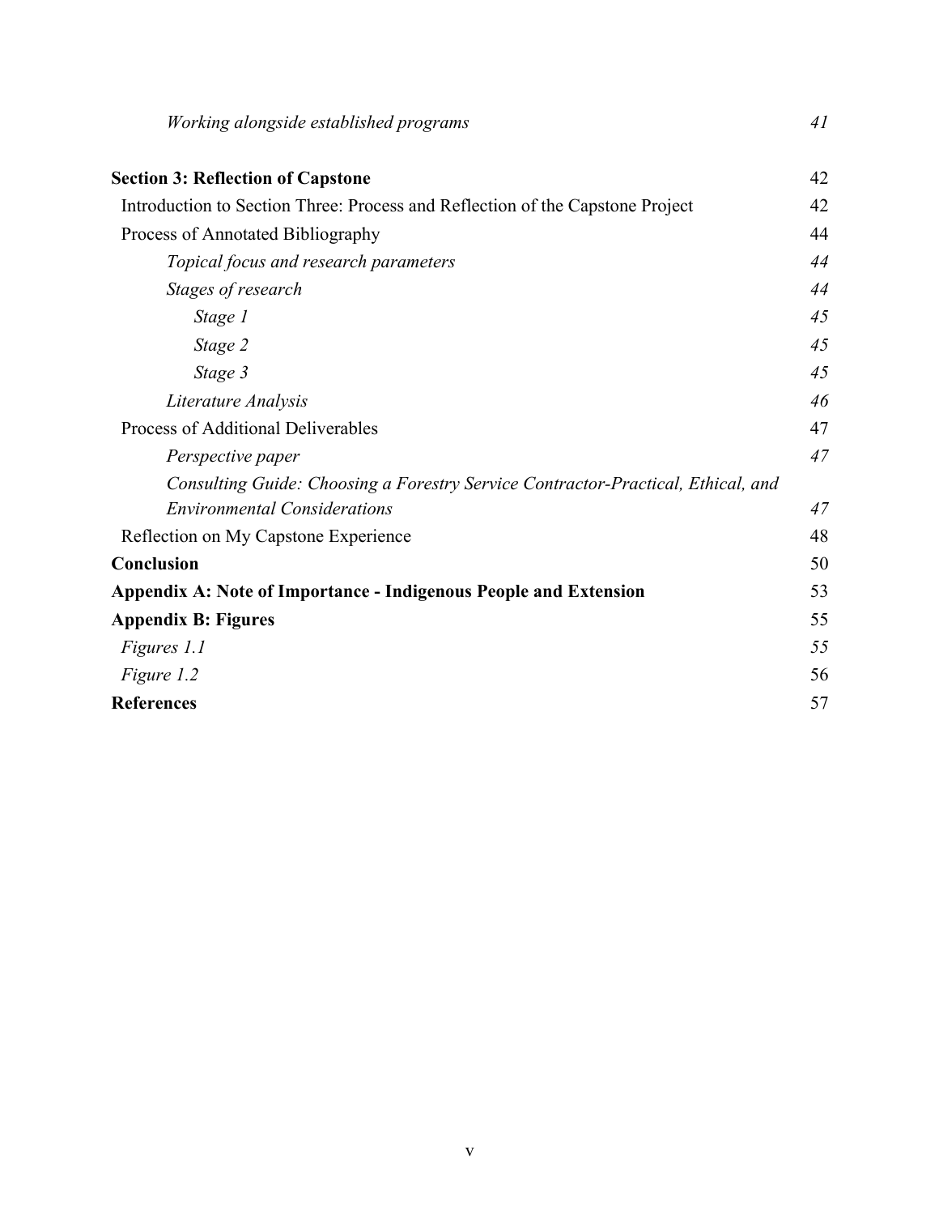*Working alongside established programs* 41

**Section 3: Reflection of Capstone** 42

Introduction to Section Three: Process and Reflection of the Capstone Project 42

Process of Annotated Bibliography 44

*Topical focus and research parameters* 44

*Stages of research* 44

*Stage 1* 45

*Stage 2* 45

*Stage 3* 45

*Literature Analysis* 46

Process of Additional Deliverables 47

*Perspective paper* 47

*Consulting Guide: Choosing a Forestry Service Contractor-Practical, Ethical, and Environmental Considerations* 47

Reflection on My Capstone Experience 48

**Conclusion** 50

**Appendix A: Note of Importance - Indigenous People and Extension** 53

**Appendix B: Figures** 55

*Figures 1.1* 55

*Figure 1.2* 56

**References** 57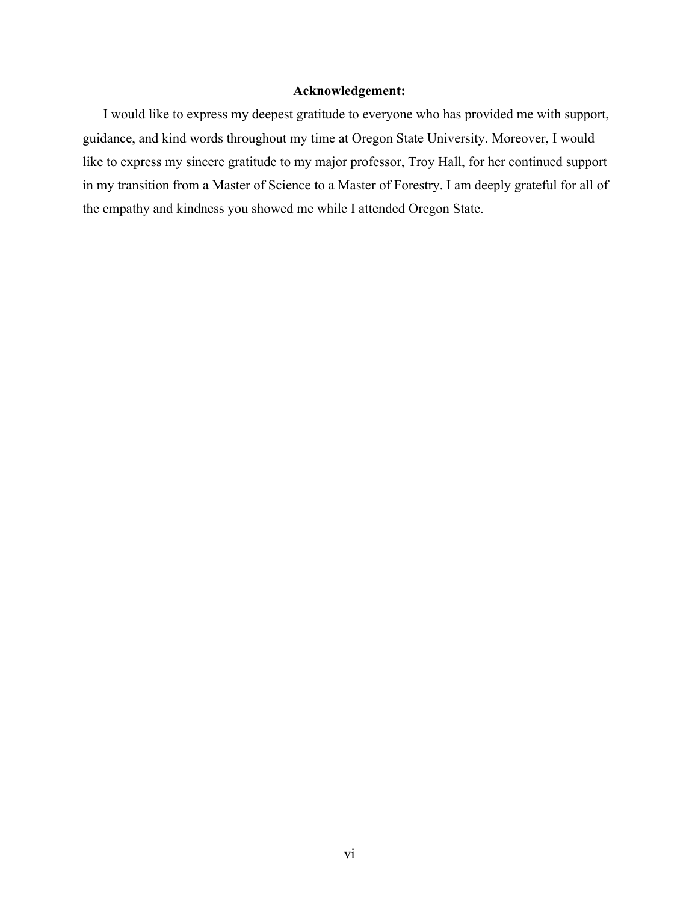**Acknowledgement:**

I would like to express my deepest gratitude to everyone who has provided me with support, guidance, and kind words throughout my time at Oregon State University. Moreover, I would like to express my sincere gratitude to my major professor, Troy Hall, for her continued support in my transition from a Master of Science to a Master of Forestry. I am deeply grateful for all of the empathy and kindness you showed me while I attended Oregon State.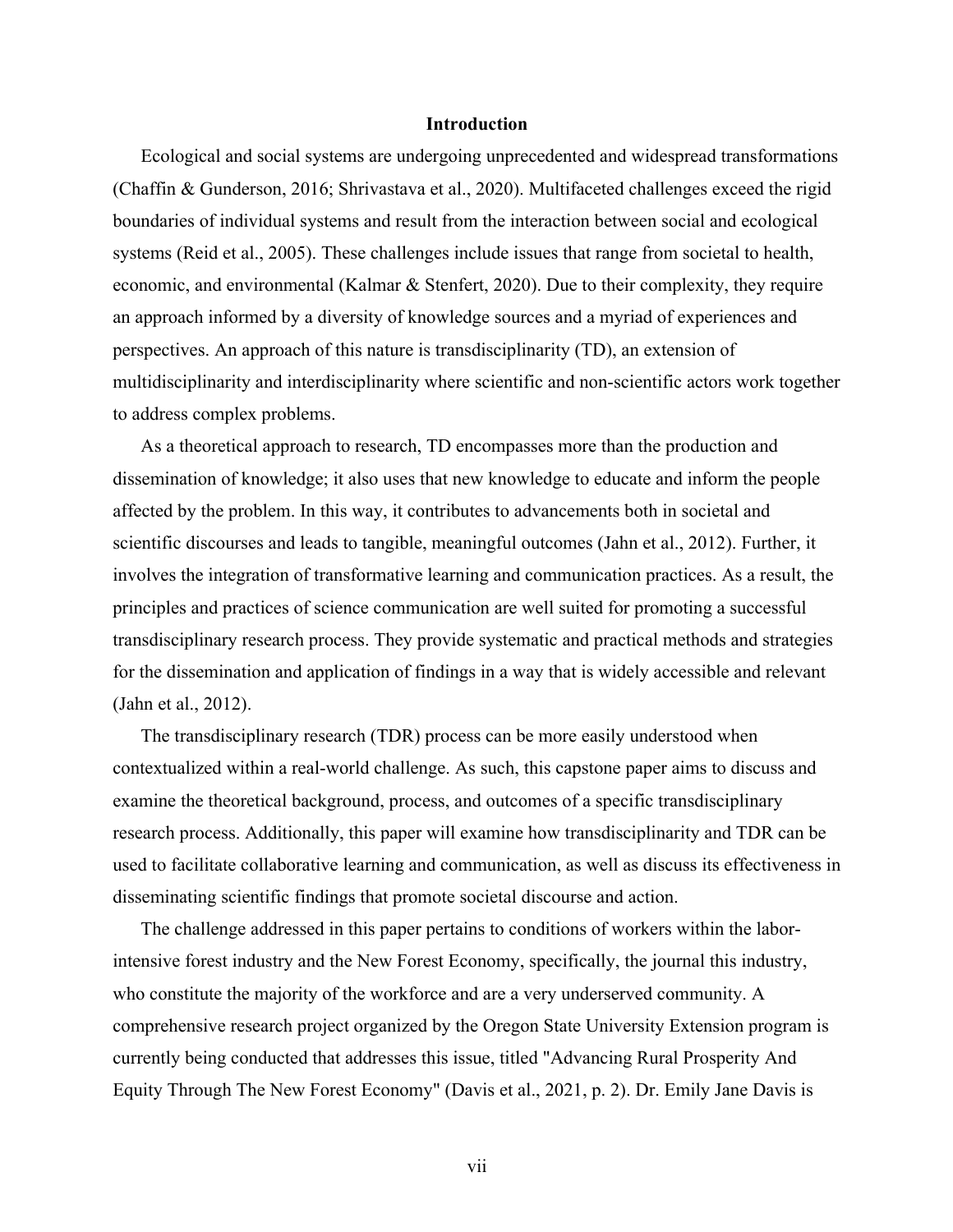# Introduction

Ecological and social systems are undergoing unprecedented and widespread transformations (Chaffin & Gunderson, 2016; Shrivastava et al., 2020). Multifaceted challenges exceed the rigid boundaries of individual systems and result from the interaction between social and ecological systems (Reid et al., 2005). These challenges include issues that range from societal to health, economic, and environmental (Kalmar & Stenfert, 2020). Due to their complexity, they require an approach informed by a diversity of knowledge sources and a myriad of experiences and perspectives. An approach of this nature is transdisciplinarity (TD), an extension of multidisciplinarity and interdisciplinarity where scientific and non-scientific actors work together to address complex problems.

As a theoretical approach to research, TD encompasses more than the production and dissemination of knowledge; it also uses that new knowledge to educate and inform the people affected by the problem. In this way, it contributes to advancements both in societal and scientific discourses and leads to tangible, meaningful outcomes (Jahn et al., 2012). Further, it involves the integration of transformative learning and communication practices. As a result, the principles and practices of science communication are well suited for promoting a successful transdisciplinary research process. They provide systematic and practical methods and strategies for the dissemination and application of findings in a way that is widely accessible and relevant (Jahn et al., 2012).

The transdisciplinary research (TDR) process can be more easily understood when contextualized within a real-world challenge. As such, this capstone paper aims to discuss and examine the theoretical background, process, and outcomes of a specific transdisciplinary research process. Additionally, this paper will examine how transdisciplinarity and TDR can be used to facilitate collaborative learning and communication, as well as discuss its effectiveness in disseminating scientific findings that promote societal discourse and action.

The challenge addressed in this paper pertains to conditions of workers within the labor-intensive forest industry and the New Forest Economy, specifically, the journal this industry, who constitute the majority of the workforce and are a very underserved community. A comprehensive research project organized by the Oregon State University Extension program is currently being conducted that addresses this issue, titled "Advancing Rural Prosperity And Equity Through The New Forest Economy" (Davis et al., 2021, p. 2). Dr. Emily Jane Davis is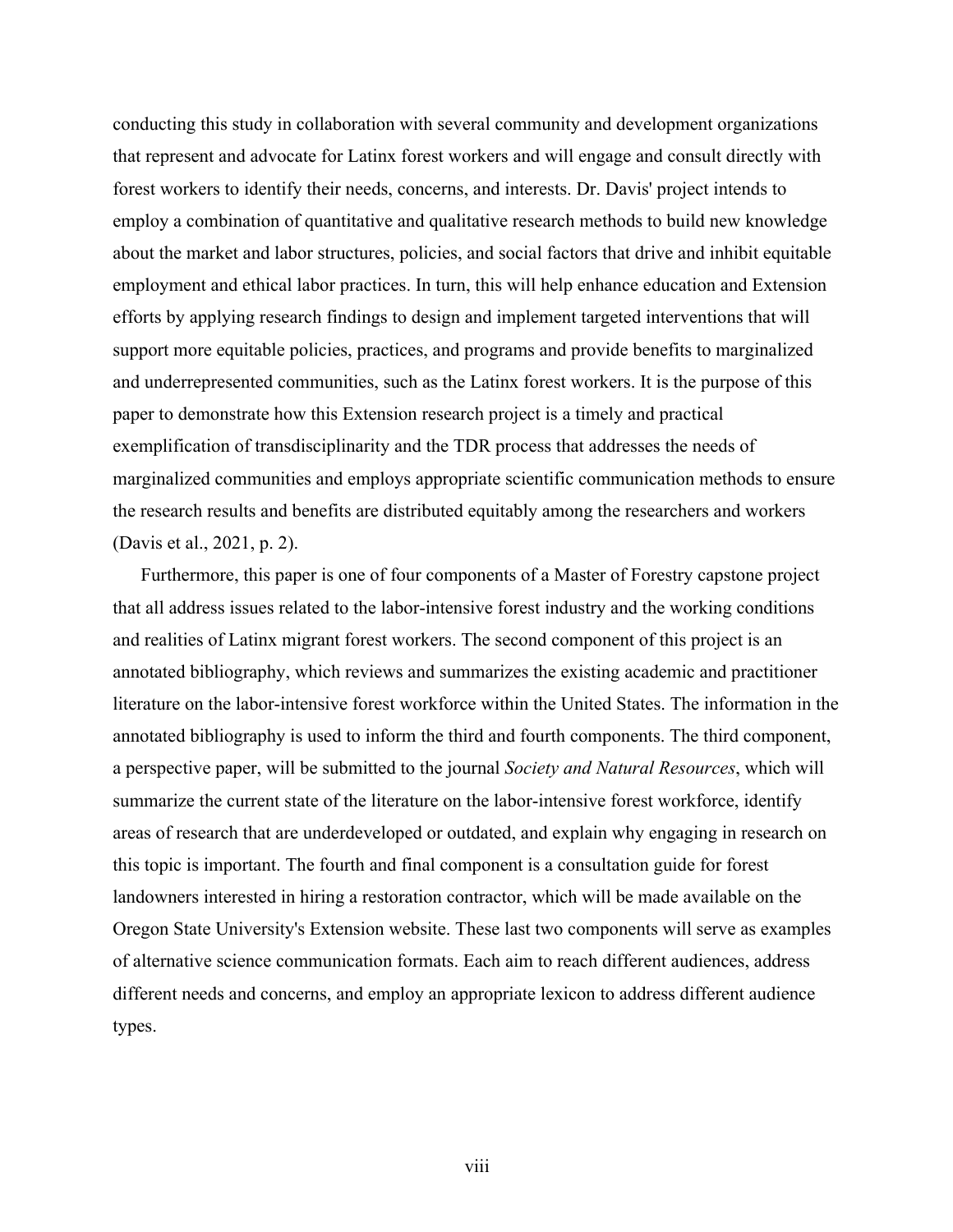conducting this study in collaboration with several community and development organizations that represent and advocate for Latinx forest workers and will engage and consult directly with forest workers to identify their needs, concerns, and interests. Dr. Davis' project intends to employ a combination of quantitative and qualitative research methods to build new knowledge about the market and labor structures, policies, and social factors that drive and inhibit equitable employment and ethical labor practices. In turn, this will help enhance education and Extension efforts by applying research findings to design and implement targeted interventions that will support more equitable policies, practices, and programs and provide benefits to marginalized and underrepresented communities, such as the Latinx forest workers. It is the purpose of this paper to demonstrate how this Extension research project is a timely and practical exemplification of transdisciplinarity and the TDR process that addresses the needs of marginalized communities and employs appropriate scientific communication methods to ensure the research results and benefits are distributed equitably among the researchers and workers (Davis et al., 2021, p. 2).

Furthermore, this paper is one of four components of a Master of Forestry capstone project that all address issues related to the labor-intensive forest industry and the working conditions and realities of Latinx migrant forest workers. The second component of this project is an annotated bibliography, which reviews and summarizes the existing academic and practitioner literature on the labor-intensive forest workforce within the United States. The information in the annotated bibliography is used to inform the third and fourth components. The third component, a perspective paper, will be submitted to the journal *Society and Natural Resources*, which will summarize the current state of the literature on the labor-intensive forest workforce, identify areas of research that are underdeveloped or outdated, and explain why engaging in research on this topic is important. The fourth and final component is a consultation guide for forest landowners interested in hiring a restoration contractor, which will be made available on the Oregon State University's Extension website. These last two components will serve as examples of alternative science communication formats. Each aim to reach different audiences, address different needs and concerns, and employ an appropriate lexicon to address different audience types.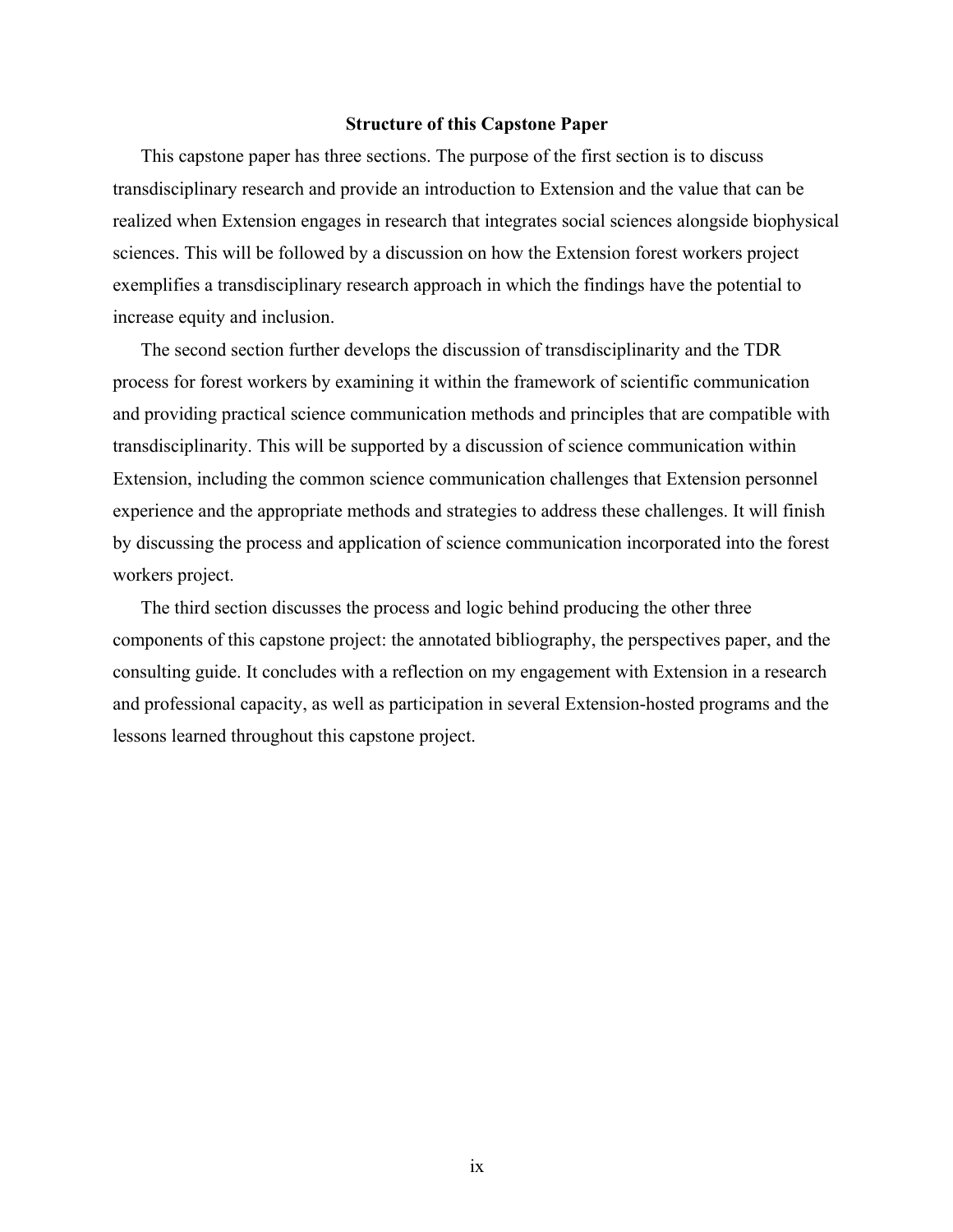## Structure of this Capstone Paper

This capstone paper has three sections. The purpose of the first section is to discuss transdisciplinary research and provide an introduction to Extension and the value that can be realized when Extension engages in research that integrates social sciences alongside biophysical sciences. This will be followed by a discussion on how the Extension forest workers project exemplifies a transdisciplinary research approach in which the findings have the potential to increase equity and inclusion.

The second section further develops the discussion of transdisciplinarity and the TDR process for forest workers by examining it within the framework of scientific communication and providing practical science communication methods and principles that are compatible with transdisciplinarity. This will be supported by a discussion of science communication within Extension, including the common science communication challenges that Extension personnel experience and the appropriate methods and strategies to address these challenges. It will finish by discussing the process and application of science communication incorporated into the forest workers project.

The third section discusses the process and logic behind producing the other three components of this capstone project: the annotated bibliography, the perspectives paper, and the consulting guide. It concludes with a reflection on my engagement with Extension in a research and professional capacity, as well as participation in several Extension-hosted programs and the lessons learned throughout this capstone project.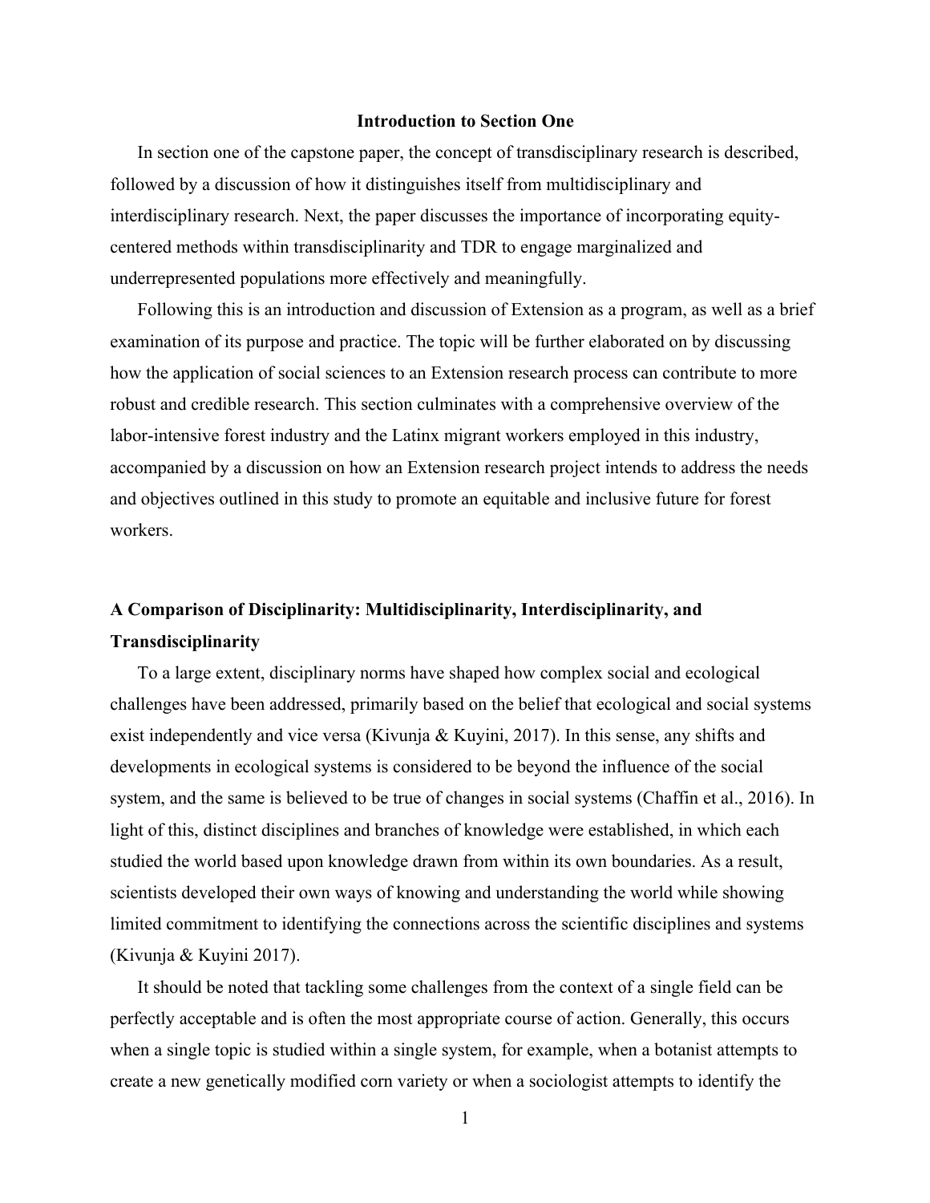## Introduction to Section One

In section one of the capstone paper, the concept of transdisciplinary research is described, followed by a discussion of how it distinguishes itself from multidisciplinary and interdisciplinary research. Next, the paper discusses the importance of incorporating equity-centered methods within transdisciplinarity and TDR to engage marginalized and underrepresented populations more effectively and meaningfully.

Following this is an introduction and discussion of Extension as a program, as well as a brief examination of its purpose and practice. The topic will be further elaborated on by discussing how the application of social sciences to an Extension research process can contribute to more robust and credible research. This section culminates with a comprehensive overview of the labor-intensive forest industry and the Latinx migrant workers employed in this industry, accompanied by a discussion on how an Extension research project intends to address the needs and objectives outlined in this study to promote an equitable and inclusive future for forest workers.

## A Comparison of Disciplinarity: Multidisciplinarity, Interdisciplinarity, and Transdisciplinarity

To a large extent, disciplinary norms have shaped how complex social and ecological challenges have been addressed, primarily based on the belief that ecological and social systems exist independently and vice versa (Kivunja & Kuyini, 2017). In this sense, any shifts and developments in ecological systems is considered to be beyond the influence of the social system, and the same is believed to be true of changes in social systems (Chaffin et al., 2016). In light of this, distinct disciplines and branches of knowledge were established, in which each studied the world based upon knowledge drawn from within its own boundaries. As a result, scientists developed their own ways of knowing and understanding the world while showing limited commitment to identifying the connections across the scientific disciplines and systems (Kivunja & Kuyini 2017).

It should be noted that tackling some challenges from the context of a single field can be perfectly acceptable and is often the most appropriate course of action. Generally, this occurs when a single topic is studied within a single system, for example, when a botanist attempts to create a new genetically modified corn variety or when a sociologist attempts to identify the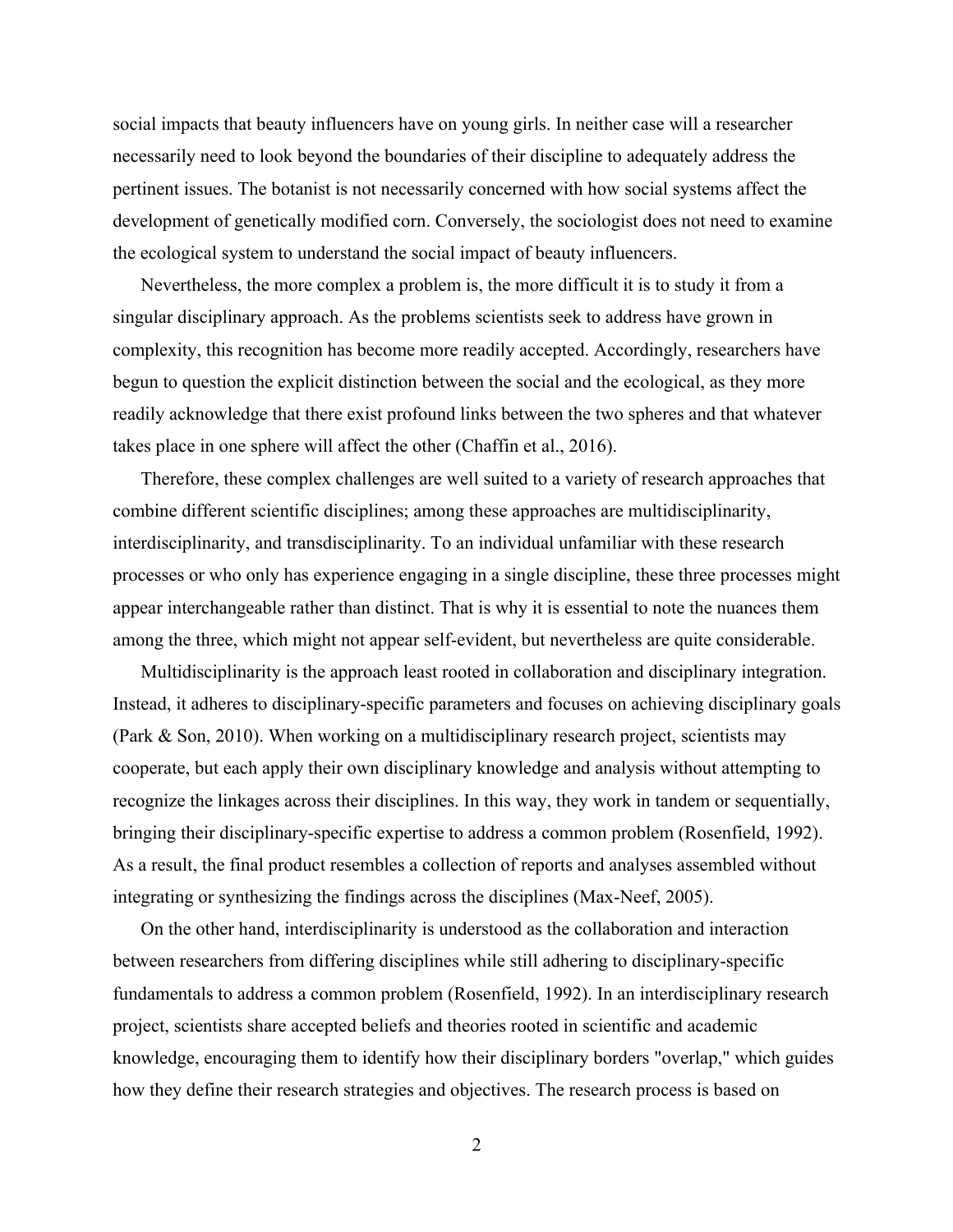social impacts that beauty influencers have on young girls. In neither case will a researcher necessarily need to look beyond the boundaries of their discipline to adequately address the pertinent issues. The botanist is not necessarily concerned with how social systems affect the development of genetically modified corn. Conversely, the sociologist does not need to examine the ecological system to understand the social impact of beauty influencers.

Nevertheless, the more complex a problem is, the more difficult it is to study it from a singular disciplinary approach. As the problems scientists seek to address have grown in complexity, this recognition has become more readily accepted. Accordingly, researchers have begun to question the explicit distinction between the social and the ecological, as they more readily acknowledge that there exist profound links between the two spheres and that whatever takes place in one sphere will affect the other (Chaffin et al., 2016).

Therefore, these complex challenges are well suited to a variety of research approaches that combine different scientific disciplines; among these approaches are multidisciplinarity, interdisciplinarity, and transdisciplinarity. To an individual unfamiliar with these research processes or who only has experience engaging in a single discipline, these three processes might appear interchangeable rather than distinct. That is why it is essential to note the nuances them among the three, which might not appear self-evident, but nevertheless are quite considerable.

Multidisciplinarity is the approach least rooted in collaboration and disciplinary integration. Instead, it adheres to disciplinary-specific parameters and focuses on achieving disciplinary goals (Park & Son, 2010). When working on a multidisciplinary research project, scientists may cooperate, but each apply their own disciplinary knowledge and analysis without attempting to recognize the linkages across their disciplines. In this way, they work in tandem or sequentially, bringing their disciplinary-specific expertise to address a common problem (Rosenfield, 1992). As a result, the final product resembles a collection of reports and analyses assembled without integrating or synthesizing the findings across the disciplines (Max-Neef, 2005).

On the other hand, interdisciplinarity is understood as the collaboration and interaction between researchers from differing disciplines while still adhering to disciplinary-specific fundamentals to address a common problem (Rosenfield, 1992). In an interdisciplinary research project, scientists share accepted beliefs and theories rooted in scientific and academic knowledge, encouraging them to identify how their disciplinary borders "overlap," which guides how they define their research strategies and objectives. The research process is based on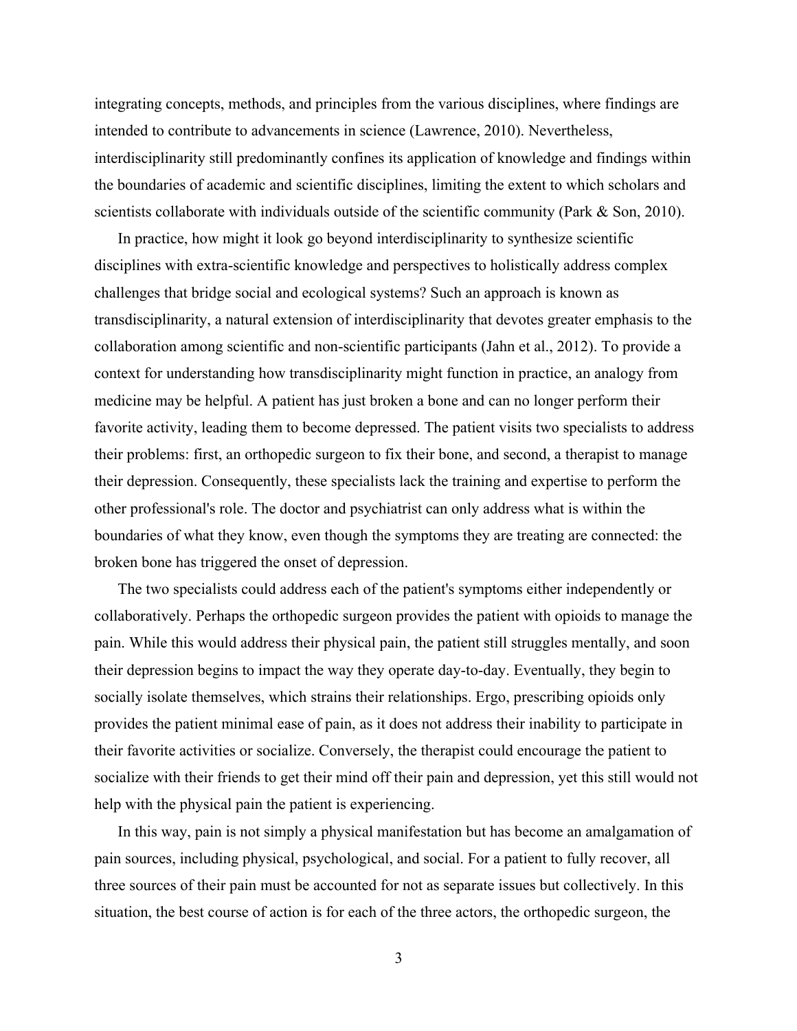integrating concepts, methods, and principles from the various disciplines, where findings are intended to contribute to advancements in science (Lawrence, 2010). Nevertheless, interdisciplinarity still predominantly confines its application of knowledge and findings within the boundaries of academic and scientific disciplines, limiting the extent to which scholars and scientists collaborate with individuals outside of the scientific community (Park & Son, 2010).

In practice, how might it look go beyond interdisciplinarity to synthesize scientific disciplines with extra-scientific knowledge and perspectives to holistically address complex challenges that bridge social and ecological systems? Such an approach is known as transdisciplinarity, a natural extension of interdisciplinarity that devotes greater emphasis to the collaboration among scientific and non-scientific participants (Jahn et al., 2012). To provide a context for understanding how transdisciplinarity might function in practice, an analogy from medicine may be helpful. A patient has just broken a bone and can no longer perform their favorite activity, leading them to become depressed. The patient visits two specialists to address their problems: first, an orthopedic surgeon to fix their bone, and second, a therapist to manage their depression. Consequently, these specialists lack the training and expertise to perform the other professional's role. The doctor and psychiatrist can only address what is within the boundaries of what they know, even though the symptoms they are treating are connected: the broken bone has triggered the onset of depression.

The two specialists could address each of the patient's symptoms either independently or collaboratively. Perhaps the orthopedic surgeon provides the patient with opioids to manage the pain. While this would address their physical pain, the patient still struggles mentally, and soon their depression begins to impact the way they operate day-to-day. Eventually, they begin to socially isolate themselves, which strains their relationships. Ergo, prescribing opioids only provides the patient minimal ease of pain, as it does not address their inability to participate in their favorite activities or socialize. Conversely, the therapist could encourage the patient to socialize with their friends to get their mind off their pain and depression, yet this still would not help with the physical pain the patient is experiencing.

In this way, pain is not simply a physical manifestation but has become an amalgamation of pain sources, including physical, psychological, and social. For a patient to fully recover, all three sources of their pain must be accounted for not as separate issues but collectively. In this situation, the best course of action is for each of the three actors, the orthopedic surgeon, the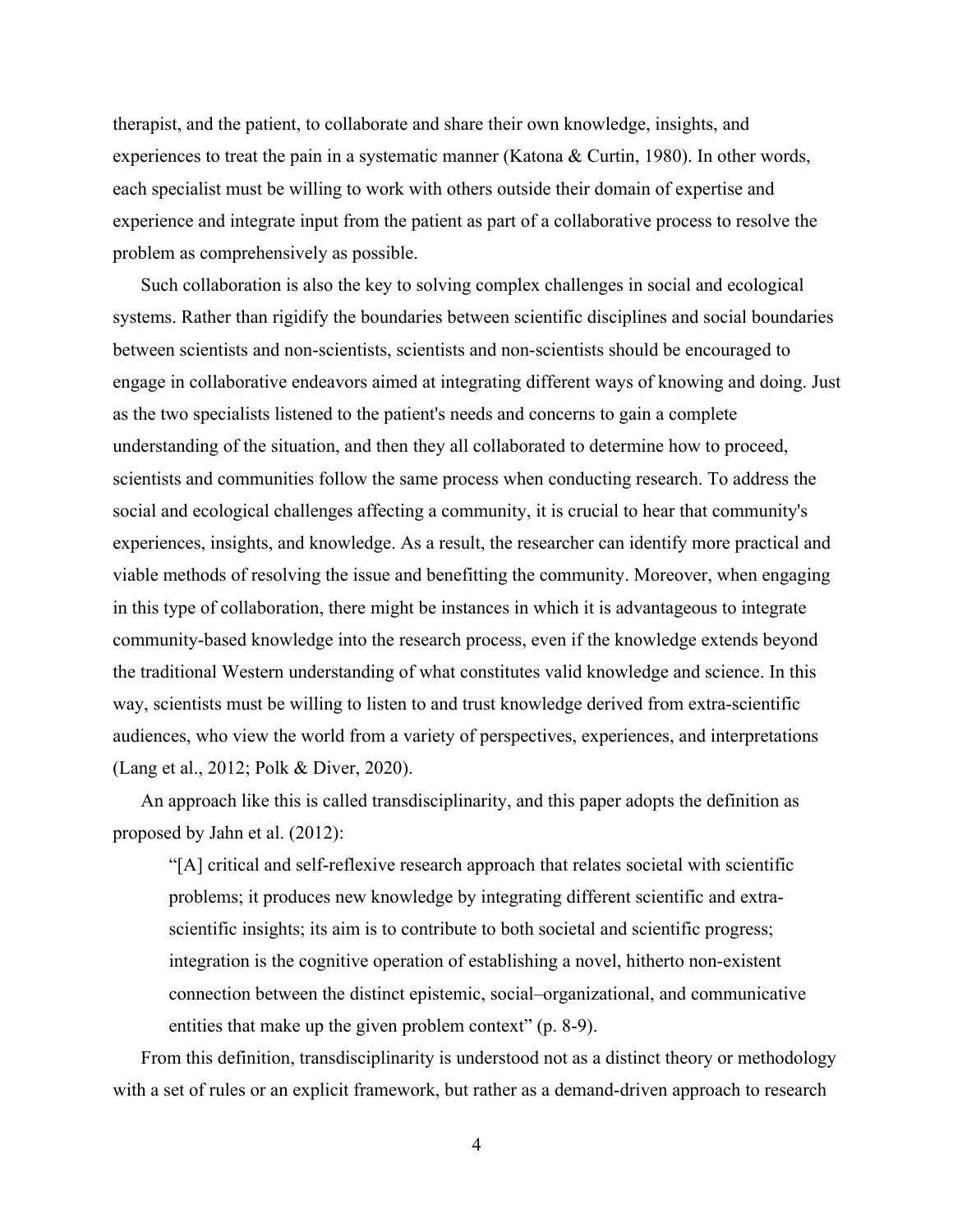therapist, and the patient, to collaborate and share their own knowledge, insights, and experiences to treat the pain in a systematic manner (Katona & Curtin, 1980). In other words, each specialist must be willing to work with others outside their domain of expertise and experience and integrate input from the patient as part of a collaborative process to resolve the problem as comprehensively as possible.

Such collaboration is also the key to solving complex challenges in social and ecological systems. Rather than rigidify the boundaries between scientific disciplines and social boundaries between scientists and non-scientists, scientists and non-scientists should be encouraged to engage in collaborative endeavors aimed at integrating different ways of knowing and doing. Just as the two specialists listened to the patient's needs and concerns to gain a complete understanding of the situation, and then they all collaborated to determine how to proceed, scientists and communities follow the same process when conducting research. To address the social and ecological challenges affecting a community, it is crucial to hear that community's experiences, insights, and knowledge. As a result, the researcher can identify more practical and viable methods of resolving the issue and benefitting the community. Moreover, when engaging in this type of collaboration, there might be instances in which it is advantageous to integrate community-based knowledge into the research process, even if the knowledge extends beyond the traditional Western understanding of what constitutes valid knowledge and science. In this way, scientists must be willing to listen to and trust knowledge derived from extra-scientific audiences, who view the world from a variety of perspectives, experiences, and interpretations (Lang et al., 2012; Polk & Diver, 2020).

An approach like this is called transdisciplinarity, and this paper adopts the definition as proposed by Jahn et al. (2012):

> "[A] critical and self-reflexive research approach that relates societal with scientific problems; it produces new knowledge by integrating different scientific and extra-scientific insights; its aim is to contribute to both societal and scientific progress; integration is the cognitive operation of establishing a novel, hitherto non-existent connection between the distinct epistemic, social–organizational, and communicative entities that make up the given problem context" (p. 8-9).

From this definition, transdisciplinarity is understood not as a distinct theory or methodology with a set of rules or an explicit framework, but rather as a demand-driven approach to research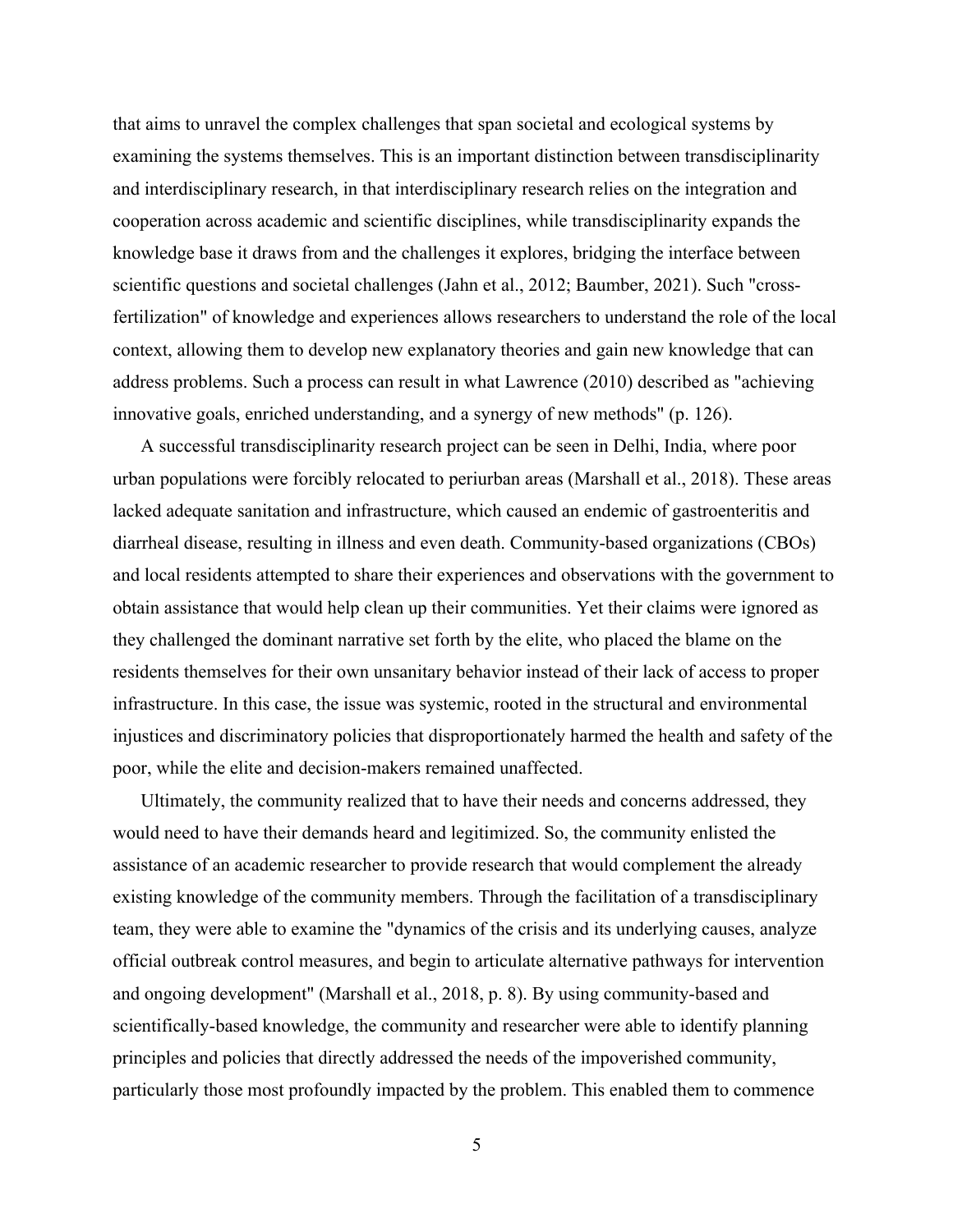that aims to unravel the complex challenges that span societal and ecological systems by examining the systems themselves. This is an important distinction between transdisciplinarity and interdisciplinary research, in that interdisciplinary research relies on the integration and cooperation across academic and scientific disciplines, while transdisciplinarity expands the knowledge base it draws from and the challenges it explores, bridging the interface between scientific questions and societal challenges (Jahn et al., 2012; Baumber, 2021). Such "cross-fertilization" of knowledge and experiences allows researchers to understand the role of the local context, allowing them to develop new explanatory theories and gain new knowledge that can address problems. Such a process can result in what Lawrence (2010) described as "achieving innovative goals, enriched understanding, and a synergy of new methods" (p. 126).

A successful transdisciplinarity research project can be seen in Delhi, India, where poor urban populations were forcibly relocated to periurban areas (Marshall et al., 2018). These areas lacked adequate sanitation and infrastructure, which caused an endemic of gastroenteritis and diarrheal disease, resulting in illness and even death. Community-based organizations (CBOs) and local residents attempted to share their experiences and observations with the government to obtain assistance that would help clean up their communities. Yet their claims were ignored as they challenged the dominant narrative set forth by the elite, who placed the blame on the residents themselves for their own unsanitary behavior instead of their lack of access to proper infrastructure. In this case, the issue was systemic, rooted in the structural and environmental injustices and discriminatory policies that disproportionately harmed the health and safety of the poor, while the elite and decision-makers remained unaffected.

Ultimately, the community realized that to have their needs and concerns addressed, they would need to have their demands heard and legitimized. So, the community enlisted the assistance of an academic researcher to provide research that would complement the already existing knowledge of the community members. Through the facilitation of a transdisciplinary team, they were able to examine the "dynamics of the crisis and its underlying causes, analyze official outbreak control measures, and begin to articulate alternative pathways for intervention and ongoing development" (Marshall et al., 2018, p. 8). By using community-based and scientifically-based knowledge, the community and researcher were able to identify planning principles and policies that directly addressed the needs of the impoverished community, particularly those most profoundly impacted by the problem. This enabled them to commence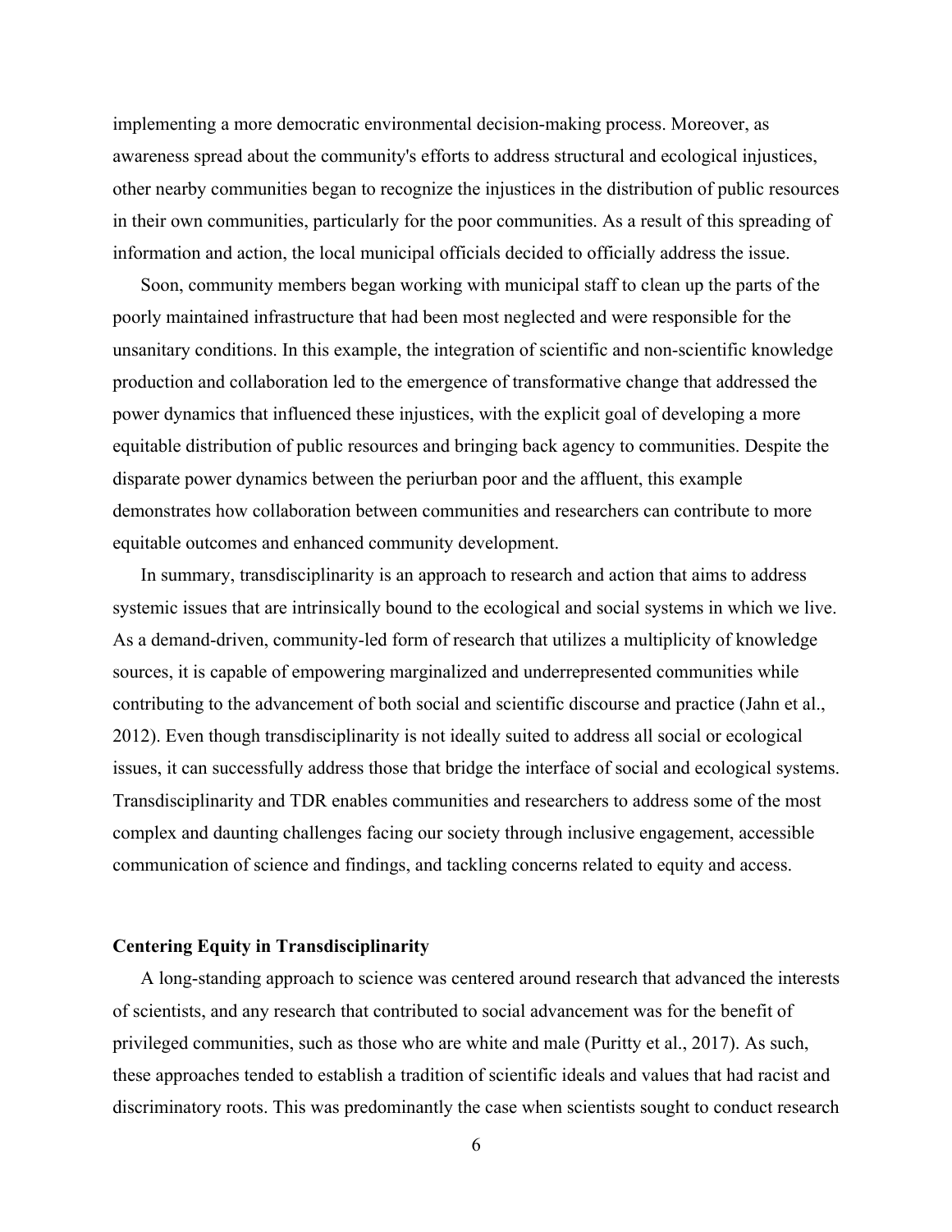implementing a more democratic environmental decision-making process. Moreover, as awareness spread about the community's efforts to address structural and ecological injustices, other nearby communities began to recognize the injustices in the distribution of public resources in their own communities, particularly for the poor communities. As a result of this spreading of information and action, the local municipal officials decided to officially address the issue.

Soon, community members began working with municipal staff to clean up the parts of the poorly maintained infrastructure that had been most neglected and were responsible for the unsanitary conditions. In this example, the integration of scientific and non-scientific knowledge production and collaboration led to the emergence of transformative change that addressed the power dynamics that influenced these injustices, with the explicit goal of developing a more equitable distribution of public resources and bringing back agency to communities. Despite the disparate power dynamics between the periurban poor and the affluent, this example demonstrates how collaboration between communities and researchers can contribute to more equitable outcomes and enhanced community development.

In summary, transdisciplinarity is an approach to research and action that aims to address systemic issues that are intrinsically bound to the ecological and social systems in which we live. As a demand-driven, community-led form of research that utilizes a multiplicity of knowledge sources, it is capable of empowering marginalized and underrepresented communities while contributing to the advancement of both social and scientific discourse and practice (Jahn et al., 2012). Even though transdisciplinarity is not ideally suited to address all social or ecological issues, it can successfully address those that bridge the interface of social and ecological systems. Transdisciplinarity and TDR enables communities and researchers to address some of the most complex and daunting challenges facing our society through inclusive engagement, accessible communication of science and findings, and tackling concerns related to equity and access.

## Centering Equity in Transdisciplinarity

A long-standing approach to science was centered around research that advanced the interests of scientists, and any research that contributed to social advancement was for the benefit of privileged communities, such as those who are white and male (Puritty et al., 2017). As such, these approaches tended to establish a tradition of scientific ideals and values that had racist and discriminatory roots. This was predominantly the case when scientists sought to conduct research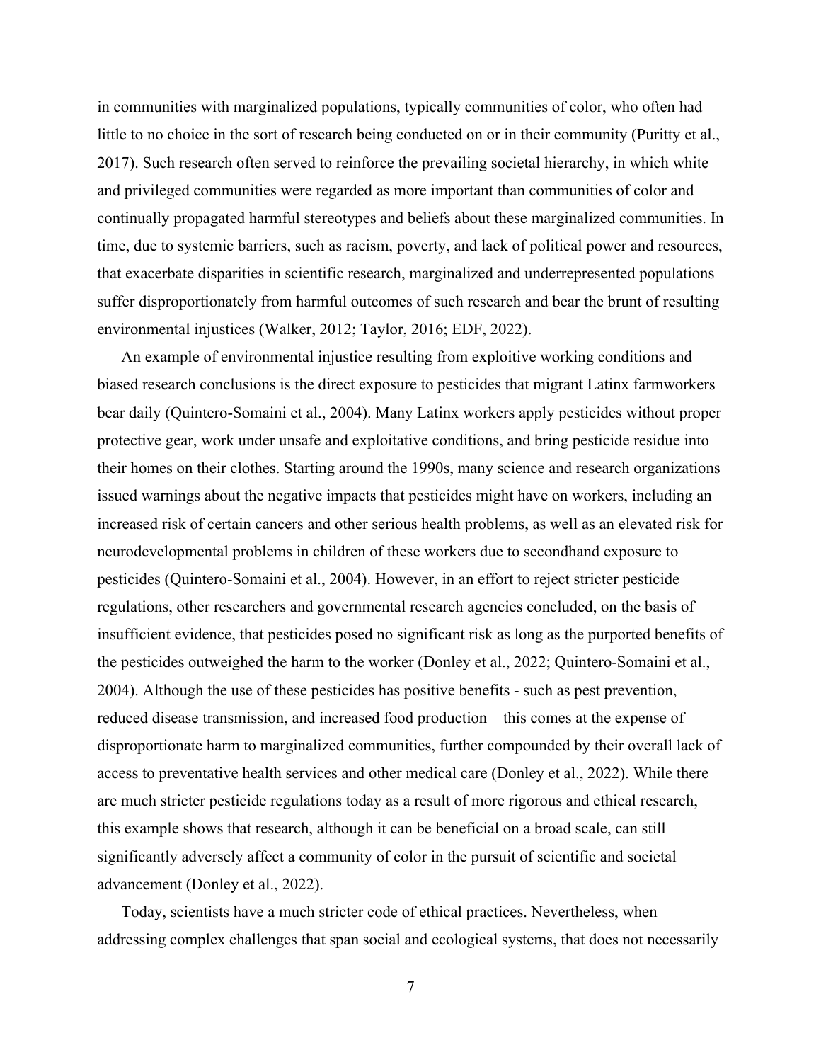in communities with marginalized populations, typically communities of color, who often had little to no choice in the sort of research being conducted on or in their community (Puritty et al., 2017). Such research often served to reinforce the prevailing societal hierarchy, in which white and privileged communities were regarded as more important than communities of color and continually propagated harmful stereotypes and beliefs about these marginalized communities. In time, due to systemic barriers, such as racism, poverty, and lack of political power and resources, that exacerbate disparities in scientific research, marginalized and underrepresented populations suffer disproportionately from harmful outcomes of such research and bear the brunt of resulting environmental injustices (Walker, 2012; Taylor, 2016; EDF, 2022).

An example of environmental injustice resulting from exploitive working conditions and biased research conclusions is the direct exposure to pesticides that migrant Latinx farmworkers bear daily (Quintero-Somaini et al., 2004). Many Latinx workers apply pesticides without proper protective gear, work under unsafe and exploitative conditions, and bring pesticide residue into their homes on their clothes. Starting around the 1990s, many science and research organizations issued warnings about the negative impacts that pesticides might have on workers, including an increased risk of certain cancers and other serious health problems, as well as an elevated risk for neurodevelopmental problems in children of these workers due to secondhand exposure to pesticides (Quintero-Somaini et al., 2004). However, in an effort to reject stricter pesticide regulations, other researchers and governmental research agencies concluded, on the basis of insufficient evidence, that pesticides posed no significant risk as long as the purported benefits of the pesticides outweighed the harm to the worker (Donley et al., 2022; Quintero-Somaini et al., 2004). Although the use of these pesticides has positive benefits - such as pest prevention, reduced disease transmission, and increased food production – this comes at the expense of disproportionate harm to marginalized communities, further compounded by their overall lack of access to preventative health services and other medical care (Donley et al., 2022). While there are much stricter pesticide regulations today as a result of more rigorous and ethical research, this example shows that research, although it can be beneficial on a broad scale, can still significantly adversely affect a community of color in the pursuit of scientific and societal advancement (Donley et al., 2022).

Today, scientists have a much stricter code of ethical practices. Nevertheless, when addressing complex challenges that span social and ecological systems, that does not necessarily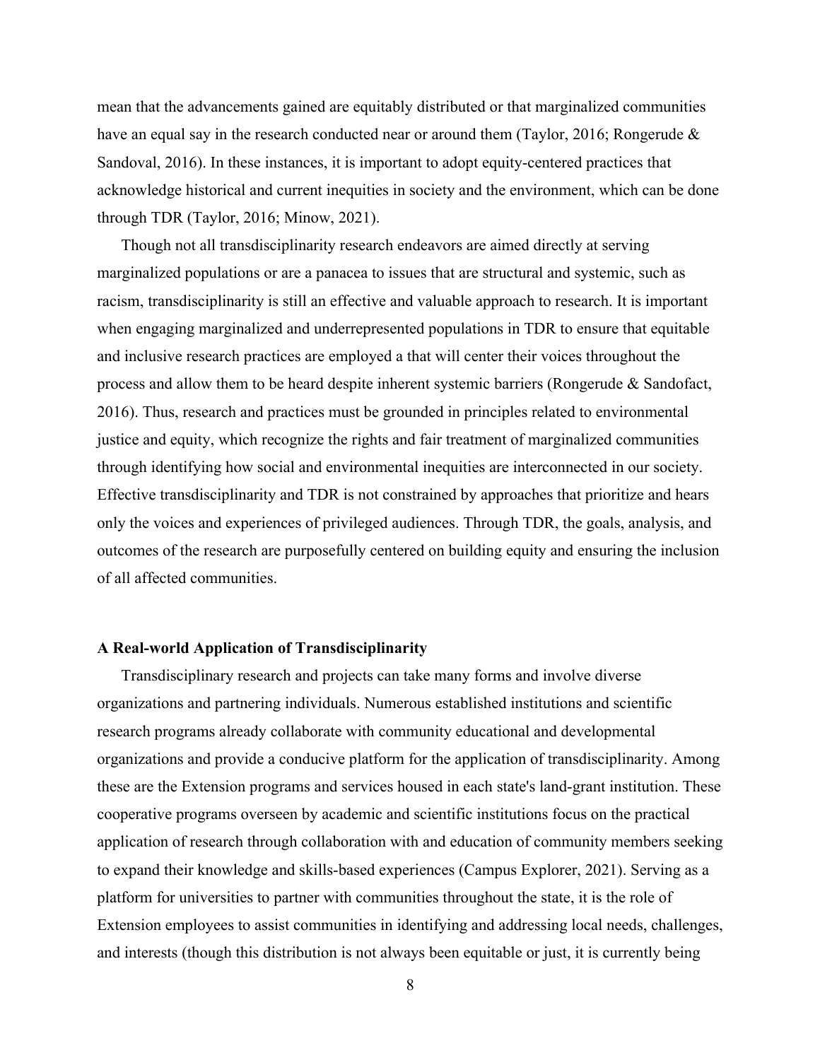mean that the advancements gained are equitably distributed or that marginalized communities have an equal say in the research conducted near or around them (Taylor, 2016; Rongerude & Sandoval, 2016). In these instances, it is important to adopt equity-centered practices that acknowledge historical and current inequities in society and the environment, which can be done through TDR (Taylor, 2016; Minow, 2021).

Though not all transdisciplinarity research endeavors are aimed directly at serving marginalized populations or are a panacea to issues that are structural and systemic, such as racism, transdisciplinarity is still an effective and valuable approach to research. It is important when engaging marginalized and underrepresented populations in TDR to ensure that equitable and inclusive research practices are employed a that will center their voices throughout the process and allow them to be heard despite inherent systemic barriers (Rongerude & Sandofact, 2016). Thus, research and practices must be grounded in principles related to environmental justice and equity, which recognize the rights and fair treatment of marginalized communities through identifying how social and environmental inequities are interconnected in our society. Effective transdisciplinarity and TDR is not constrained by approaches that prioritize and hears only the voices and experiences of privileged audiences. Through TDR, the goals, analysis, and outcomes of the research are purposefully centered on building equity and ensuring the inclusion of all affected communities.

### A Real-world Application of Transdisciplinarity

Transdisciplinary research and projects can take many forms and involve diverse organizations and partnering individuals. Numerous established institutions and scientific research programs already collaborate with community educational and developmental organizations and provide a conducive platform for the application of transdisciplinarity. Among these are the Extension programs and services housed in each state's land-grant institution. These cooperative programs overseen by academic and scientific institutions focus on the practical application of research through collaboration with and education of community members seeking to expand their knowledge and skills-based experiences (Campus Explorer, 2021). Serving as a platform for universities to partner with communities throughout the state, it is the role of Extension employees to assist communities in identifying and addressing local needs, challenges, and interests (though this distribution is not always been equitable or just, it is currently being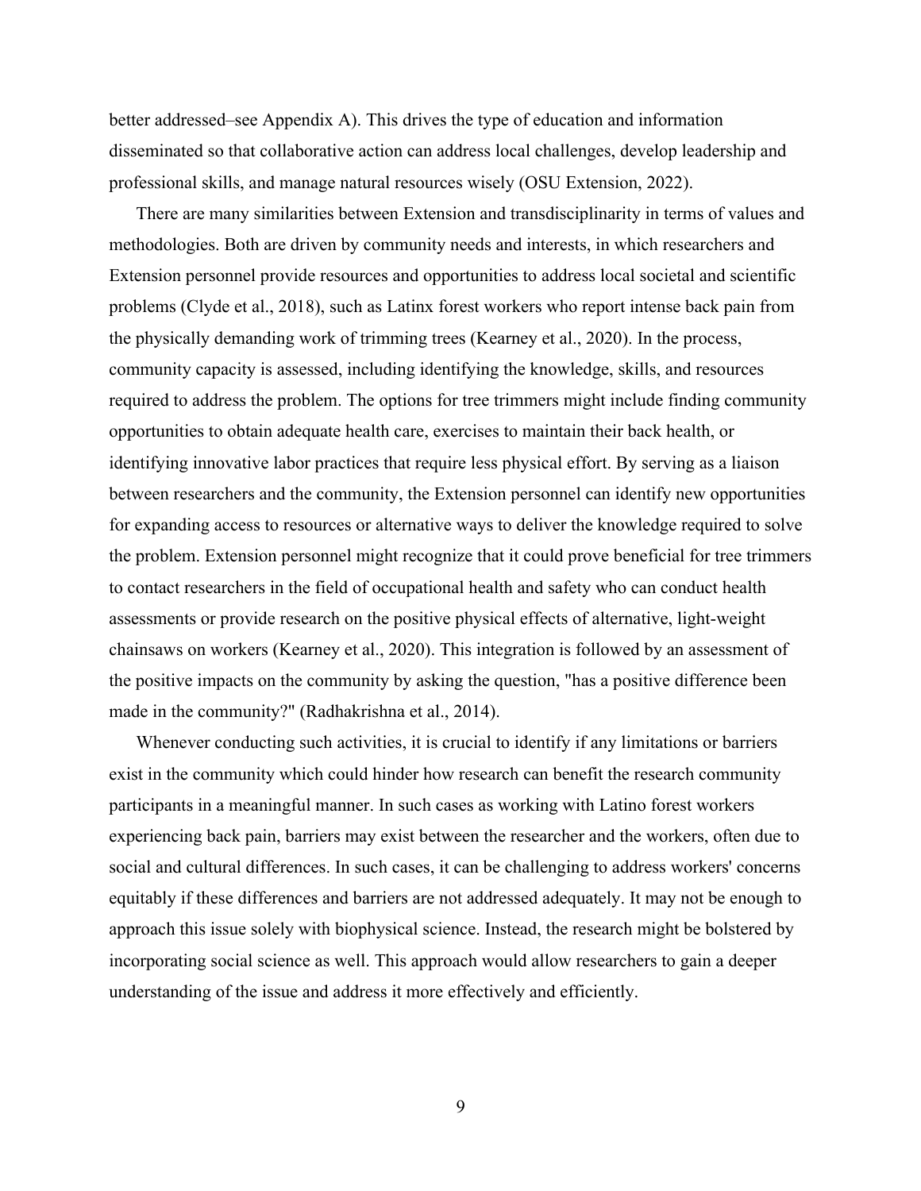better addressed–see Appendix A). This drives the type of education and information disseminated so that collaborative action can address local challenges, develop leadership and professional skills, and manage natural resources wisely (OSU Extension, 2022).

There are many similarities between Extension and transdisciplinarity in terms of values and methodologies. Both are driven by community needs and interests, in which researchers and Extension personnel provide resources and opportunities to address local societal and scientific problems (Clyde et al., 2018), such as Latinx forest workers who report intense back pain from the physically demanding work of trimming trees (Kearney et al., 2020). In the process, community capacity is assessed, including identifying the knowledge, skills, and resources required to address the problem. The options for tree trimmers might include finding community opportunities to obtain adequate health care, exercises to maintain their back health, or identifying innovative labor practices that require less physical effort. By serving as a liaison between researchers and the community, the Extension personnel can identify new opportunities for expanding access to resources or alternative ways to deliver the knowledge required to solve the problem. Extension personnel might recognize that it could prove beneficial for tree trimmers to contact researchers in the field of occupational health and safety who can conduct health assessments or provide research on the positive physical effects of alternative, light-weight chainsaws on workers (Kearney et al., 2020). This integration is followed by an assessment of the positive impacts on the community by asking the question, "has a positive difference been made in the community?" (Radhakrishna et al., 2014).

Whenever conducting such activities, it is crucial to identify if any limitations or barriers exist in the community which could hinder how research can benefit the research community participants in a meaningful manner. In such cases as working with Latino forest workers experiencing back pain, barriers may exist between the researcher and the workers, often due to social and cultural differences. In such cases, it can be challenging to address workers' concerns equitably if these differences and barriers are not addressed adequately. It may not be enough to approach this issue solely with biophysical science. Instead, the research might be bolstered by incorporating social science as well. This approach would allow researchers to gain a deeper understanding of the issue and address it more effectively and efficiently.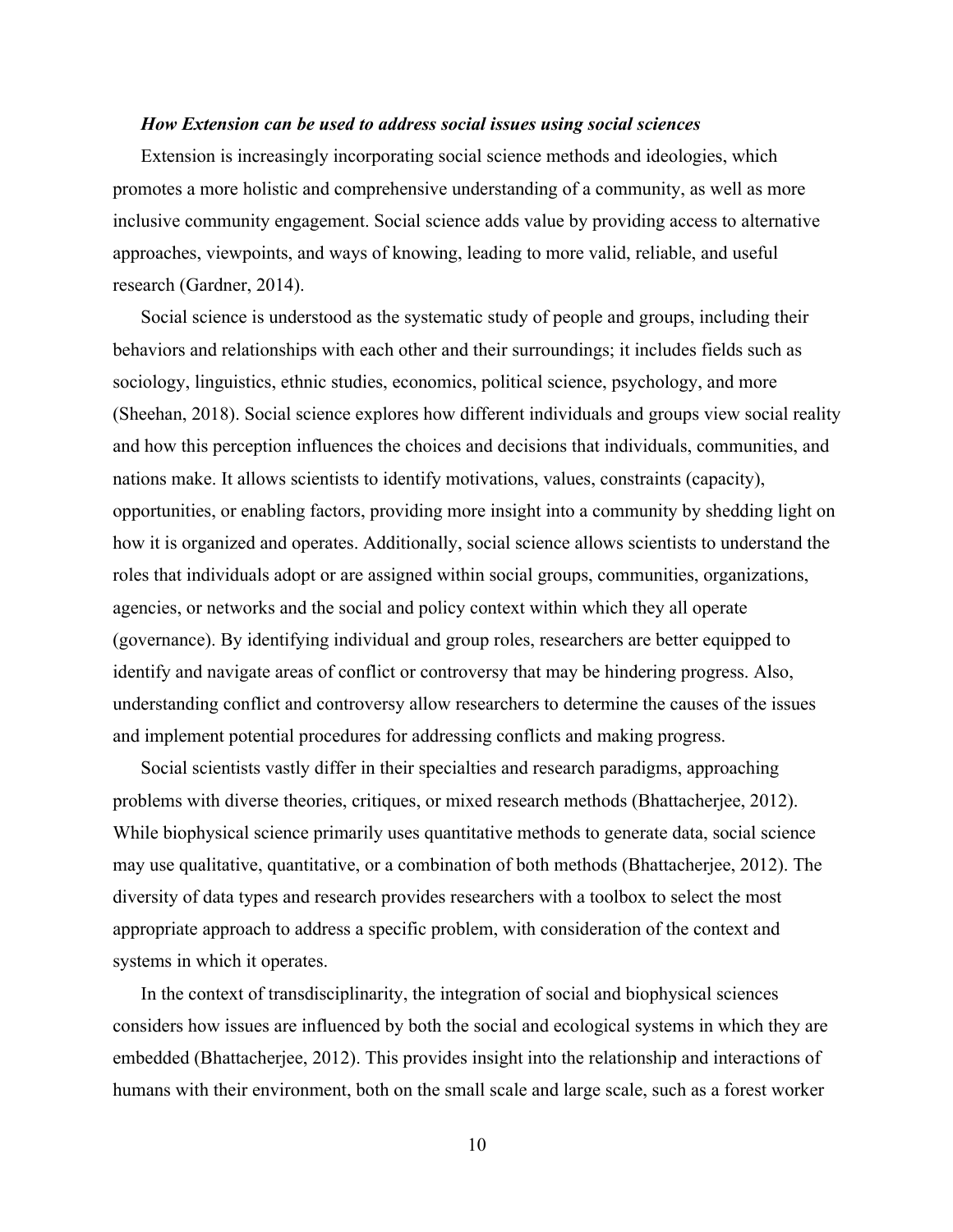***How Extension can be used to address social issues using social sciences***

Extension is increasingly incorporating social science methods and ideologies, which promotes a more holistic and comprehensive understanding of a community, as well as more inclusive community engagement. Social science adds value by providing access to alternative approaches, viewpoints, and ways of knowing, leading to more valid, reliable, and useful research (Gardner, 2014).

Social science is understood as the systematic study of people and groups, including their behaviors and relationships with each other and their surroundings; it includes fields such as sociology, linguistics, ethnic studies, economics, political science, psychology, and more (Sheehan, 2018). Social science explores how different individuals and groups view social reality and how this perception influences the choices and decisions that individuals, communities, and nations make. It allows scientists to identify motivations, values, constraints (capacity), opportunities, or enabling factors, providing more insight into a community by shedding light on how it is organized and operates. Additionally, social science allows scientists to understand the roles that individuals adopt or are assigned within social groups, communities, organizations, agencies, or networks and the social and policy context within which they all operate (governance). By identifying individual and group roles, researchers are better equipped to identify and navigate areas of conflict or controversy that may be hindering progress. Also, understanding conflict and controversy allow researchers to determine the causes of the issues and implement potential procedures for addressing conflicts and making progress.

Social scientists vastly differ in their specialties and research paradigms, approaching problems with diverse theories, critiques, or mixed research methods (Bhattacherjee, 2012). While biophysical science primarily uses quantitative methods to generate data, social science may use qualitative, quantitative, or a combination of both methods (Bhattacherjee, 2012). The diversity of data types and research provides researchers with a toolbox to select the most appropriate approach to address a specific problem, with consideration of the context and systems in which it operates.

In the context of transdisciplinarity, the integration of social and biophysical sciences considers how issues are influenced by both the social and ecological systems in which they are embedded (Bhattacherjee, 2012). This provides insight into the relationship and interactions of humans with their environment, both on the small scale and large scale, such as a forest worker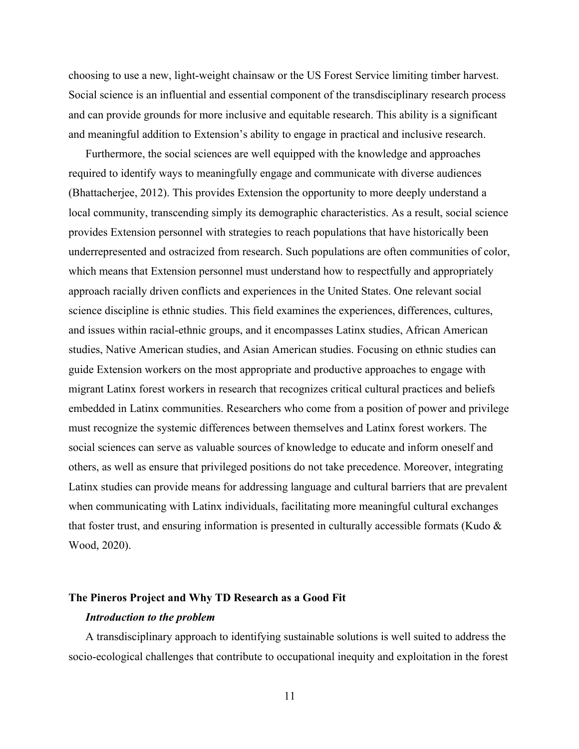choosing to use a new, light-weight chainsaw or the US Forest Service limiting timber harvest. Social science is an influential and essential component of the transdisciplinary research process and can provide grounds for more inclusive and equitable research. This ability is a significant and meaningful addition to Extension's ability to engage in practical and inclusive research.

Furthermore, the social sciences are well equipped with the knowledge and approaches required to identify ways to meaningfully engage and communicate with diverse audiences (Bhattacherjee, 2012). This provides Extension the opportunity to more deeply understand a local community, transcending simply its demographic characteristics. As a result, social science provides Extension personnel with strategies to reach populations that have historically been underrepresented and ostracized from research. Such populations are often communities of color, which means that Extension personnel must understand how to respectfully and appropriately approach racially driven conflicts and experiences in the United States. One relevant social science discipline is ethnic studies. This field examines the experiences, differences, cultures, and issues within racial-ethnic groups, and it encompasses Latinx studies, African American studies, Native American studies, and Asian American studies. Focusing on ethnic studies can guide Extension workers on the most appropriate and productive approaches to engage with migrant Latinx forest workers in research that recognizes critical cultural practices and beliefs embedded in Latinx communities. Researchers who come from a position of power and privilege must recognize the systemic differences between themselves and Latinx forest workers. The social sciences can serve as valuable sources of knowledge to educate and inform oneself and others, as well as ensure that privileged positions do not take precedence. Moreover, integrating Latinx studies can provide means for addressing language and cultural barriers that are prevalent when communicating with Latinx individuals, facilitating more meaningful cultural exchanges that foster trust, and ensuring information is presented in culturally accessible formats (Kudo & Wood, 2020).

## The Pineros Project and Why TD Research as a Good Fit

### *Introduction to the problem*

A transdisciplinary approach to identifying sustainable solutions is well suited to address the socio-ecological challenges that contribute to occupational inequity and exploitation in the forest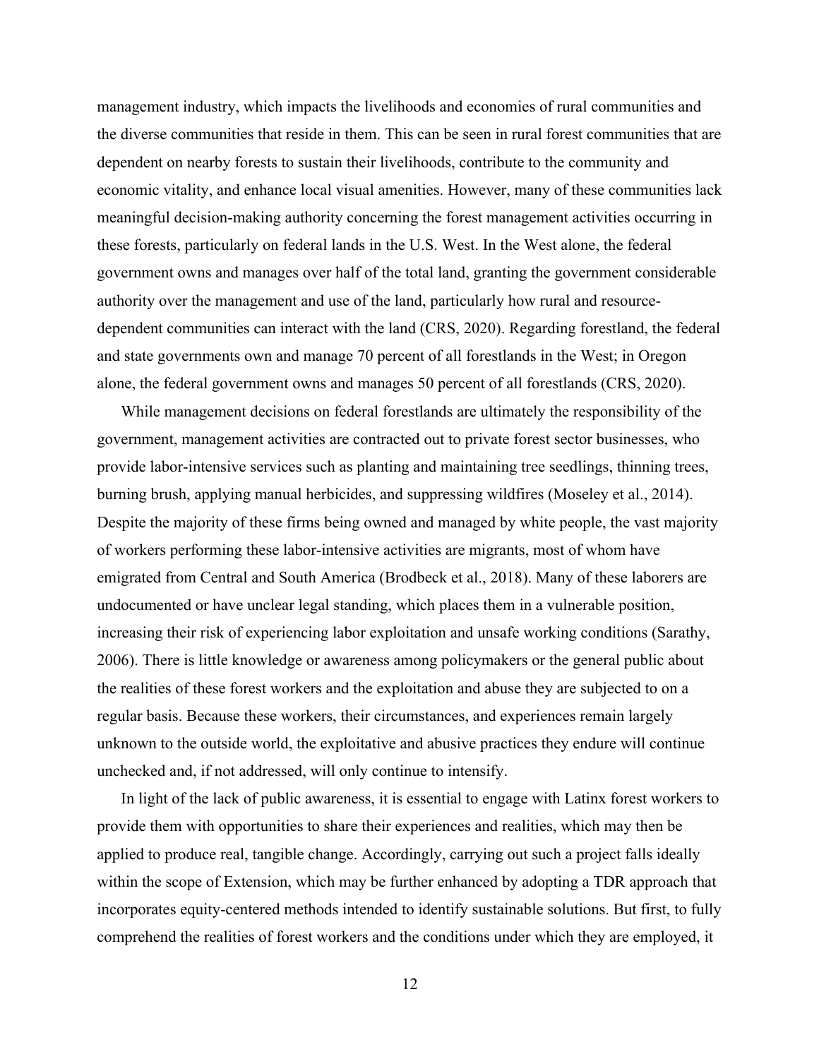management industry, which impacts the livelihoods and economies of rural communities and the diverse communities that reside in them. This can be seen in rural forest communities that are dependent on nearby forests to sustain their livelihoods, contribute to the community and economic vitality, and enhance local visual amenities. However, many of these communities lack meaningful decision-making authority concerning the forest management activities occurring in these forests, particularly on federal lands in the U.S. West. In the West alone, the federal government owns and manages over half of the total land, granting the government considerable authority over the management and use of the land, particularly how rural and resource-dependent communities can interact with the land (CRS, 2020). Regarding forestland, the federal and state governments own and manage 70 percent of all forestlands in the West; in Oregon alone, the federal government owns and manages 50 percent of all forestlands (CRS, 2020).

While management decisions on federal forestlands are ultimately the responsibility of the government, management activities are contracted out to private forest sector businesses, who provide labor-intensive services such as planting and maintaining tree seedlings, thinning trees, burning brush, applying manual herbicides, and suppressing wildfires (Moseley et al., 2014). Despite the majority of these firms being owned and managed by white people, the vast majority of workers performing these labor-intensive activities are migrants, most of whom have emigrated from Central and South America (Brodbeck et al., 2018). Many of these laborers are undocumented or have unclear legal standing, which places them in a vulnerable position, increasing their risk of experiencing labor exploitation and unsafe working conditions (Sarathy, 2006). There is little knowledge or awareness among policymakers or the general public about the realities of these forest workers and the exploitation and abuse they are subjected to on a regular basis. Because these workers, their circumstances, and experiences remain largely unknown to the outside world, the exploitative and abusive practices they endure will continue unchecked and, if not addressed, will only continue to intensify.

In light of the lack of public awareness, it is essential to engage with Latinx forest workers to provide them with opportunities to share their experiences and realities, which may then be applied to produce real, tangible change. Accordingly, carrying out such a project falls ideally within the scope of Extension, which may be further enhanced by adopting a TDR approach that incorporates equity-centered methods intended to identify sustainable solutions. But first, to fully comprehend the realities of forest workers and the conditions under which they are employed, it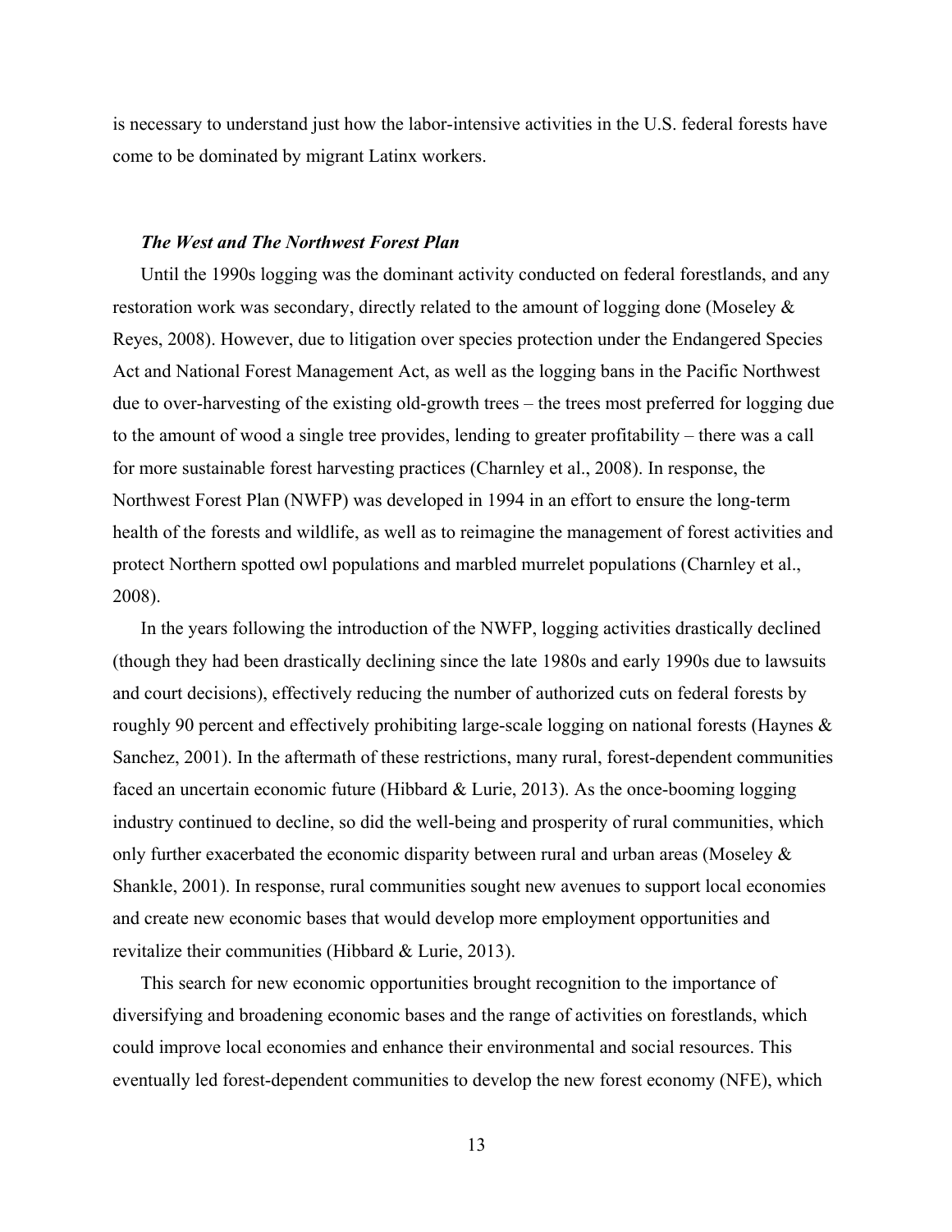is necessary to understand just how the labor-intensive activities in the U.S. federal forests have come to be dominated by migrant Latinx workers.

### *The West and The Northwest Forest Plan*

Until the 1990s logging was the dominant activity conducted on federal forestlands, and any restoration work was secondary, directly related to the amount of logging done (Moseley & Reyes, 2008). However, due to litigation over species protection under the Endangered Species Act and National Forest Management Act, as well as the logging bans in the Pacific Northwest due to over-harvesting of the existing old-growth trees – the trees most preferred for logging due to the amount of wood a single tree provides, lending to greater profitability – there was a call for more sustainable forest harvesting practices (Charnley et al., 2008). In response, the Northwest Forest Plan (NWFP) was developed in 1994 in an effort to ensure the long-term health of the forests and wildlife, as well as to reimagine the management of forest activities and protect Northern spotted owl populations and marbled murrelet populations (Charnley et al., 2008).

In the years following the introduction of the NWFP, logging activities drastically declined (though they had been drastically declining since the late 1980s and early 1990s due to lawsuits and court decisions), effectively reducing the number of authorized cuts on federal forests by roughly 90 percent and effectively prohibiting large-scale logging on national forests (Haynes & Sanchez, 2001). In the aftermath of these restrictions, many rural, forest-dependent communities faced an uncertain economic future (Hibbard & Lurie, 2013). As the once-booming logging industry continued to decline, so did the well-being and prosperity of rural communities, which only further exacerbated the economic disparity between rural and urban areas (Moseley & Shankle, 2001). In response, rural communities sought new avenues to support local economies and create new economic bases that would develop more employment opportunities and revitalize their communities (Hibbard & Lurie, 2013).

This search for new economic opportunities brought recognition to the importance of diversifying and broadening economic bases and the range of activities on forestlands, which could improve local economies and enhance their environmental and social resources. This eventually led forest-dependent communities to develop the new forest economy (NFE), which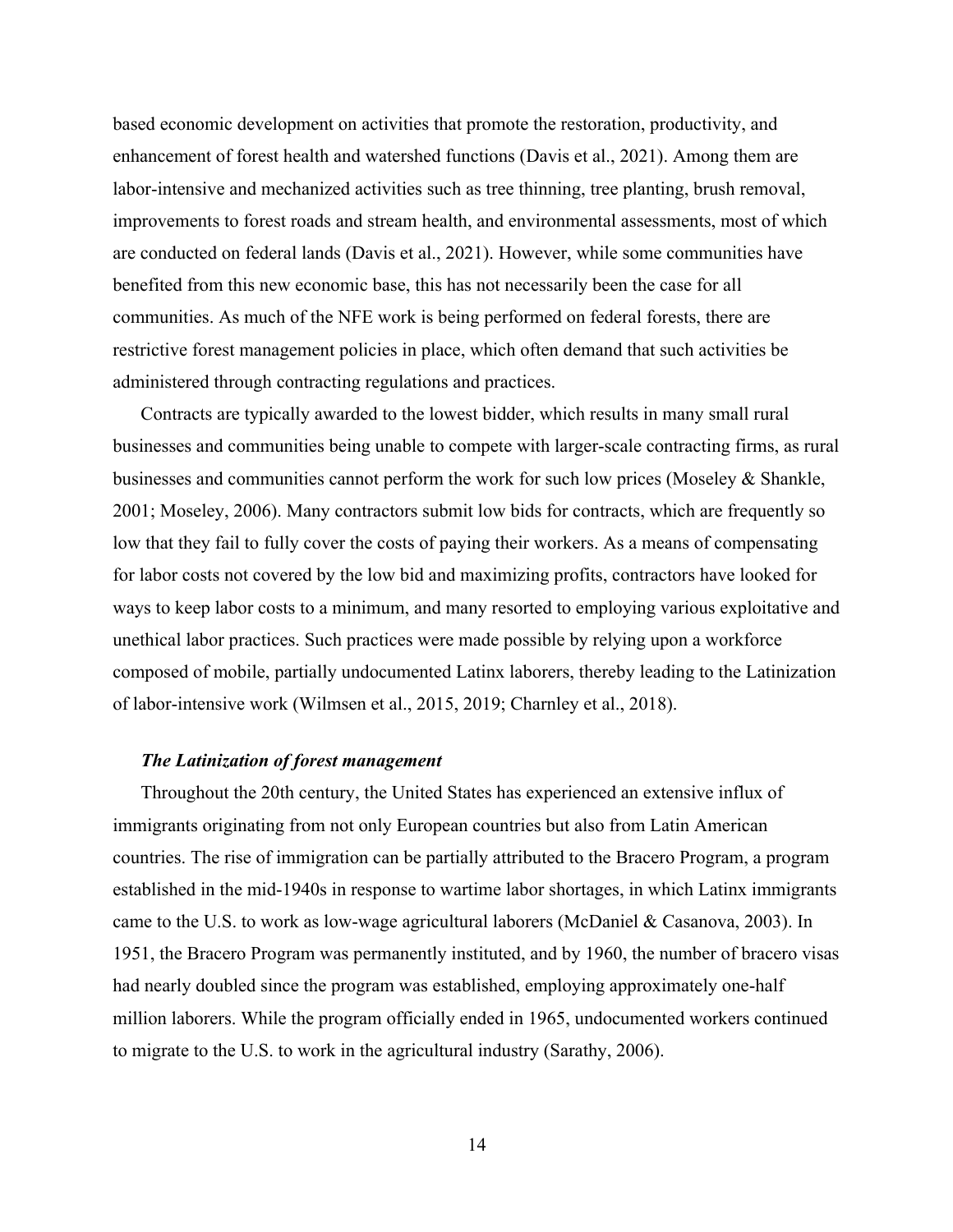based economic development on activities that promote the restoration, productivity, and enhancement of forest health and watershed functions (Davis et al., 2021). Among them are labor-intensive and mechanized activities such as tree thinning, tree planting, brush removal, improvements to forest roads and stream health, and environmental assessments, most of which are conducted on federal lands (Davis et al., 2021). However, while some communities have benefited from this new economic base, this has not necessarily been the case for all communities. As much of the NFE work is being performed on federal forests, there are restrictive forest management policies in place, which often demand that such activities be administered through contracting regulations and practices.

Contracts are typically awarded to the lowest bidder, which results in many small rural businesses and communities being unable to compete with larger-scale contracting firms, as rural businesses and communities cannot perform the work for such low prices (Moseley & Shankle, 2001; Moseley, 2006). Many contractors submit low bids for contracts, which are frequently so low that they fail to fully cover the costs of paying their workers. As a means of compensating for labor costs not covered by the low bid and maximizing profits, contractors have looked for ways to keep labor costs to a minimum, and many resorted to employing various exploitative and unethical labor practices. Such practices were made possible by relying upon a workforce composed of mobile, partially undocumented Latinx laborers, thereby leading to the Latinization of labor-intensive work (Wilmsen et al., 2015, 2019; Charnley et al., 2018).

#### *The Latinization of forest management*

Throughout the 20th century, the United States has experienced an extensive influx of immigrants originating from not only European countries but also from Latin American countries. The rise of immigration can be partially attributed to the Bracero Program, a program established in the mid-1940s in response to wartime labor shortages, in which Latinx immigrants came to the U.S. to work as low-wage agricultural laborers (McDaniel & Casanova, 2003). In 1951, the Bracero Program was permanently instituted, and by 1960, the number of bracero visas had nearly doubled since the program was established, employing approximately one-half million laborers. While the program officially ended in 1965, undocumented workers continued to migrate to the U.S. to work in the agricultural industry (Sarathy, 2006).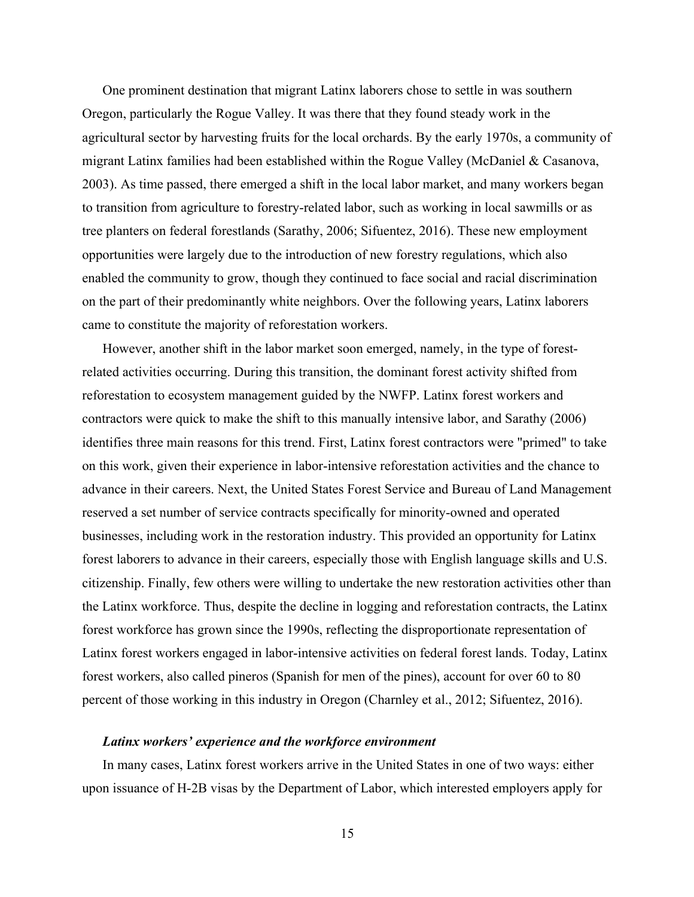One prominent destination that migrant Latinx laborers chose to settle in was southern Oregon, particularly the Rogue Valley. It was there that they found steady work in the agricultural sector by harvesting fruits for the local orchards. By the early 1970s, a community of migrant Latinx families had been established within the Rogue Valley (McDaniel & Casanova, 2003). As time passed, there emerged a shift in the local labor market, and many workers began to transition from agriculture to forestry-related labor, such as working in local sawmills or as tree planters on federal forestlands (Sarathy, 2006; Sifuentez, 2016). These new employment opportunities were largely due to the introduction of new forestry regulations, which also enabled the community to grow, though they continued to face social and racial discrimination on the part of their predominantly white neighbors. Over the following years, Latinx laborers came to constitute the majority of reforestation workers.

However, another shift in the labor market soon emerged, namely, in the type of forest-related activities occurring. During this transition, the dominant forest activity shifted from reforestation to ecosystem management guided by the NWFP. Latinx forest workers and contractors were quick to make the shift to this manually intensive labor, and Sarathy (2006) identifies three main reasons for this trend. First, Latinx forest contractors were "primed" to take on this work, given their experience in labor-intensive reforestation activities and the chance to advance in their careers. Next, the United States Forest Service and Bureau of Land Management reserved a set number of service contracts specifically for minority-owned and operated businesses, including work in the restoration industry. This provided an opportunity for Latinx forest laborers to advance in their careers, especially those with English language skills and U.S. citizenship. Finally, few others were willing to undertake the new restoration activities other than the Latinx workforce. Thus, despite the decline in logging and reforestation contracts, the Latinx forest workforce has grown since the 1990s, reflecting the disproportionate representation of Latinx forest workers engaged in labor-intensive activities on federal forest lands. Today, Latinx forest workers, also called pineros (Spanish for men of the pines), account for over 60 to 80 percent of those working in this industry in Oregon (Charnley et al., 2012; Sifuentez, 2016).

### *Latinx workers' experience and the workforce environment*

In many cases, Latinx forest workers arrive in the United States in one of two ways: either upon issuance of H-2B visas by the Department of Labor, which interested employers apply for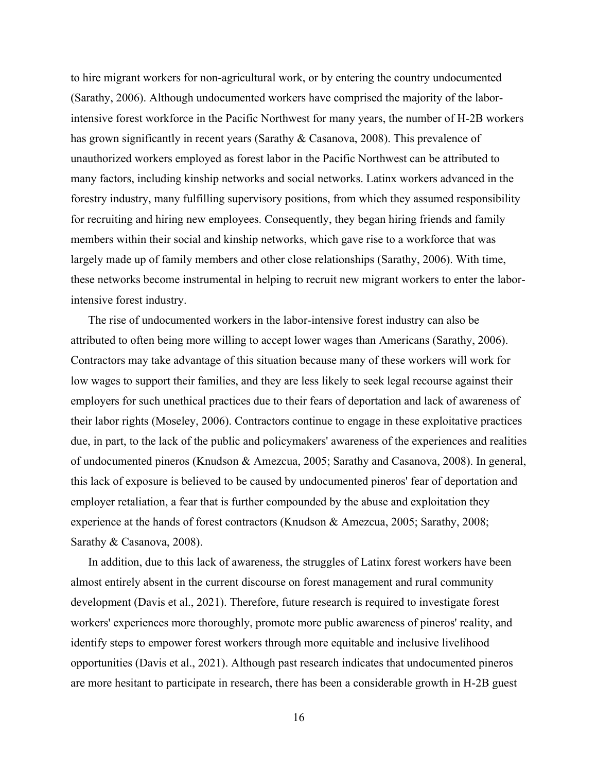to hire migrant workers for non-agricultural work, or by entering the country undocumented (Sarathy, 2006). Although undocumented workers have comprised the majority of the labor-intensive forest workforce in the Pacific Northwest for many years, the number of H-2B workers has grown significantly in recent years (Sarathy & Casanova, 2008). This prevalence of unauthorized workers employed as forest labor in the Pacific Northwest can be attributed to many factors, including kinship networks and social networks. Latinx workers advanced in the forestry industry, many fulfilling supervisory positions, from which they assumed responsibility for recruiting and hiring new employees. Consequently, they began hiring friends and family members within their social and kinship networks, which gave rise to a workforce that was largely made up of family members and other close relationships (Sarathy, 2006). With time, these networks become instrumental in helping to recruit new migrant workers to enter the labor-intensive forest industry.

The rise of undocumented workers in the labor-intensive forest industry can also be attributed to often being more willing to accept lower wages than Americans (Sarathy, 2006). Contractors may take advantage of this situation because many of these workers will work for low wages to support their families, and they are less likely to seek legal recourse against their employers for such unethical practices due to their fears of deportation and lack of awareness of their labor rights (Moseley, 2006). Contractors continue to engage in these exploitative practices due, in part, to the lack of the public and policymakers' awareness of the experiences and realities of undocumented pineros (Knudson & Amezcua, 2005; Sarathy and Casanova, 2008). In general, this lack of exposure is believed to be caused by undocumented pineros' fear of deportation and employer retaliation, a fear that is further compounded by the abuse and exploitation they experience at the hands of forest contractors (Knudson & Amezcua, 2005; Sarathy, 2008; Sarathy & Casanova, 2008).

In addition, due to this lack of awareness, the struggles of Latinx forest workers have been almost entirely absent in the current discourse on forest management and rural community development (Davis et al., 2021). Therefore, future research is required to investigate forest workers' experiences more thoroughly, promote more public awareness of pineros' reality, and identify steps to empower forest workers through more equitable and inclusive livelihood opportunities (Davis et al., 2021). Although past research indicates that undocumented pineros are more hesitant to participate in research, there has been a considerable growth in H-2B guest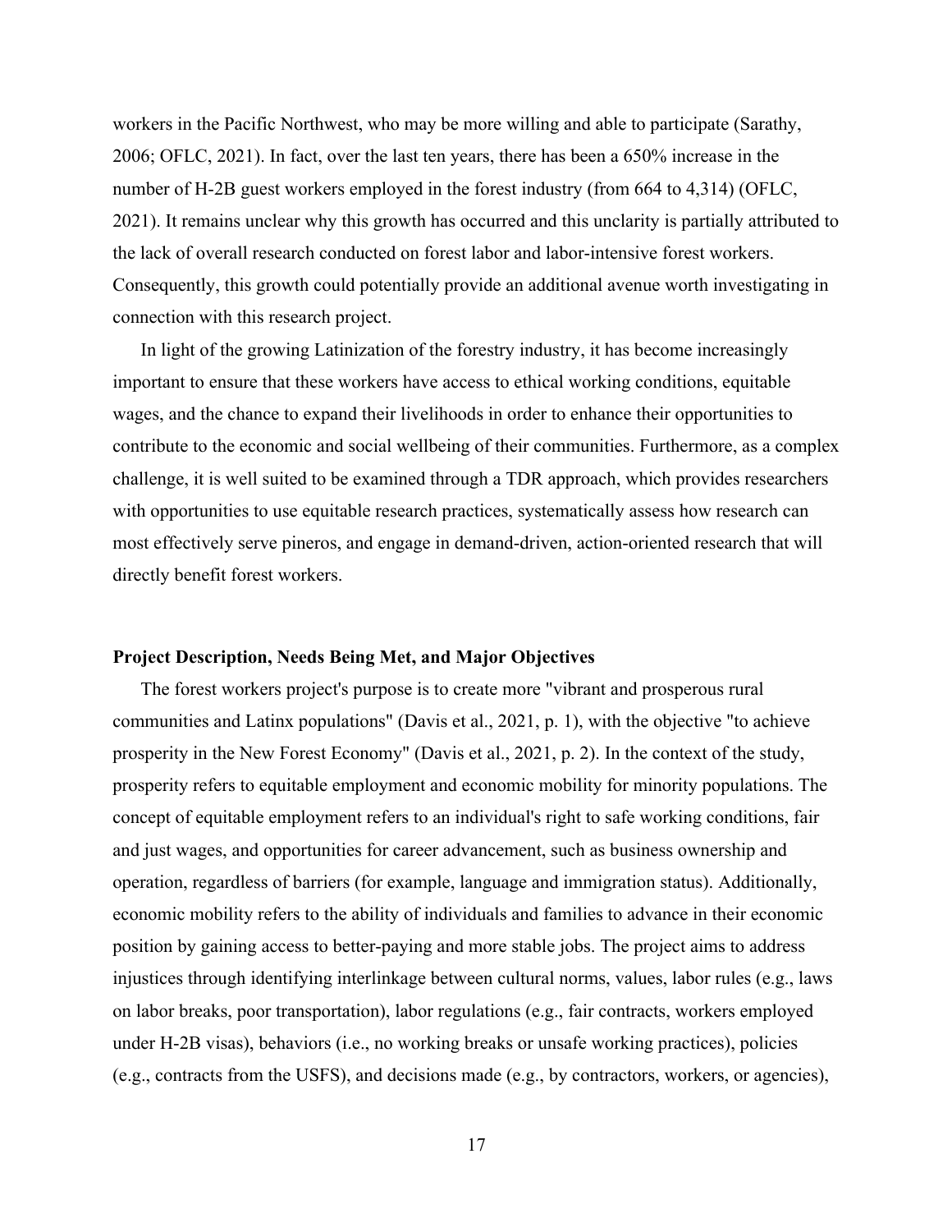workers in the Pacific Northwest, who may be more willing and able to participate (Sarathy, 2006; OFLC, 2021). In fact, over the last ten years, there has been a 650% increase in the number of H-2B guest workers employed in the forest industry (from 664 to 4,314) (OFLC, 2021). It remains unclear why this growth has occurred and this unclarity is partially attributed to the lack of overall research conducted on forest labor and labor-intensive forest workers. Consequently, this growth could potentially provide an additional avenue worth investigating in connection with this research project.

In light of the growing Latinization of the forestry industry, it has become increasingly important to ensure that these workers have access to ethical working conditions, equitable wages, and the chance to expand their livelihoods in order to enhance their opportunities to contribute to the economic and social wellbeing of their communities. Furthermore, as a complex challenge, it is well suited to be examined through a TDR approach, which provides researchers with opportunities to use equitable research practices, systematically assess how research can most effectively serve pineros, and engage in demand-driven, action-oriented research that will directly benefit forest workers.

**Project Description, Needs Being Met, and Major Objectives**

The forest workers project's purpose is to create more "vibrant and prosperous rural communities and Latinx populations" (Davis et al., 2021, p. 1), with the objective "to achieve prosperity in the New Forest Economy" (Davis et al., 2021, p. 2). In the context of the study, prosperity refers to equitable employment and economic mobility for minority populations. The concept of equitable employment refers to an individual's right to safe working conditions, fair and just wages, and opportunities for career advancement, such as business ownership and operation, regardless of barriers (for example, language and immigration status). Additionally, economic mobility refers to the ability of individuals and families to advance in their economic position by gaining access to better-paying and more stable jobs. The project aims to address injustices through identifying interlinkage between cultural norms, values, labor rules (e.g., laws on labor breaks, poor transportation), labor regulations (e.g., fair contracts, workers employed under H-2B visas), behaviors (i.e., no working breaks or unsafe working practices), policies (e.g., contracts from the USFS), and decisions made (e.g., by contractors, workers, or agencies),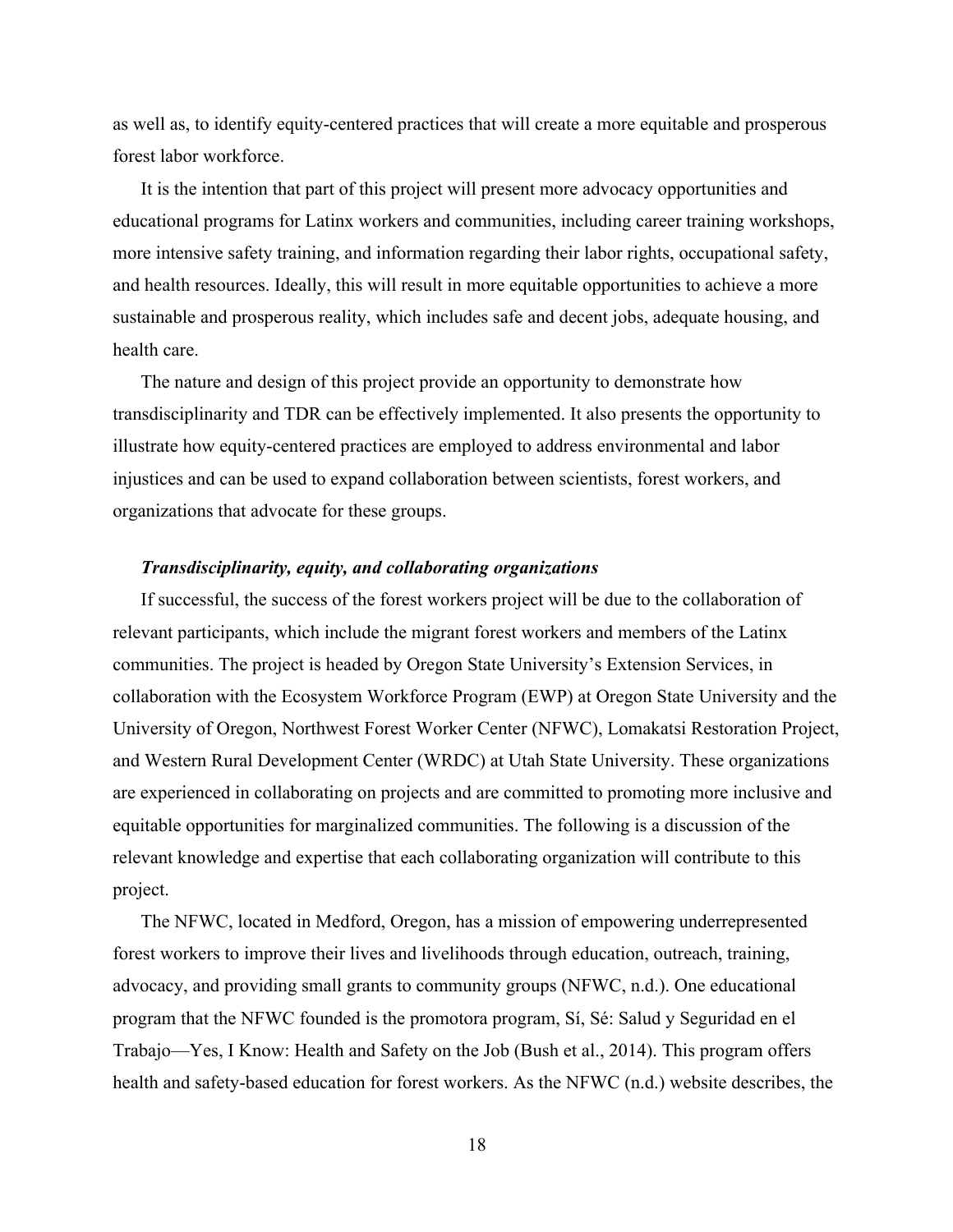as well as, to identify equity-centered practices that will create a more equitable and prosperous forest labor workforce.

It is the intention that part of this project will present more advocacy opportunities and educational programs for Latinx workers and communities, including career training workshops, more intensive safety training, and information regarding their labor rights, occupational safety, and health resources. Ideally, this will result in more equitable opportunities to achieve a more sustainable and prosperous reality, which includes safe and decent jobs, adequate housing, and health care.

The nature and design of this project provide an opportunity to demonstrate how transdisciplinarity and TDR can be effectively implemented. It also presents the opportunity to illustrate how equity-centered practices are employed to address environmental and labor injustices and can be used to expand collaboration between scientists, forest workers, and organizations that advocate for these groups.

### ***Transdisciplinarity, equity, and collaborating organizations***

If successful, the success of the forest workers project will be due to the collaboration of relevant participants, which include the migrant forest workers and members of the Latinx communities. The project is headed by Oregon State University's Extension Services, in collaboration with the Ecosystem Workforce Program (EWP) at Oregon State University and the University of Oregon, Northwest Forest Worker Center (NFWC), Lomakatsi Restoration Project, and Western Rural Development Center (WRDC) at Utah State University. These organizations are experienced in collaborating on projects and are committed to promoting more inclusive and equitable opportunities for marginalized communities. The following is a discussion of the relevant knowledge and expertise that each collaborating organization will contribute to this project.

The NFWC, located in Medford, Oregon, has a mission of empowering underrepresented forest workers to improve their lives and livelihoods through education, outreach, training, advocacy, and providing small grants to community groups (NFWC, n.d.). One educational program that the NFWC founded is the promotora program, Sí, Sé: Salud y Seguridad en el Trabajo—Yes, I Know: Health and Safety on the Job (Bush et al., 2014). This program offers health and safety-based education for forest workers. As the NFWC (n.d.) website describes, the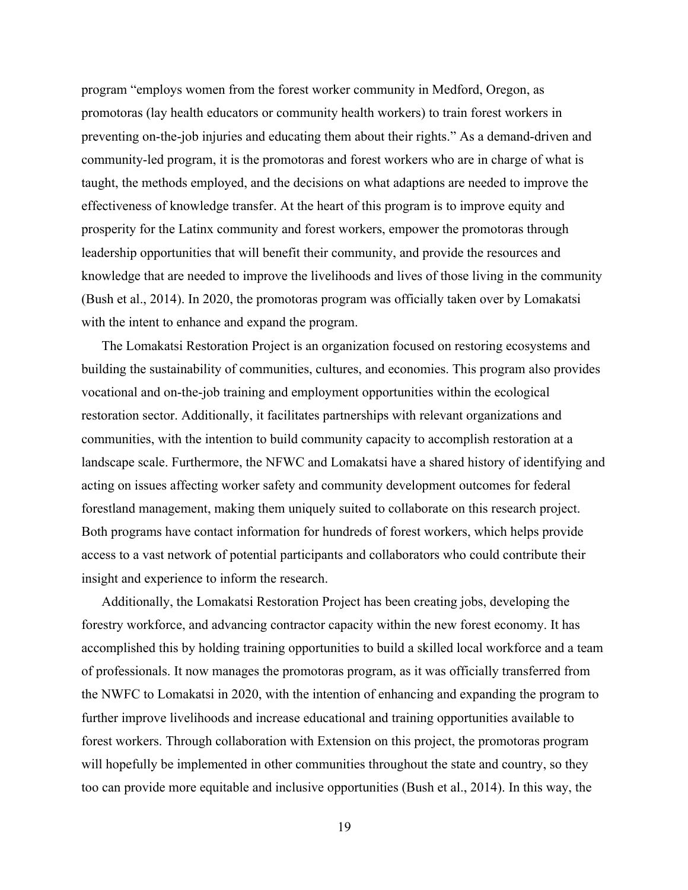program "employs women from the forest worker community in Medford, Oregon, as promotoras (lay health educators or community health workers) to train forest workers in preventing on-the-job injuries and educating them about their rights." As a demand-driven and community-led program, it is the promotoras and forest workers who are in charge of what is taught, the methods employed, and the decisions on what adaptions are needed to improve the effectiveness of knowledge transfer. At the heart of this program is to improve equity and prosperity for the Latinx community and forest workers, empower the promotoras through leadership opportunities that will benefit their community, and provide the resources and knowledge that are needed to improve the livelihoods and lives of those living in the community (Bush et al., 2014). In 2020, the promotoras program was officially taken over by Lomakatsi with the intent to enhance and expand the program.

The Lomakatsi Restoration Project is an organization focused on restoring ecosystems and building the sustainability of communities, cultures, and economies. This program also provides vocational and on-the-job training and employment opportunities within the ecological restoration sector. Additionally, it facilitates partnerships with relevant organizations and communities, with the intention to build community capacity to accomplish restoration at a landscape scale. Furthermore, the NFWC and Lomakatsi have a shared history of identifying and acting on issues affecting worker safety and community development outcomes for federal forestland management, making them uniquely suited to collaborate on this research project. Both programs have contact information for hundreds of forest workers, which helps provide access to a vast network of potential participants and collaborators who could contribute their insight and experience to inform the research.

Additionally, the Lomakatsi Restoration Project has been creating jobs, developing the forestry workforce, and advancing contractor capacity within the new forest economy. It has accomplished this by holding training opportunities to build a skilled local workforce and a team of professionals. It now manages the promotoras program, as it was officially transferred from the NWFC to Lomakatsi in 2020, with the intention of enhancing and expanding the program to further improve livelihoods and increase educational and training opportunities available to forest workers. Through collaboration with Extension on this project, the promotoras program will hopefully be implemented in other communities throughout the state and country, so they too can provide more equitable and inclusive opportunities (Bush et al., 2014). In this way, the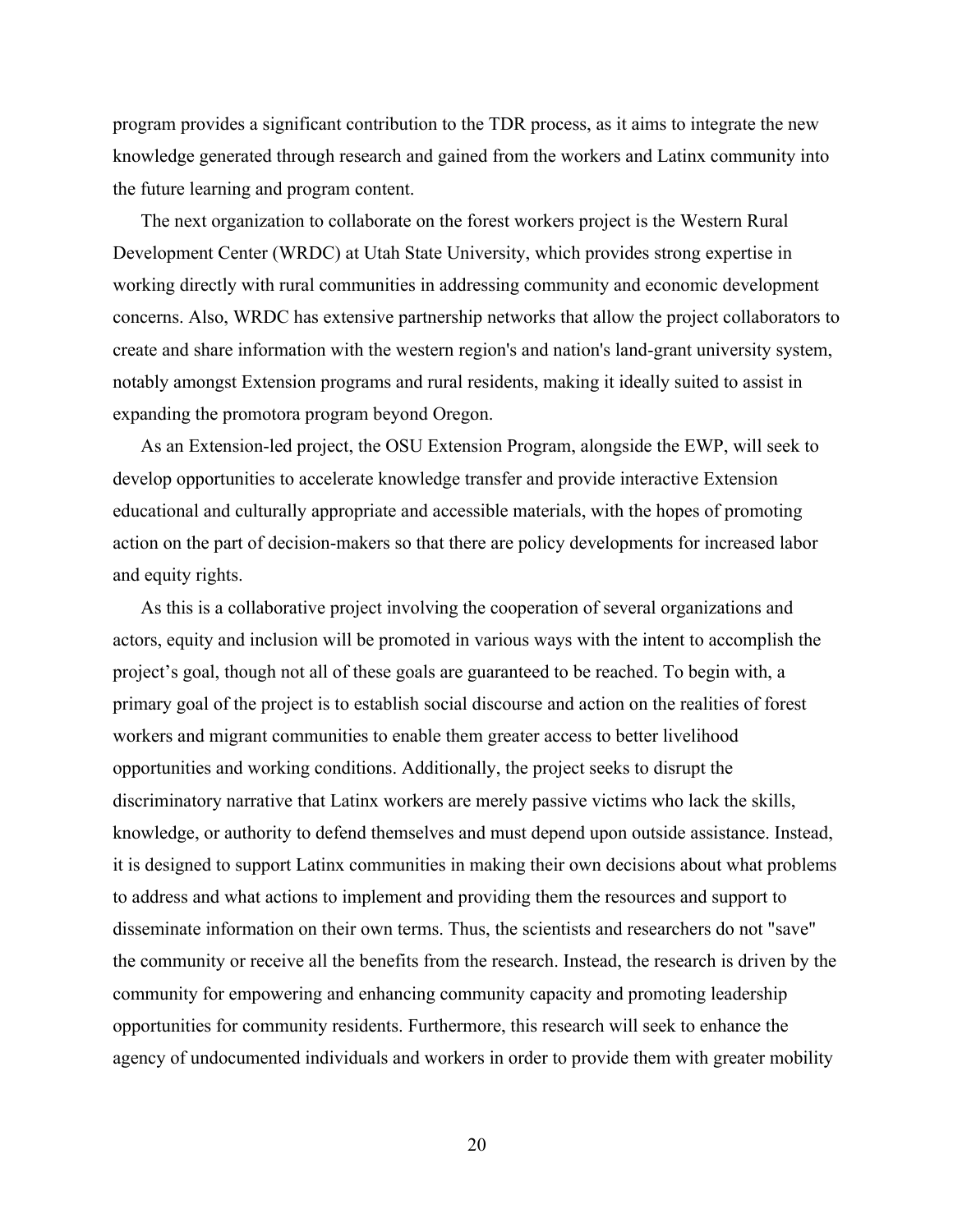program provides a significant contribution to the TDR process, as it aims to integrate the new knowledge generated through research and gained from the workers and Latinx community into the future learning and program content.

The next organization to collaborate on the forest workers project is the Western Rural Development Center (WRDC) at Utah State University, which provides strong expertise in working directly with rural communities in addressing community and economic development concerns. Also, WRDC has extensive partnership networks that allow the project collaborators to create and share information with the western region's and nation's land-grant university system, notably amongst Extension programs and rural residents, making it ideally suited to assist in expanding the promotora program beyond Oregon.

As an Extension-led project, the OSU Extension Program, alongside the EWP, will seek to develop opportunities to accelerate knowledge transfer and provide interactive Extension educational and culturally appropriate and accessible materials, with the hopes of promoting action on the part of decision-makers so that there are policy developments for increased labor and equity rights.

As this is a collaborative project involving the cooperation of several organizations and actors, equity and inclusion will be promoted in various ways with the intent to accomplish the project's goal, though not all of these goals are guaranteed to be reached. To begin with, a primary goal of the project is to establish social discourse and action on the realities of forest workers and migrant communities to enable them greater access to better livelihood opportunities and working conditions. Additionally, the project seeks to disrupt the discriminatory narrative that Latinx workers are merely passive victims who lack the skills, knowledge, or authority to defend themselves and must depend upon outside assistance. Instead, it is designed to support Latinx communities in making their own decisions about what problems to address and what actions to implement and providing them the resources and support to disseminate information on their own terms. Thus, the scientists and researchers do not "save" the community or receive all the benefits from the research. Instead, the research is driven by the community for empowering and enhancing community capacity and promoting leadership opportunities for community residents. Furthermore, this research will seek to enhance the agency of undocumented individuals and workers in order to provide them with greater mobility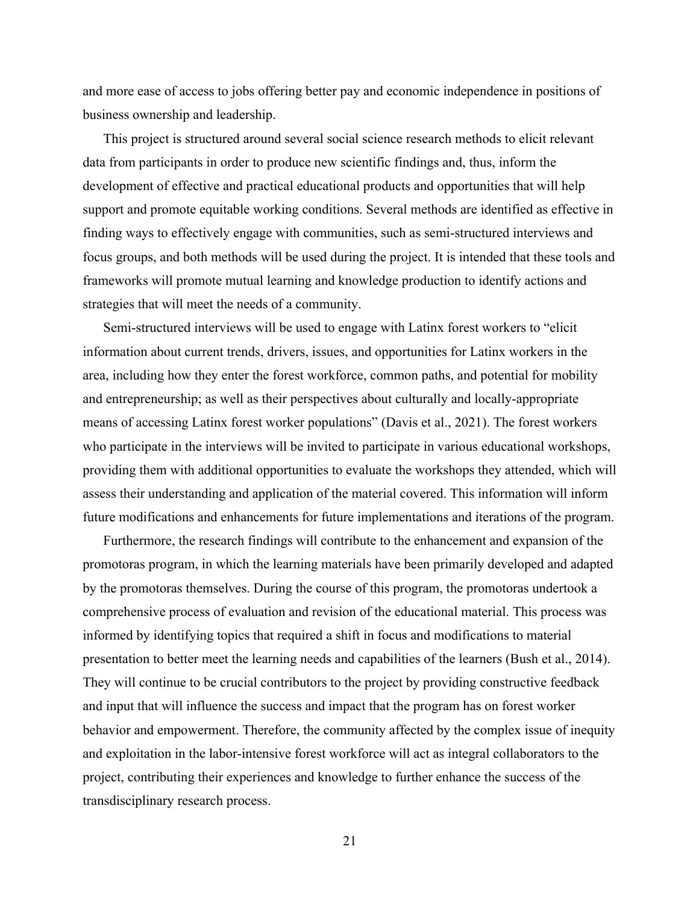and more ease of access to jobs offering better pay and economic independence in positions of business ownership and leadership.

This project is structured around several social science research methods to elicit relevant data from participants in order to produce new scientific findings and, thus, inform the development of effective and practical educational products and opportunities that will help support and promote equitable working conditions. Several methods are identified as effective in finding ways to effectively engage with communities, such as semi-structured interviews and focus groups, and both methods will be used during the project. It is intended that these tools and frameworks will promote mutual learning and knowledge production to identify actions and strategies that will meet the needs of a community.

Semi-structured interviews will be used to engage with Latinx forest workers to "elicit information about current trends, drivers, issues, and opportunities for Latinx workers in the area, including how they enter the forest workforce, common paths, and potential for mobility and entrepreneurship; as well as their perspectives about culturally and locally-appropriate means of accessing Latinx forest worker populations" (Davis et al., 2021). The forest workers who participate in the interviews will be invited to participate in various educational workshops, providing them with additional opportunities to evaluate the workshops they attended, which will assess their understanding and application of the material covered. This information will inform future modifications and enhancements for future implementations and iterations of the program.

Furthermore, the research findings will contribute to the enhancement and expansion of the promotoras program, in which the learning materials have been primarily developed and adapted by the promotoras themselves. During the course of this program, the promotoras undertook a comprehensive process of evaluation and revision of the educational material. This process was informed by identifying topics that required a shift in focus and modifications to material presentation to better meet the learning needs and capabilities of the learners (Bush et al., 2014). They will continue to be crucial contributors to the project by providing constructive feedback and input that will influence the success and impact that the program has on forest worker behavior and empowerment. Therefore, the community affected by the complex issue of inequity and exploitation in the labor-intensive forest workforce will act as integral collaborators to the project, contributing their experiences and knowledge to further enhance the success of the transdisciplinary research process.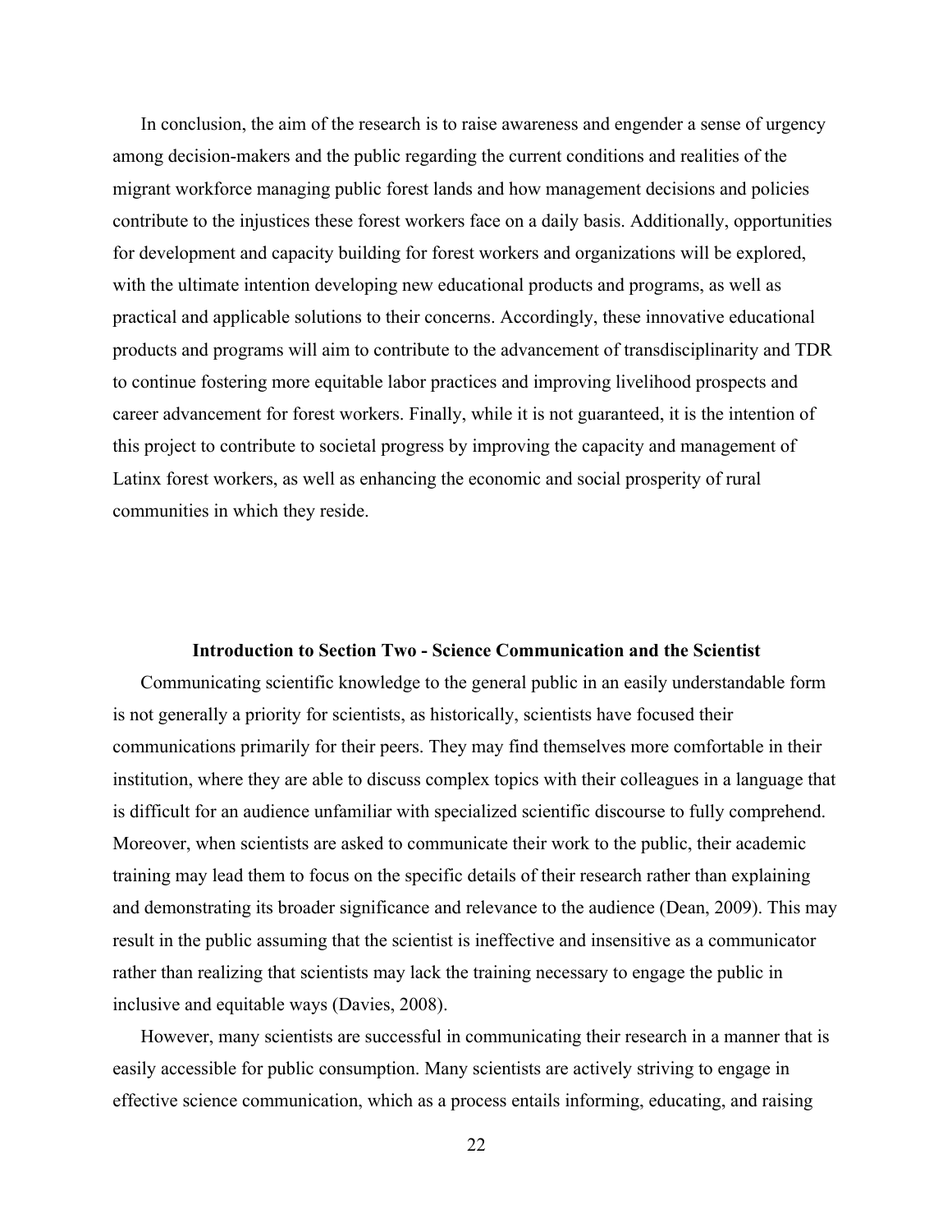In conclusion, the aim of the research is to raise awareness and engender a sense of urgency among decision-makers and the public regarding the current conditions and realities of the migrant workforce managing public forest lands and how management decisions and policies contribute to the injustices these forest workers face on a daily basis. Additionally, opportunities for development and capacity building for forest workers and organizations will be explored, with the ultimate intention developing new educational products and programs, as well as practical and applicable solutions to their concerns. Accordingly, these innovative educational products and programs will aim to contribute to the advancement of transdisciplinarity and TDR to continue fostering more equitable labor practices and improving livelihood prospects and career advancement for forest workers. Finally, while it is not guaranteed, it is the intention of this project to contribute to societal progress by improving the capacity and management of Latinx forest workers, as well as enhancing the economic and social prosperity of rural communities in which they reside.

## Introduction to Section Two - Science Communication and the Scientist

Communicating scientific knowledge to the general public in an easily understandable form is not generally a priority for scientists, as historically, scientists have focused their communications primarily for their peers. They may find themselves more comfortable in their institution, where they are able to discuss complex topics with their colleagues in a language that is difficult for an audience unfamiliar with specialized scientific discourse to fully comprehend. Moreover, when scientists are asked to communicate their work to the public, their academic training may lead them to focus on the specific details of their research rather than explaining and demonstrating its broader significance and relevance to the audience (Dean, 2009). This may result in the public assuming that the scientist is ineffective and insensitive as a communicator rather than realizing that scientists may lack the training necessary to engage the public in inclusive and equitable ways (Davies, 2008).

However, many scientists are successful in communicating their research in a manner that is easily accessible for public consumption. Many scientists are actively striving to engage in effective science communication, which as a process entails informing, educating, and raising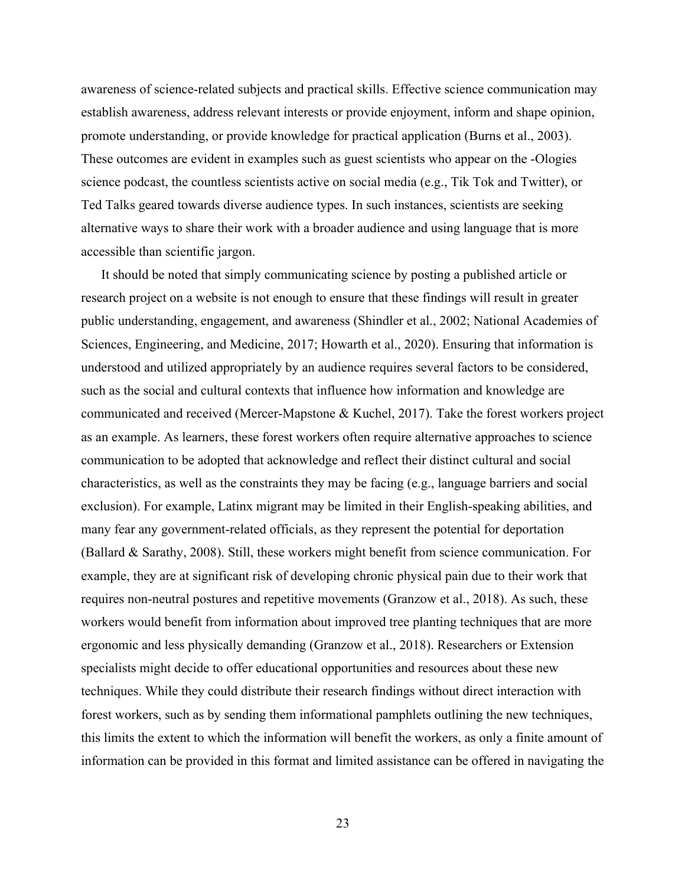awareness of science-related subjects and practical skills. Effective science communication may establish awareness, address relevant interests or provide enjoyment, inform and shape opinion, promote understanding, or provide knowledge for practical application (Burns et al., 2003). These outcomes are evident in examples such as guest scientists who appear on the -Ologies science podcast, the countless scientists active on social media (e.g., Tik Tok and Twitter), or Ted Talks geared towards diverse audience types. In such instances, scientists are seeking alternative ways to share their work with a broader audience and using language that is more accessible than scientific jargon.

It should be noted that simply communicating science by posting a published article or research project on a website is not enough to ensure that these findings will result in greater public understanding, engagement, and awareness (Shindler et al., 2002; National Academies of Sciences, Engineering, and Medicine, 2017; Howarth et al., 2020). Ensuring that information is understood and utilized appropriately by an audience requires several factors to be considered, such as the social and cultural contexts that influence how information and knowledge are communicated and received (Mercer-Mapstone & Kuchel, 2017). Take the forest workers project as an example. As learners, these forest workers often require alternative approaches to science communication to be adopted that acknowledge and reflect their distinct cultural and social characteristics, as well as the constraints they may be facing (e.g., language barriers and social exclusion). For example, Latinx migrant may be limited in their English-speaking abilities, and many fear any government-related officials, as they represent the potential for deportation (Ballard & Sarathy, 2008). Still, these workers might benefit from science communication. For example, they are at significant risk of developing chronic physical pain due to their work that requires non-neutral postures and repetitive movements (Granzow et al., 2018). As such, these workers would benefit from information about improved tree planting techniques that are more ergonomic and less physically demanding (Granzow et al., 2018). Researchers or Extension specialists might decide to offer educational opportunities and resources about these new techniques. While they could distribute their research findings without direct interaction with forest workers, such as by sending them informational pamphlets outlining the new techniques, this limits the extent to which the information will benefit the workers, as only a finite amount of information can be provided in this format and limited assistance can be offered in navigating the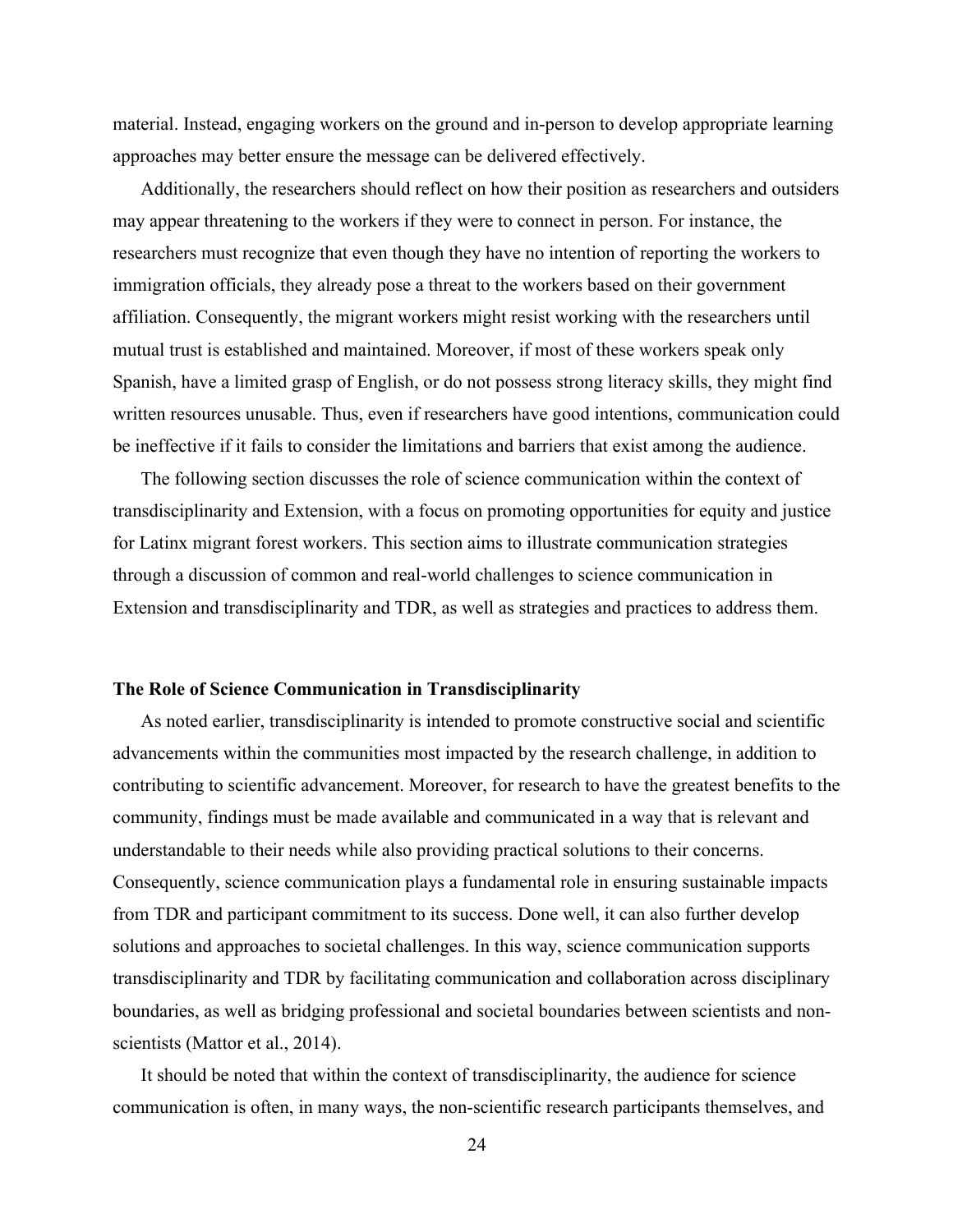material. Instead, engaging workers on the ground and in-person to develop appropriate learning approaches may better ensure the message can be delivered effectively.

Additionally, the researchers should reflect on how their position as researchers and outsiders may appear threatening to the workers if they were to connect in person. For instance, the researchers must recognize that even though they have no intention of reporting the workers to immigration officials, they already pose a threat to the workers based on their government affiliation. Consequently, the migrant workers might resist working with the researchers until mutual trust is established and maintained. Moreover, if most of these workers speak only Spanish, have a limited grasp of English, or do not possess strong literacy skills, they might find written resources unusable. Thus, even if researchers have good intentions, communication could be ineffective if it fails to consider the limitations and barriers that exist among the audience.

The following section discusses the role of science communication within the context of transdisciplinarity and Extension, with a focus on promoting opportunities for equity and justice for Latinx migrant forest workers. This section aims to illustrate communication strategies through a discussion of common and real-world challenges to science communication in Extension and transdisciplinarity and TDR, as well as strategies and practices to address them.

## The Role of Science Communication in Transdisciplinarity

As noted earlier, transdisciplinarity is intended to promote constructive social and scientific advancements within the communities most impacted by the research challenge, in addition to contributing to scientific advancement. Moreover, for research to have the greatest benefits to the community, findings must be made available and communicated in a way that is relevant and understandable to their needs while also providing practical solutions to their concerns. Consequently, science communication plays a fundamental role in ensuring sustainable impacts from TDR and participant commitment to its success. Done well, it can also further develop solutions and approaches to societal challenges. In this way, science communication supports transdisciplinarity and TDR by facilitating communication and collaboration across disciplinary boundaries, as well as bridging professional and societal boundaries between scientists and non-scientists (Mattor et al., 2014).

It should be noted that within the context of transdisciplinarity, the audience for science communication is often, in many ways, the non-scientific research participants themselves, and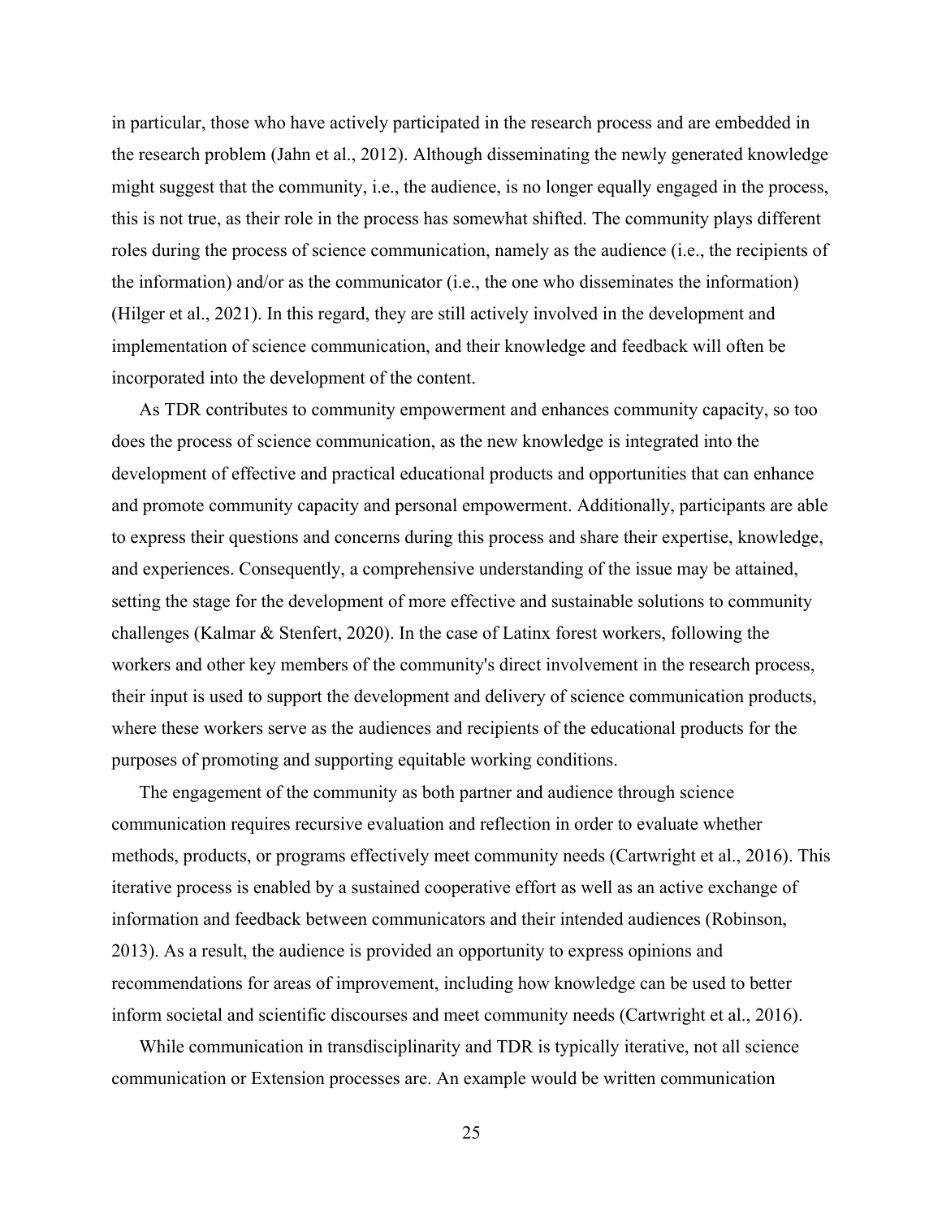in particular, those who have actively participated in the research process and are embedded in the research problem (Jahn et al., 2012). Although disseminating the newly generated knowledge might suggest that the community, i.e., the audience, is no longer equally engaged in the process, this is not true, as their role in the process has somewhat shifted. The community plays different roles during the process of science communication, namely as the audience (i.e., the recipients of the information) and/or as the communicator (i.e., the one who disseminates the information) (Hilger et al., 2021). In this regard, they are still actively involved in the development and implementation of science communication, and their knowledge and feedback will often be incorporated into the development of the content.

As TDR contributes to community empowerment and enhances community capacity, so too does the process of science communication, as the new knowledge is integrated into the development of effective and practical educational products and opportunities that can enhance and promote community capacity and personal empowerment. Additionally, participants are able to express their questions and concerns during this process and share their expertise, knowledge, and experiences. Consequently, a comprehensive understanding of the issue may be attained, setting the stage for the development of more effective and sustainable solutions to community challenges (Kalmar & Stenfert, 2020). In the case of Latinx forest workers, following the workers and other key members of the community's direct involvement in the research process, their input is used to support the development and delivery of science communication products, where these workers serve as the audiences and recipients of the educational products for the purposes of promoting and supporting equitable working conditions.

The engagement of the community as both partner and audience through science communication requires recursive evaluation and reflection in order to evaluate whether methods, products, or programs effectively meet community needs (Cartwright et al., 2016). This iterative process is enabled by a sustained cooperative effort as well as an active exchange of information and feedback between communicators and their intended audiences (Robinson, 2013). As a result, the audience is provided an opportunity to express opinions and recommendations for areas of improvement, including how knowledge can be used to better inform societal and scientific discourses and meet community needs (Cartwright et al., 2016).

While communication in transdisciplinarity and TDR is typically iterative, not all science communication or Extension processes are. An example would be written communication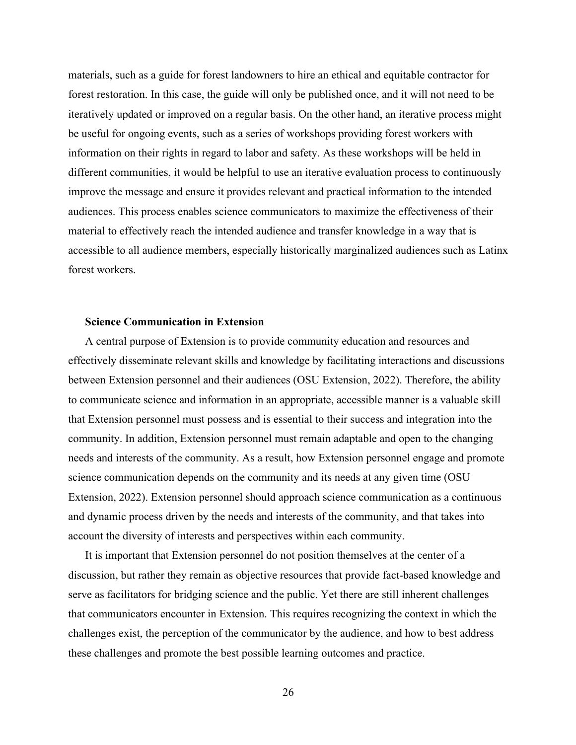materials, such as a guide for forest landowners to hire an ethical and equitable contractor for forest restoration. In this case, the guide will only be published once, and it will not need to be iteratively updated or improved on a regular basis. On the other hand, an iterative process might be useful for ongoing events, such as a series of workshops providing forest workers with information on their rights in regard to labor and safety. As these workshops will be held in different communities, it would be helpful to use an iterative evaluation process to continuously improve the message and ensure it provides relevant and practical information to the intended audiences. This process enables science communicators to maximize the effectiveness of their material to effectively reach the intended audience and transfer knowledge in a way that is accessible to all audience members, especially historically marginalized audiences such as Latinx forest workers.

**Science Communication in Extension**

A central purpose of Extension is to provide community education and resources and effectively disseminate relevant skills and knowledge by facilitating interactions and discussions between Extension personnel and their audiences (OSU Extension, 2022). Therefore, the ability to communicate science and information in an appropriate, accessible manner is a valuable skill that Extension personnel must possess and is essential to their success and integration into the community. In addition, Extension personnel must remain adaptable and open to the changing needs and interests of the community. As a result, how Extension personnel engage and promote science communication depends on the community and its needs at any given time (OSU Extension, 2022). Extension personnel should approach science communication as a continuous and dynamic process driven by the needs and interests of the community, and that takes into account the diversity of interests and perspectives within each community.

It is important that Extension personnel do not position themselves at the center of a discussion, but rather they remain as objective resources that provide fact-based knowledge and serve as facilitators for bridging science and the public. Yet there are still inherent challenges that communicators encounter in Extension. This requires recognizing the context in which the challenges exist, the perception of the communicator by the audience, and how to best address these challenges and promote the best possible learning outcomes and practice.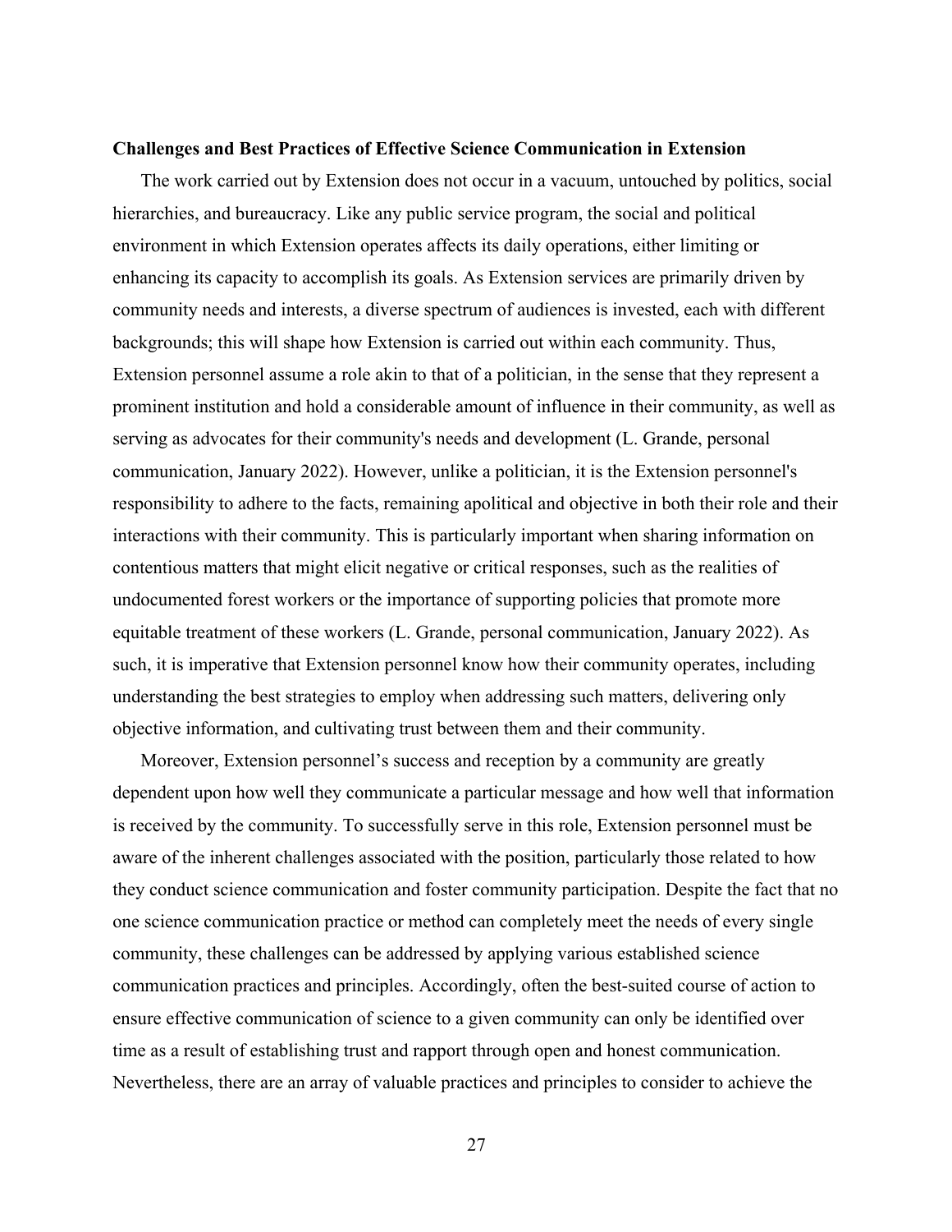**Challenges and Best Practices of Effective Science Communication in Extension**

The work carried out by Extension does not occur in a vacuum, untouched by politics, social hierarchies, and bureaucracy. Like any public service program, the social and political environment in which Extension operates affects its daily operations, either limiting or enhancing its capacity to accomplish its goals. As Extension services are primarily driven by community needs and interests, a diverse spectrum of audiences is invested, each with different backgrounds; this will shape how Extension is carried out within each community. Thus, Extension personnel assume a role akin to that of a politician, in the sense that they represent a prominent institution and hold a considerable amount of influence in their community, as well as serving as advocates for their community's needs and development (L. Grande, personal communication, January 2022). However, unlike a politician, it is the Extension personnel's responsibility to adhere to the facts, remaining apolitical and objective in both their role and their interactions with their community. This is particularly important when sharing information on contentious matters that might elicit negative or critical responses, such as the realities of undocumented forest workers or the importance of supporting policies that promote more equitable treatment of these workers (L. Grande, personal communication, January 2022). As such, it is imperative that Extension personnel know how their community operates, including understanding the best strategies to employ when addressing such matters, delivering only objective information, and cultivating trust between them and their community.

Moreover, Extension personnel's success and reception by a community are greatly dependent upon how well they communicate a particular message and how well that information is received by the community. To successfully serve in this role, Extension personnel must be aware of the inherent challenges associated with the position, particularly those related to how they conduct science communication and foster community participation. Despite the fact that no one science communication practice or method can completely meet the needs of every single community, these challenges can be addressed by applying various established science communication practices and principles. Accordingly, often the best-suited course of action to ensure effective communication of science to a given community can only be identified over time as a result of establishing trust and rapport through open and honest communication. Nevertheless, there are an array of valuable practices and principles to consider to achieve the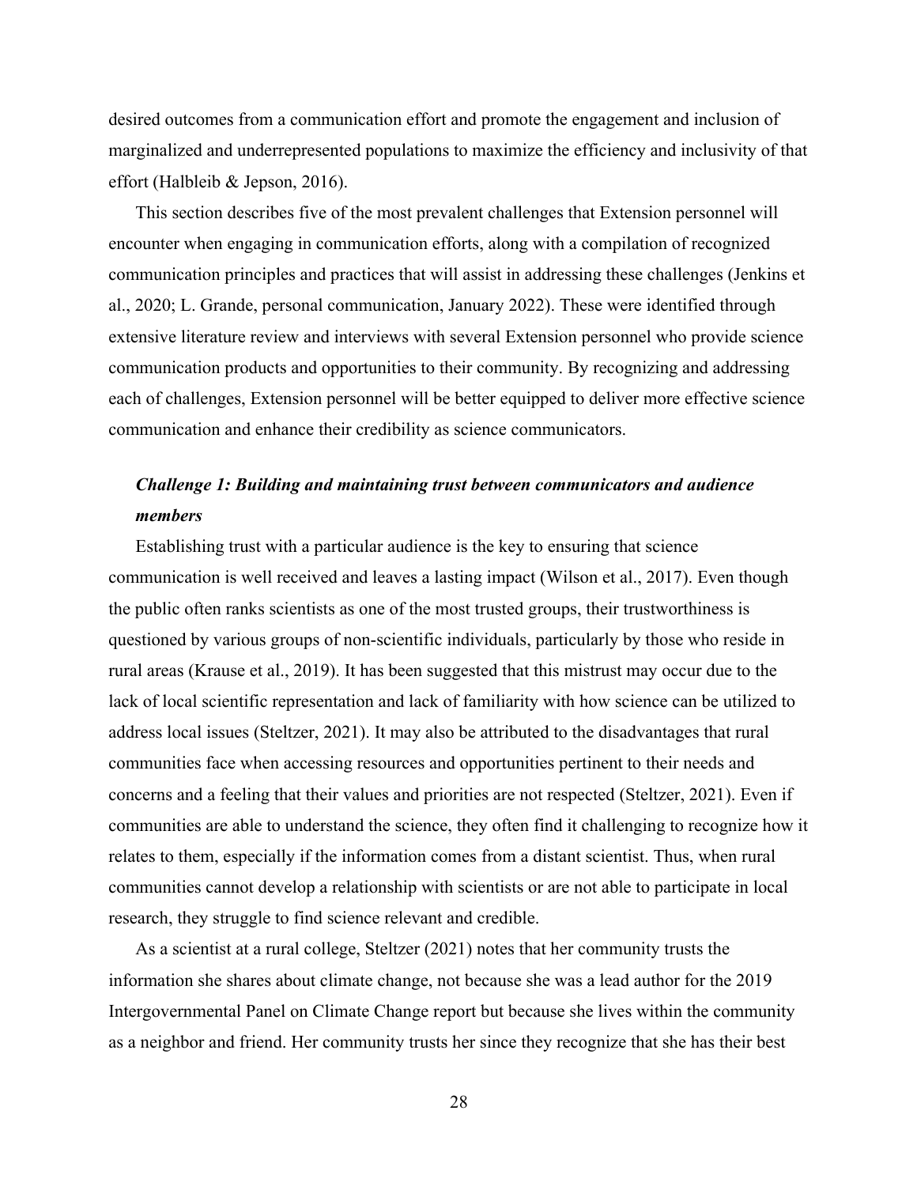desired outcomes from a communication effort and promote the engagement and inclusion of marginalized and underrepresented populations to maximize the efficiency and inclusivity of that effort (Halbleib & Jepson, 2016).

This section describes five of the most prevalent challenges that Extension personnel will encounter when engaging in communication efforts, along with a compilation of recognized communication principles and practices that will assist in addressing these challenges (Jenkins et al., 2020; L. Grande, personal communication, January 2022). These were identified through extensive literature review and interviews with several Extension personnel who provide science communication products and opportunities to their community. By recognizing and addressing each of challenges, Extension personnel will be better equipped to deliver more effective science communication and enhance their credibility as science communicators.

### *Challenge 1: Building and maintaining trust between communicators and audience members*

Establishing trust with a particular audience is the key to ensuring that science communication is well received and leaves a lasting impact (Wilson et al., 2017). Even though the public often ranks scientists as one of the most trusted groups, their trustworthiness is questioned by various groups of non-scientific individuals, particularly by those who reside in rural areas (Krause et al., 2019). It has been suggested that this mistrust may occur due to the lack of local scientific representation and lack of familiarity with how science can be utilized to address local issues (Steltzer, 2021). It may also be attributed to the disadvantages that rural communities face when accessing resources and opportunities pertinent to their needs and concerns and a feeling that their values and priorities are not respected (Steltzer, 2021). Even if communities are able to understand the science, they often find it challenging to recognize how it relates to them, especially if the information comes from a distant scientist. Thus, when rural communities cannot develop a relationship with scientists or are not able to participate in local research, they struggle to find science relevant and credible.

As a scientist at a rural college, Steltzer (2021) notes that her community trusts the information she shares about climate change, not because she was a lead author for the 2019 Intergovernmental Panel on Climate Change report but because she lives within the community as a neighbor and friend. Her community trusts her since they recognize that she has their best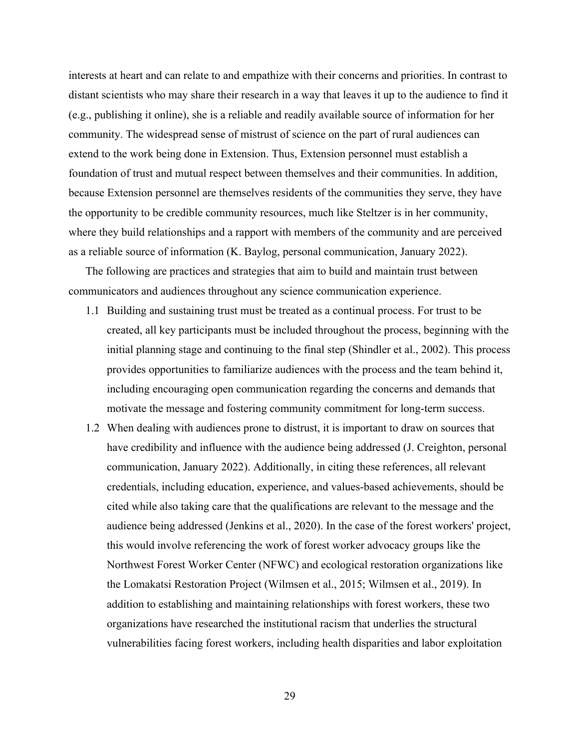interests at heart and can relate to and empathize with their concerns and priorities. In contrast to distant scientists who may share their research in a way that leaves it up to the audience to find it (e.g., publishing it online), she is a reliable and readily available source of information for her community. The widespread sense of mistrust of science on the part of rural audiences can extend to the work being done in Extension. Thus, Extension personnel must establish a foundation of trust and mutual respect between themselves and their communities. In addition, because Extension personnel are themselves residents of the communities they serve, they have the opportunity to be credible community resources, much like Steltzer is in her community, where they build relationships and a rapport with members of the community and are perceived as a reliable source of information (K. Baylog, personal communication, January 2022).

The following are practices and strategies that aim to build and maintain trust between communicators and audiences throughout any science communication experience.

1.1 Building and sustaining trust must be treated as a continual process. For trust to be created, all key participants must be included throughout the process, beginning with the initial planning stage and continuing to the final step (Shindler et al., 2002). This process provides opportunities to familiarize audiences with the process and the team behind it, including encouraging open communication regarding the concerns and demands that motivate the message and fostering community commitment for long-term success.

1.2 When dealing with audiences prone to distrust, it is important to draw on sources that have credibility and influence with the audience being addressed (J. Creighton, personal communication, January 2022). Additionally, in citing these references, all relevant credentials, including education, experience, and values-based achievements, should be cited while also taking care that the qualifications are relevant to the message and the audience being addressed (Jenkins et al., 2020). In the case of the forest workers' project, this would involve referencing the work of forest worker advocacy groups like the Northwest Forest Worker Center (NFWC) and ecological restoration organizations like the Lomakatsi Restoration Project (Wilmsen et al., 2015; Wilmsen et al., 2019). In addition to establishing and maintaining relationships with forest workers, these two organizations have researched the institutional racism that underlies the structural vulnerabilities facing forest workers, including health disparities and labor exploitation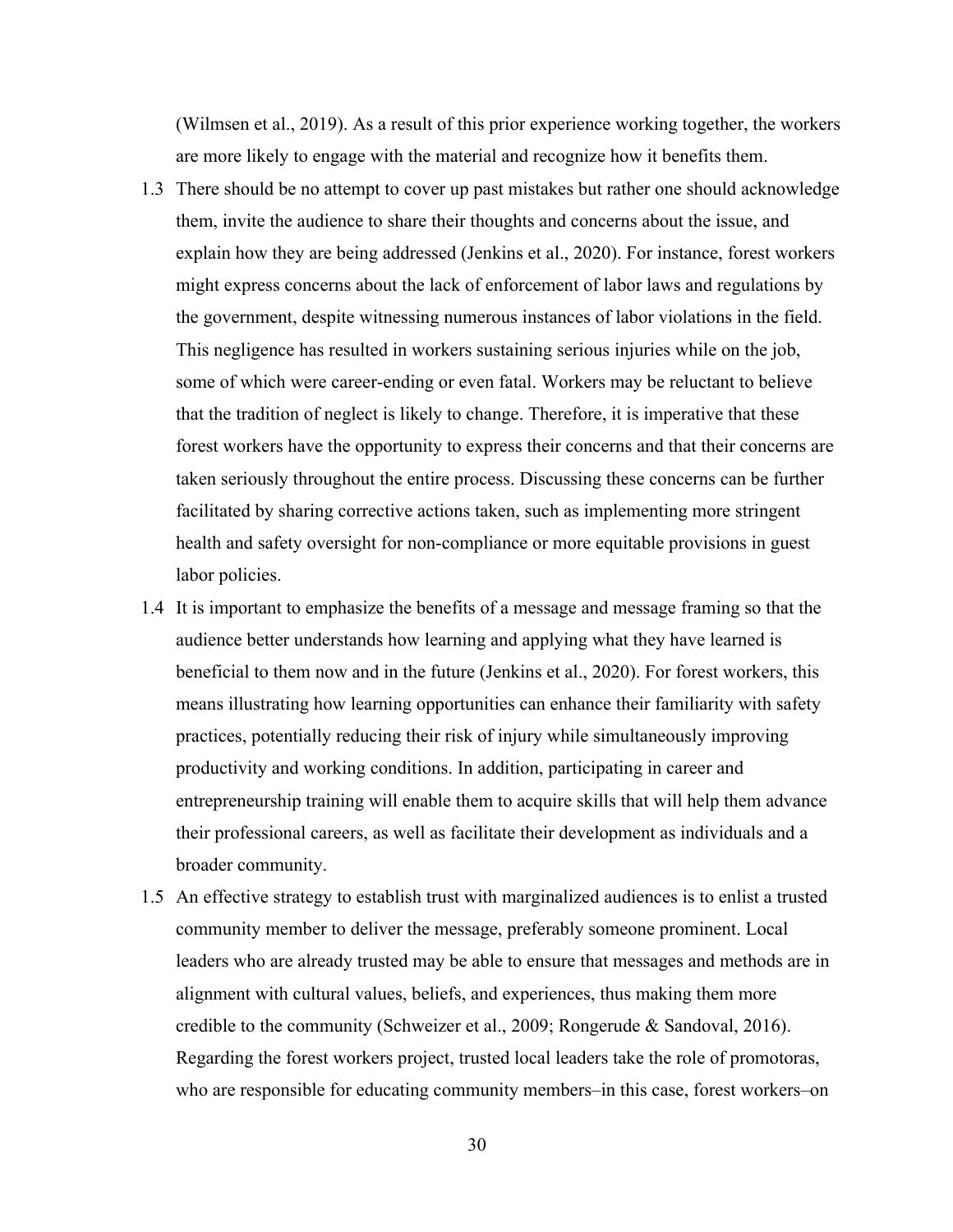(Wilmsen et al., 2019). As a result of this prior experience working together, the workers are more likely to engage with the material and recognize how it benefits them.

1.3 There should be no attempt to cover up past mistakes but rather one should acknowledge them, invite the audience to share their thoughts and concerns about the issue, and explain how they are being addressed (Jenkins et al., 2020). For instance, forest workers might express concerns about the lack of enforcement of labor laws and regulations by the government, despite witnessing numerous instances of labor violations in the field. This negligence has resulted in workers sustaining serious injuries while on the job, some of which were career-ending or even fatal. Workers may be reluctant to believe that the tradition of neglect is likely to change. Therefore, it is imperative that these forest workers have the opportunity to express their concerns and that their concerns are taken seriously throughout the entire process. Discussing these concerns can be further facilitated by sharing corrective actions taken, such as implementing more stringent health and safety oversight for non-compliance or more equitable provisions in guest labor policies.

1.4 It is important to emphasize the benefits of a message and message framing so that the audience better understands how learning and applying what they have learned is beneficial to them now and in the future (Jenkins et al., 2020). For forest workers, this means illustrating how learning opportunities can enhance their familiarity with safety practices, potentially reducing their risk of injury while simultaneously improving productivity and working conditions. In addition, participating in career and entrepreneurship training will enable them to acquire skills that will help them advance their professional careers, as well as facilitate their development as individuals and a broader community.

1.5 An effective strategy to establish trust with marginalized audiences is to enlist a trusted community member to deliver the message, preferably someone prominent. Local leaders who are already trusted may be able to ensure that messages and methods are in alignment with cultural values, beliefs, and experiences, thus making them more credible to the community (Schweizer et al., 2009; Rongerude & Sandoval, 2016). Regarding the forest workers project, trusted local leaders take the role of promotoras, who are responsible for educating community members–in this case, forest workers–on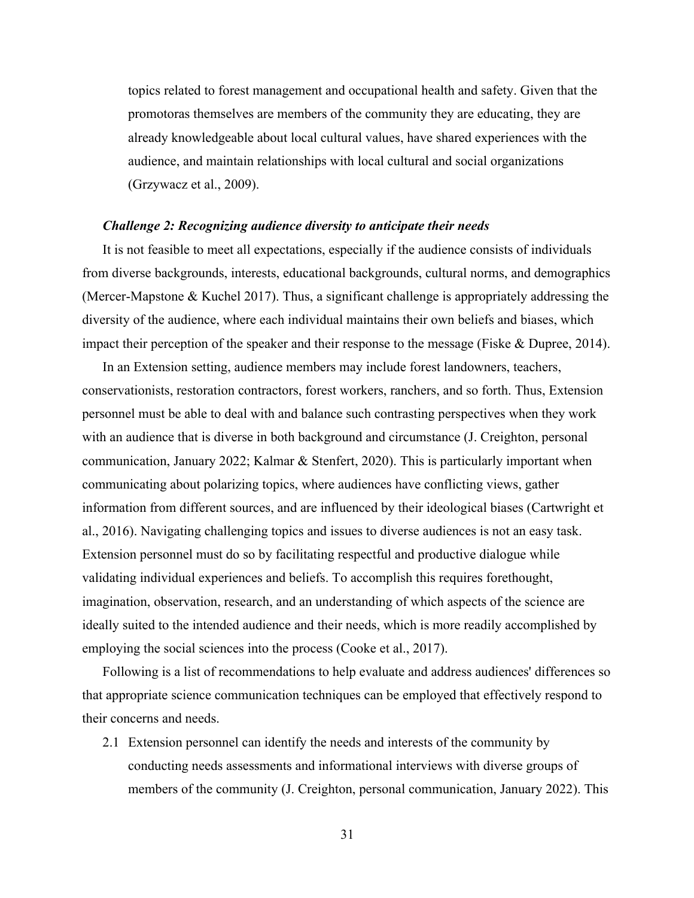topics related to forest management and occupational health and safety. Given that the promotoras themselves are members of the community they are educating, they are already knowledgeable about local cultural values, have shared experiences with the audience, and maintain relationships with local cultural and social organizations (Grzywacz et al., 2009).

***Challenge 2: Recognizing audience diversity to anticipate their needs***

It is not feasible to meet all expectations, especially if the audience consists of individuals from diverse backgrounds, interests, educational backgrounds, cultural norms, and demographics (Mercer-Mapstone & Kuchel 2017). Thus, a significant challenge is appropriately addressing the diversity of the audience, where each individual maintains their own beliefs and biases, which impact their perception of the speaker and their response to the message (Fiske & Dupree, 2014).

In an Extension setting, audience members may include forest landowners, teachers, conservationists, restoration contractors, forest workers, ranchers, and so forth. Thus, Extension personnel must be able to deal with and balance such contrasting perspectives when they work with an audience that is diverse in both background and circumstance (J. Creighton, personal communication, January 2022; Kalmar & Stenfert, 2020). This is particularly important when communicating about polarizing topics, where audiences have conflicting views, gather information from different sources, and are influenced by their ideological biases (Cartwright et al., 2016). Navigating challenging topics and issues to diverse audiences is not an easy task. Extension personnel must do so by facilitating respectful and productive dialogue while validating individual experiences and beliefs. To accomplish this requires forethought, imagination, observation, research, and an understanding of which aspects of the science are ideally suited to the intended audience and their needs, which is more readily accomplished by employing the social sciences into the process (Cooke et al., 2017).

Following is a list of recommendations to help evaluate and address audiences' differences so that appropriate science communication techniques can be employed that effectively respond to their concerns and needs.

2.1 Extension personnel can identify the needs and interests of the community by conducting needs assessments and informational interviews with diverse groups of members of the community (J. Creighton, personal communication, January 2022). This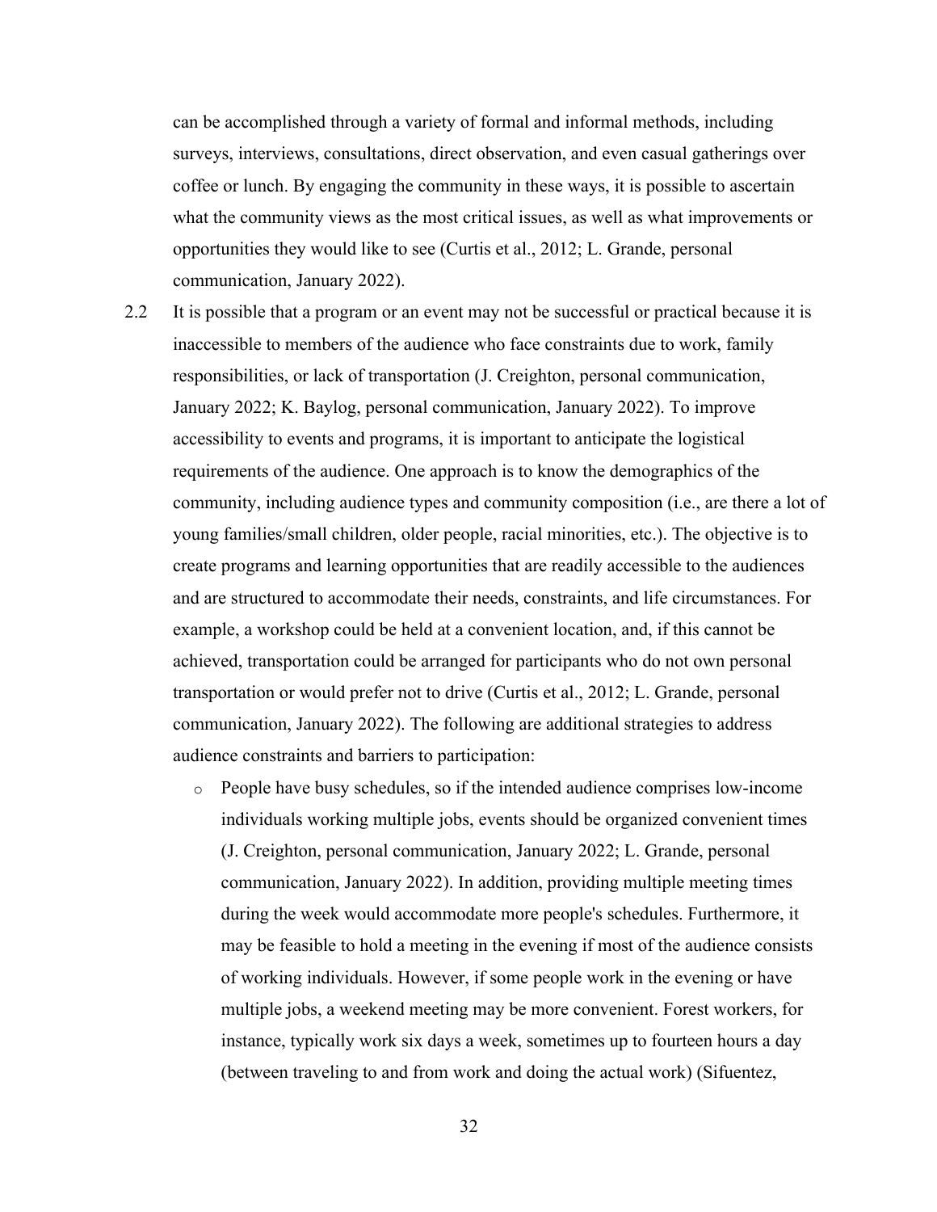can be accomplished through a variety of formal and informal methods, including surveys, interviews, consultations, direct observation, and even casual gatherings over coffee or lunch. By engaging the community in these ways, it is possible to ascertain what the community views as the most critical issues, as well as what improvements or opportunities they would like to see (Curtis et al., 2012; L. Grande, personal communication, January 2022).

2.2 It is possible that a program or an event may not be successful or practical because it is inaccessible to members of the audience who face constraints due to work, family responsibilities, or lack of transportation (J. Creighton, personal communication, January 2022; K. Baylog, personal communication, January 2022). To improve accessibility to events and programs, it is important to anticipate the logistical requirements of the audience. One approach is to know the demographics of the community, including audience types and community composition (i.e., are there a lot of young families/small children, older people, racial minorities, etc.). The objective is to create programs and learning opportunities that are readily accessible to the audiences and are structured to accommodate their needs, constraints, and life circumstances. For example, a workshop could be held at a convenient location, and, if this cannot be achieved, transportation could be arranged for participants who do not own personal transportation or would prefer not to drive (Curtis et al., 2012; L. Grande, personal communication, January 2022). The following are additional strategies to address audience constraints and barriers to participation:

- People have busy schedules, so if the intended audience comprises low-income individuals working multiple jobs, events should be organized convenient times (J. Creighton, personal communication, January 2022; L. Grande, personal communication, January 2022). In addition, providing multiple meeting times during the week would accommodate more people's schedules. Furthermore, it may be feasible to hold a meeting in the evening if most of the audience consists of working individuals. However, if some people work in the evening or have multiple jobs, a weekend meeting may be more convenient. Forest workers, for instance, typically work six days a week, sometimes up to fourteen hours a day (between traveling to and from work and doing the actual work) (Sifuentez,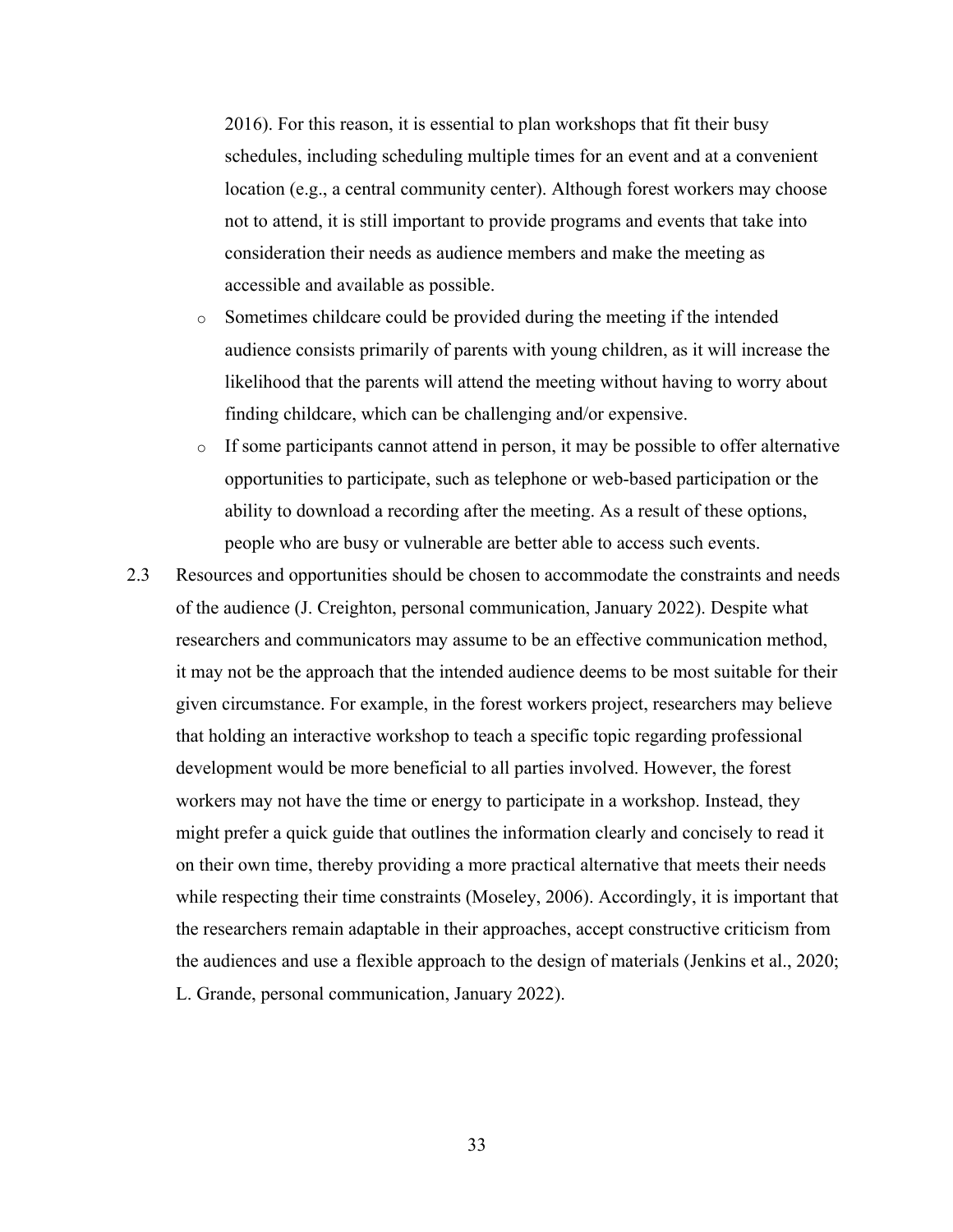2016). For this reason, it is essential to plan workshops that fit their busy schedules, including scheduling multiple times for an event and at a convenient location (e.g., a central community center). Although forest workers may choose not to attend, it is still important to provide programs and events that take into consideration their needs as audience members and make the meeting as accessible and available as possible.

  - Sometimes childcare could be provided during the meeting if the intended audience consists primarily of parents with young children, as it will increase the likelihood that the parents will attend the meeting without having to worry about finding childcare, which can be challenging and/or expensive.
  - If some participants cannot attend in person, it may be possible to offer alternative opportunities to participate, such as telephone or web-based participation or the ability to download a recording after the meeting. As a result of these options, people who are busy or vulnerable are better able to access such events.

2.3 Resources and opportunities should be chosen to accommodate the constraints and needs of the audience (J. Creighton, personal communication, January 2022). Despite what researchers and communicators may assume to be an effective communication method, it may not be the approach that the intended audience deems to be most suitable for their given circumstance. For example, in the forest workers project, researchers may believe that holding an interactive workshop to teach a specific topic regarding professional development would be more beneficial to all parties involved. However, the forest workers may not have the time or energy to participate in a workshop. Instead, they might prefer a quick guide that outlines the information clearly and concisely to read it on their own time, thereby providing a more practical alternative that meets their needs while respecting their time constraints (Moseley, 2006). Accordingly, it is important that the researchers remain adaptable in their approaches, accept constructive criticism from the audiences and use a flexible approach to the design of materials (Jenkins et al., 2020; L. Grande, personal communication, January 2022).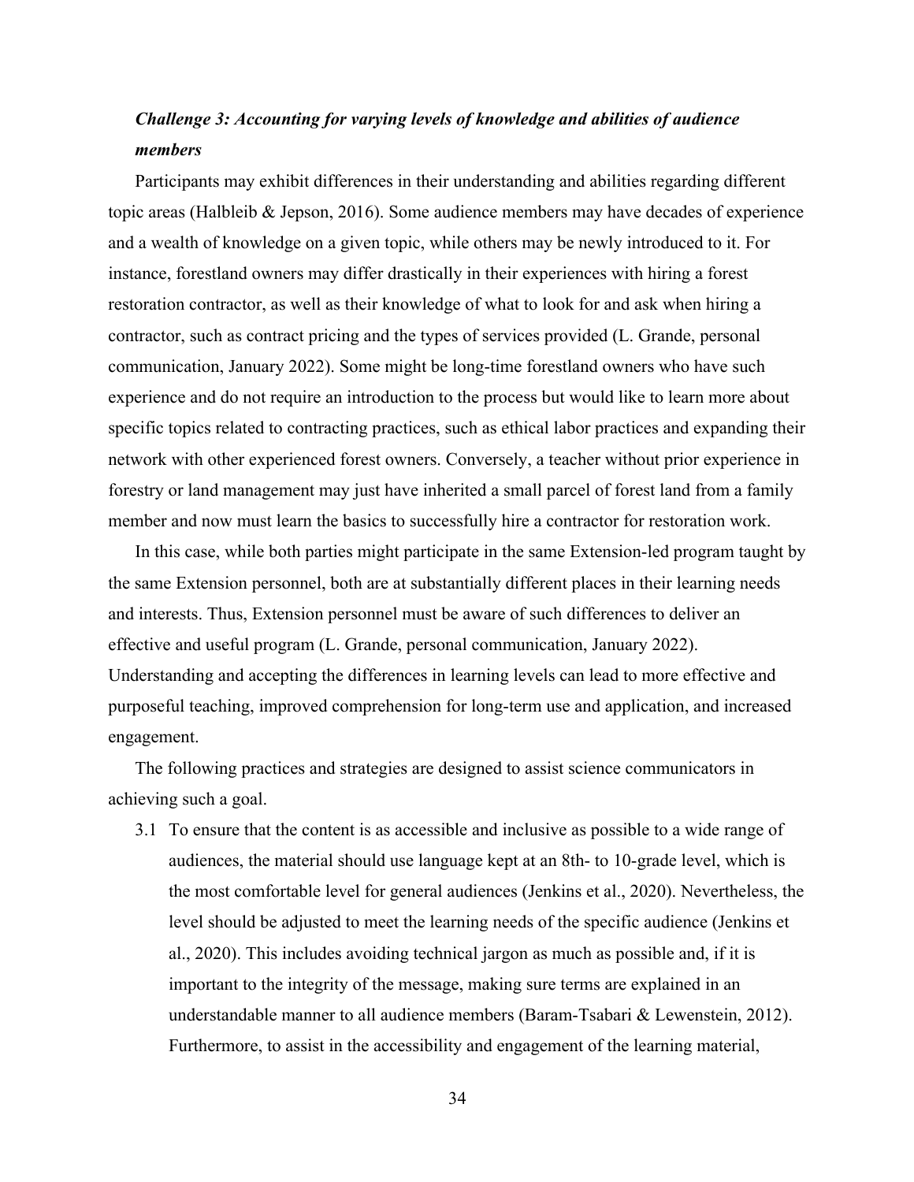### *Challenge 3: Accounting for varying levels of knowledge and abilities of audience members*

Participants may exhibit differences in their understanding and abilities regarding different topic areas (Halbleib & Jepson, 2016). Some audience members may have decades of experience and a wealth of knowledge on a given topic, while others may be newly introduced to it. For instance, forestland owners may differ drastically in their experiences with hiring a forest restoration contractor, as well as their knowledge of what to look for and ask when hiring a contractor, such as contract pricing and the types of services provided (L. Grande, personal communication, January 2022). Some might be long-time forestland owners who have such experience and do not require an introduction to the process but would like to learn more about specific topics related to contracting practices, such as ethical labor practices and expanding their network with other experienced forest owners. Conversely, a teacher without prior experience in forestry or land management may just have inherited a small parcel of forest land from a family member and now must learn the basics to successfully hire a contractor for restoration work.

In this case, while both parties might participate in the same Extension-led program taught by the same Extension personnel, both are at substantially different places in their learning needs and interests. Thus, Extension personnel must be aware of such differences to deliver an effective and useful program (L. Grande, personal communication, January 2022). Understanding and accepting the differences in learning levels can lead to more effective and purposeful teaching, improved comprehension for long-term use and application, and increased engagement.

The following practices and strategies are designed to assist science communicators in achieving such a goal.

3.1 To ensure that the content is as accessible and inclusive as possible to a wide range of audiences, the material should use language kept at an 8th- to 10-grade level, which is the most comfortable level for general audiences (Jenkins et al., 2020). Nevertheless, the level should be adjusted to meet the learning needs of the specific audience (Jenkins et al., 2020). This includes avoiding technical jargon as much as possible and, if it is important to the integrity of the message, making sure terms are explained in an understandable manner to all audience members (Baram-Tsabari & Lewenstein, 2012). Furthermore, to assist in the accessibility and engagement of the learning material,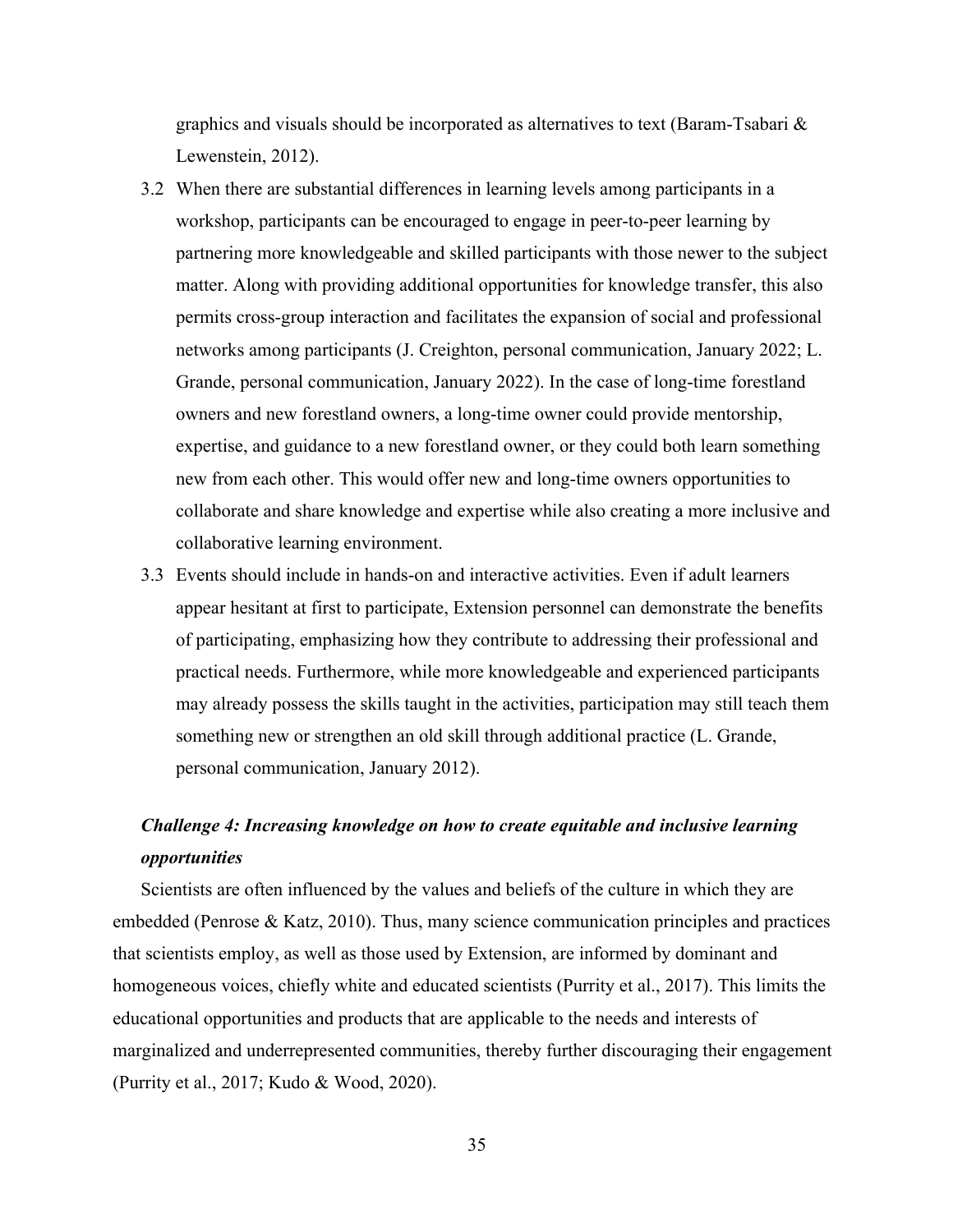graphics and visuals should be incorporated as alternatives to text (Baram-Tsabari & Lewenstein, 2012).

3.2 When there are substantial differences in learning levels among participants in a workshop, participants can be encouraged to engage in peer-to-peer learning by partnering more knowledgeable and skilled participants with those newer to the subject matter. Along with providing additional opportunities for knowledge transfer, this also permits cross-group interaction and facilitates the expansion of social and professional networks among participants (J. Creighton, personal communication, January 2022; L. Grande, personal communication, January 2022). In the case of long-time forestland owners and new forestland owners, a long-time owner could provide mentorship, expertise, and guidance to a new forestland owner, or they could both learn something new from each other. This would offer new and long-time owners opportunities to collaborate and share knowledge and expertise while also creating a more inclusive and collaborative learning environment.

3.3 Events should include in hands-on and interactive activities. Even if adult learners appear hesitant at first to participate, Extension personnel can demonstrate the benefits of participating, emphasizing how they contribute to addressing their professional and practical needs. Furthermore, while more knowledgeable and experienced participants may already possess the skills taught in the activities, participation may still teach them something new or strengthen an old skill through additional practice (L. Grande, personal communication, January 2012).

### ***Challenge 4: Increasing knowledge on how to create equitable and inclusive learning opportunities***

Scientists are often influenced by the values and beliefs of the culture in which they are embedded (Penrose & Katz, 2010). Thus, many science communication principles and practices that scientists employ, as well as those used by Extension, are informed by dominant and homogeneous voices, chiefly white and educated scientists (Purrity et al., 2017). This limits the educational opportunities and products that are applicable to the needs and interests of marginalized and underrepresented communities, thereby further discouraging their engagement (Purrity et al., 2017; Kudo & Wood, 2020).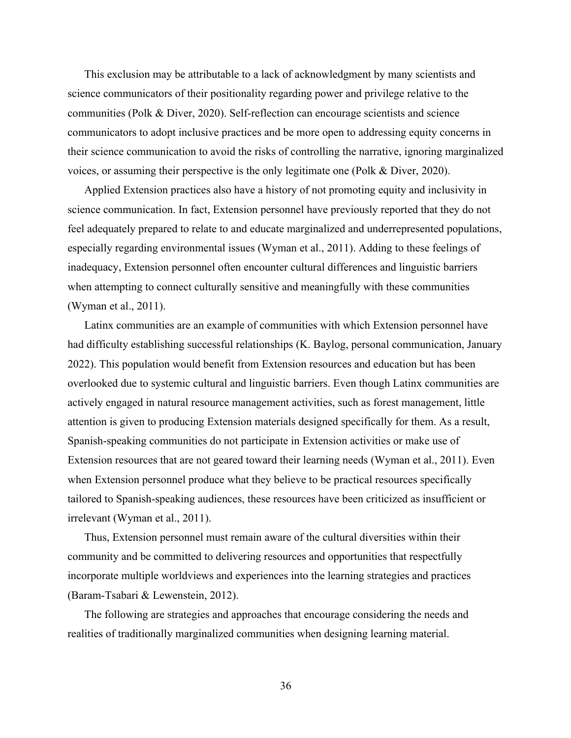This exclusion may be attributable to a lack of acknowledgment by many scientists and science communicators of their positionality regarding power and privilege relative to the communities (Polk & Diver, 2020). Self-reflection can encourage scientists and science communicators to adopt inclusive practices and be more open to addressing equity concerns in their science communication to avoid the risks of controlling the narrative, ignoring marginalized voices, or assuming their perspective is the only legitimate one (Polk & Diver, 2020).

Applied Extension practices also have a history of not promoting equity and inclusivity in science communication. In fact, Extension personnel have previously reported that they do not feel adequately prepared to relate to and educate marginalized and underrepresented populations, especially regarding environmental issues (Wyman et al., 2011). Adding to these feelings of inadequacy, Extension personnel often encounter cultural differences and linguistic barriers when attempting to connect culturally sensitive and meaningfully with these communities (Wyman et al., 2011).

Latinx communities are an example of communities with which Extension personnel have had difficulty establishing successful relationships (K. Baylog, personal communication, January 2022). This population would benefit from Extension resources and education but has been overlooked due to systemic cultural and linguistic barriers. Even though Latinx communities are actively engaged in natural resource management activities, such as forest management, little attention is given to producing Extension materials designed specifically for them. As a result, Spanish-speaking communities do not participate in Extension activities or make use of Extension resources that are not geared toward their learning needs (Wyman et al., 2011). Even when Extension personnel produce what they believe to be practical resources specifically tailored to Spanish-speaking audiences, these resources have been criticized as insufficient or irrelevant (Wyman et al., 2011).

Thus, Extension personnel must remain aware of the cultural diversities within their community and be committed to delivering resources and opportunities that respectfully incorporate multiple worldviews and experiences into the learning strategies and practices (Baram-Tsabari & Lewenstein, 2012).

The following are strategies and approaches that encourage considering the needs and realities of traditionally marginalized communities when designing learning material.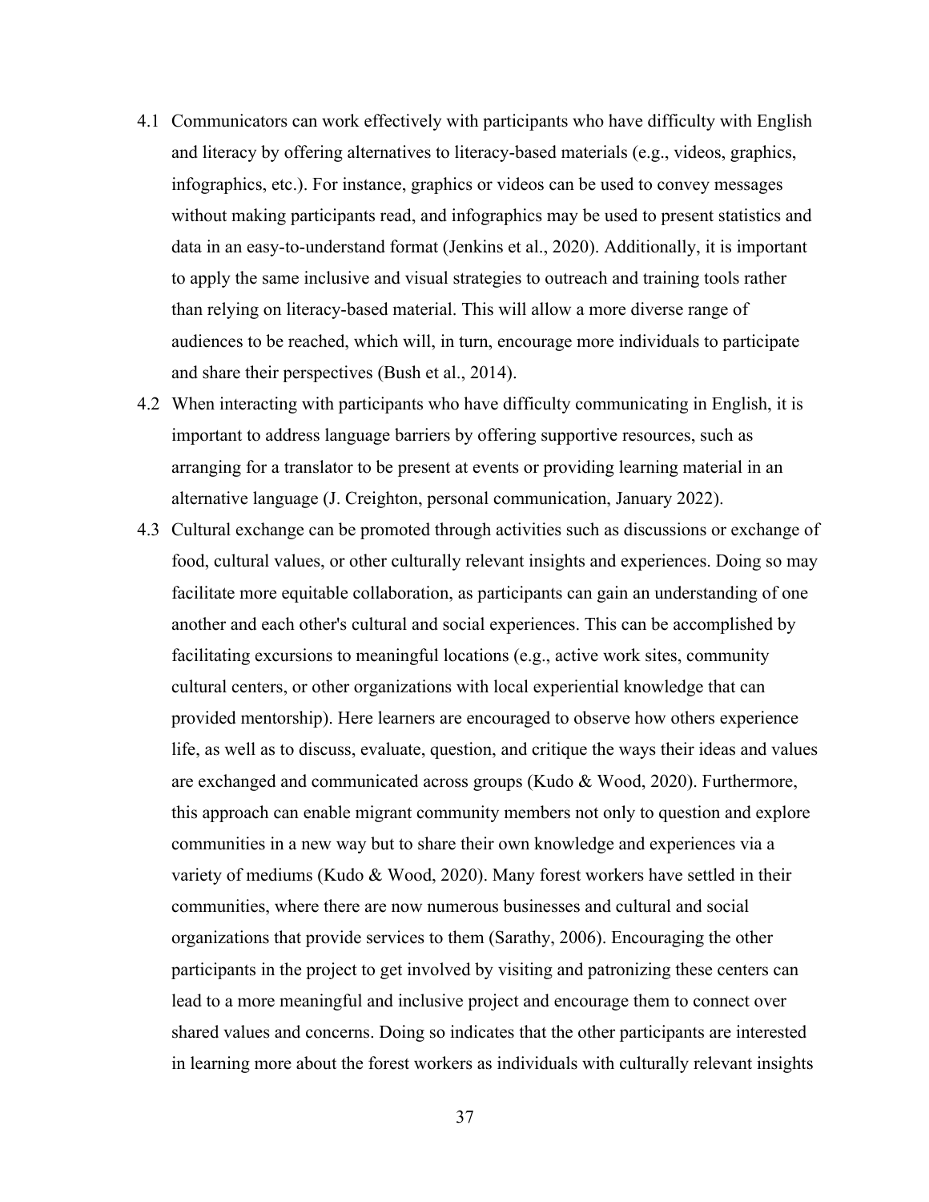4.1 Communicators can work effectively with participants who have difficulty with English and literacy by offering alternatives to literacy-based materials (e.g., videos, graphics, infographics, etc.). For instance, graphics or videos can be used to convey messages without making participants read, and infographics may be used to present statistics and data in an easy-to-understand format (Jenkins et al., 2020). Additionally, it is important to apply the same inclusive and visual strategies to outreach and training tools rather than relying on literacy-based material. This will allow a more diverse range of audiences to be reached, which will, in turn, encourage more individuals to participate and share their perspectives (Bush et al., 2014).

4.2 When interacting with participants who have difficulty communicating in English, it is important to address language barriers by offering supportive resources, such as arranging for a translator to be present at events or providing learning material in an alternative language (J. Creighton, personal communication, January 2022).

4.3 Cultural exchange can be promoted through activities such as discussions or exchange of food, cultural values, or other culturally relevant insights and experiences. Doing so may facilitate more equitable collaboration, as participants can gain an understanding of one another and each other's cultural and social experiences. This can be accomplished by facilitating excursions to meaningful locations (e.g., active work sites, community cultural centers, or other organizations with local experiential knowledge that can provided mentorship). Here learners are encouraged to observe how others experience life, as well as to discuss, evaluate, question, and critique the ways their ideas and values are exchanged and communicated across groups (Kudo & Wood, 2020). Furthermore, this approach can enable migrant community members not only to question and explore communities in a new way but to share their own knowledge and experiences via a variety of mediums (Kudo & Wood, 2020). Many forest workers have settled in their communities, where there are now numerous businesses and cultural and social organizations that provide services to them (Sarathy, 2006). Encouraging the other participants in the project to get involved by visiting and patronizing these centers can lead to a more meaningful and inclusive project and encourage them to connect over shared values and concerns. Doing so indicates that the other participants are interested in learning more about the forest workers as individuals with culturally relevant insights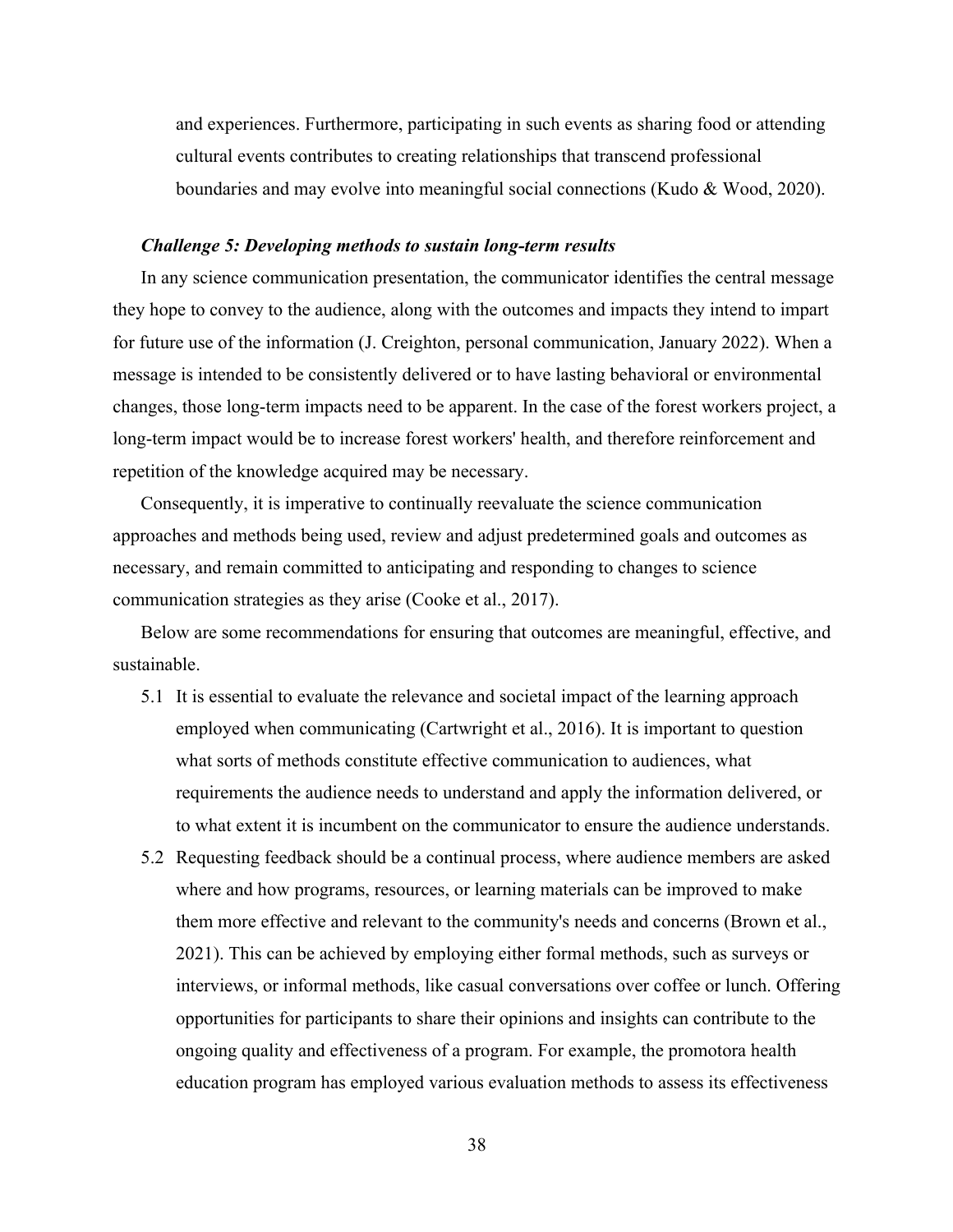and experiences. Furthermore, participating in such events as sharing food or attending cultural events contributes to creating relationships that transcend professional boundaries and may evolve into meaningful social connections (Kudo & Wood, 2020).

### *Challenge 5: Developing methods to sustain long-term results*

In any science communication presentation, the communicator identifies the central message they hope to convey to the audience, along with the outcomes and impacts they intend to impart for future use of the information (J. Creighton, personal communication, January 2022). When a message is intended to be consistently delivered or to have lasting behavioral or environmental changes, those long-term impacts need to be apparent. In the case of the forest workers project, a long-term impact would be to increase forest workers' health, and therefore reinforcement and repetition of the knowledge acquired may be necessary.

Consequently, it is imperative to continually reevaluate the science communication approaches and methods being used, review and adjust predetermined goals and outcomes as necessary, and remain committed to anticipating and responding to changes to science communication strategies as they arise (Cooke et al., 2017).

Below are some recommendations for ensuring that outcomes are meaningful, effective, and sustainable.

5.1 It is essential to evaluate the relevance and societal impact of the learning approach employed when communicating (Cartwright et al., 2016). It is important to question what sorts of methods constitute effective communication to audiences, what requirements the audience needs to understand and apply the information delivered, or to what extent it is incumbent on the communicator to ensure the audience understands.

5.2 Requesting feedback should be a continual process, where audience members are asked where and how programs, resources, or learning materials can be improved to make them more effective and relevant to the community's needs and concerns (Brown et al., 2021). This can be achieved by employing either formal methods, such as surveys or interviews, or informal methods, like casual conversations over coffee or lunch. Offering opportunities for participants to share their opinions and insights can contribute to the ongoing quality and effectiveness of a program. For example, the promotora health education program has employed various evaluation methods to assess its effectiveness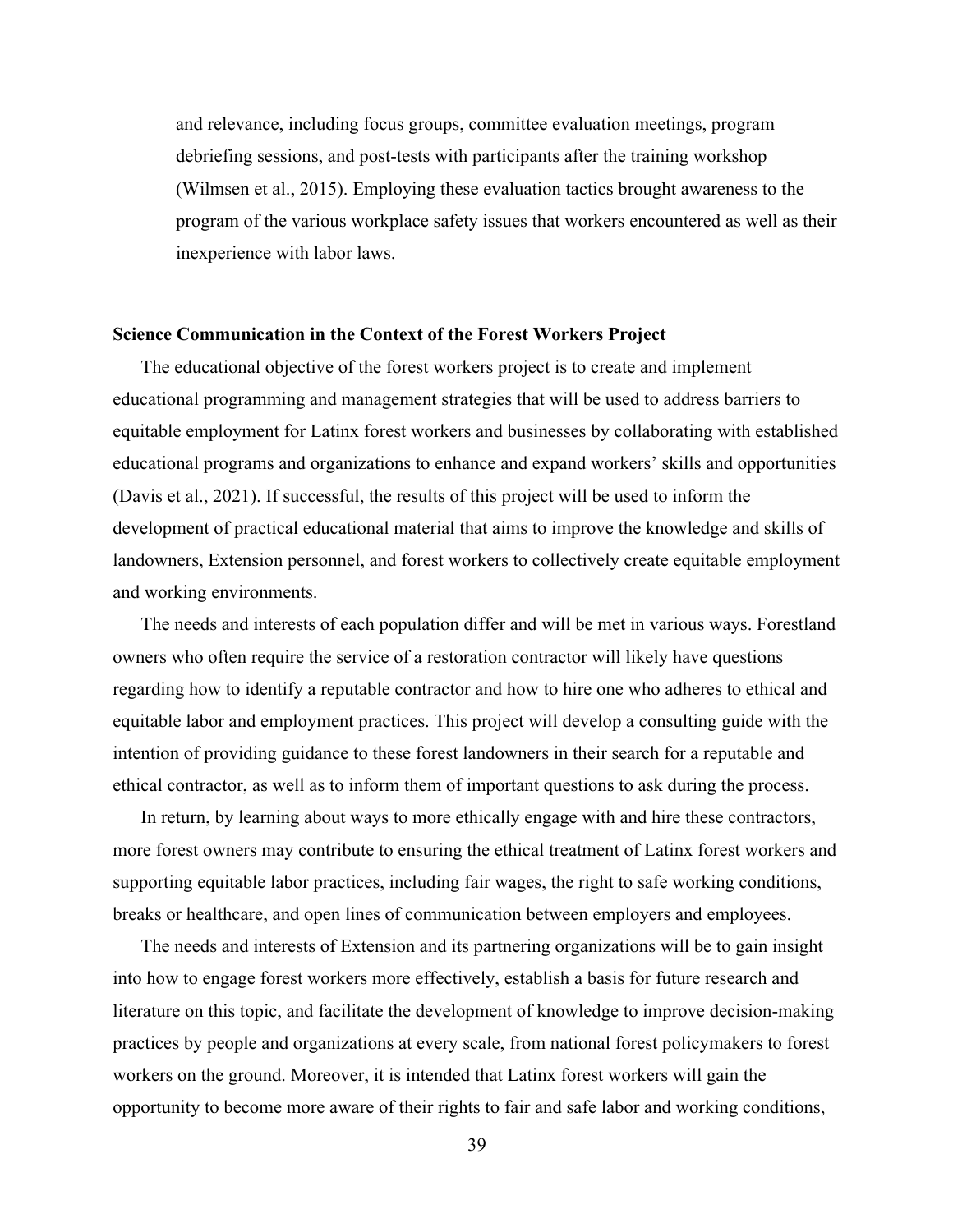and relevance, including focus groups, committee evaluation meetings, program debriefing sessions, and post-tests with participants after the training workshop (Wilmsen et al., 2015). Employing these evaluation tactics brought awareness to the program of the various workplace safety issues that workers encountered as well as their inexperience with labor laws.

### Science Communication in the Context of the Forest Workers Project

The educational objective of the forest workers project is to create and implement educational programming and management strategies that will be used to address barriers to equitable employment for Latinx forest workers and businesses by collaborating with established educational programs and organizations to enhance and expand workers' skills and opportunities (Davis et al., 2021). If successful, the results of this project will be used to inform the development of practical educational material that aims to improve the knowledge and skills of landowners, Extension personnel, and forest workers to collectively create equitable employment and working environments.

The needs and interests of each population differ and will be met in various ways. Forestland owners who often require the service of a restoration contractor will likely have questions regarding how to identify a reputable contractor and how to hire one who adheres to ethical and equitable labor and employment practices. This project will develop a consulting guide with the intention of providing guidance to these forest landowners in their search for a reputable and ethical contractor, as well as to inform them of important questions to ask during the process.

In return, by learning about ways to more ethically engage with and hire these contractors, more forest owners may contribute to ensuring the ethical treatment of Latinx forest workers and supporting equitable labor practices, including fair wages, the right to safe working conditions, breaks or healthcare, and open lines of communication between employers and employees.

The needs and interests of Extension and its partnering organizations will be to gain insight into how to engage forest workers more effectively, establish a basis for future research and literature on this topic, and facilitate the development of knowledge to improve decision-making practices by people and organizations at every scale, from national forest policymakers to forest workers on the ground. Moreover, it is intended that Latinx forest workers will gain the opportunity to become more aware of their rights to fair and safe labor and working conditions,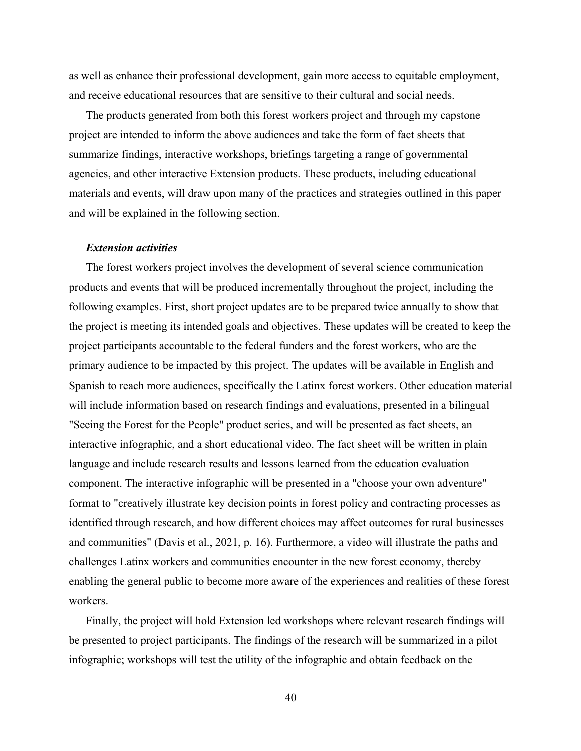as well as enhance their professional development, gain more access to equitable employment, and receive educational resources that are sensitive to their cultural and social needs.

The products generated from both this forest workers project and through my capstone project are intended to inform the above audiences and take the form of fact sheets that summarize findings, interactive workshops, briefings targeting a range of governmental agencies, and other interactive Extension products. These products, including educational materials and events, will draw upon many of the practices and strategies outlined in this paper and will be explained in the following section.

### *Extension activities*

The forest workers project involves the development of several science communication products and events that will be produced incrementally throughout the project, including the following examples. First, short project updates are to be prepared twice annually to show that the project is meeting its intended goals and objectives. These updates will be created to keep the project participants accountable to the federal funders and the forest workers, who are the primary audience to be impacted by this project. The updates will be available in English and Spanish to reach more audiences, specifically the Latinx forest workers. Other education material will include information based on research findings and evaluations, presented in a bilingual "Seeing the Forest for the People" product series, and will be presented as fact sheets, an interactive infographic, and a short educational video. The fact sheet will be written in plain language and include research results and lessons learned from the education evaluation component. The interactive infographic will be presented in a "choose your own adventure" format to "creatively illustrate key decision points in forest policy and contracting processes as identified through research, and how different choices may affect outcomes for rural businesses and communities" (Davis et al., 2021, p. 16). Furthermore, a video will illustrate the paths and challenges Latinx workers and communities encounter in the new forest economy, thereby enabling the general public to become more aware of the experiences and realities of these forest workers.

Finally, the project will hold Extension led workshops where relevant research findings will be presented to project participants. The findings of the research will be summarized in a pilot infographic; workshops will test the utility of the infographic and obtain feedback on the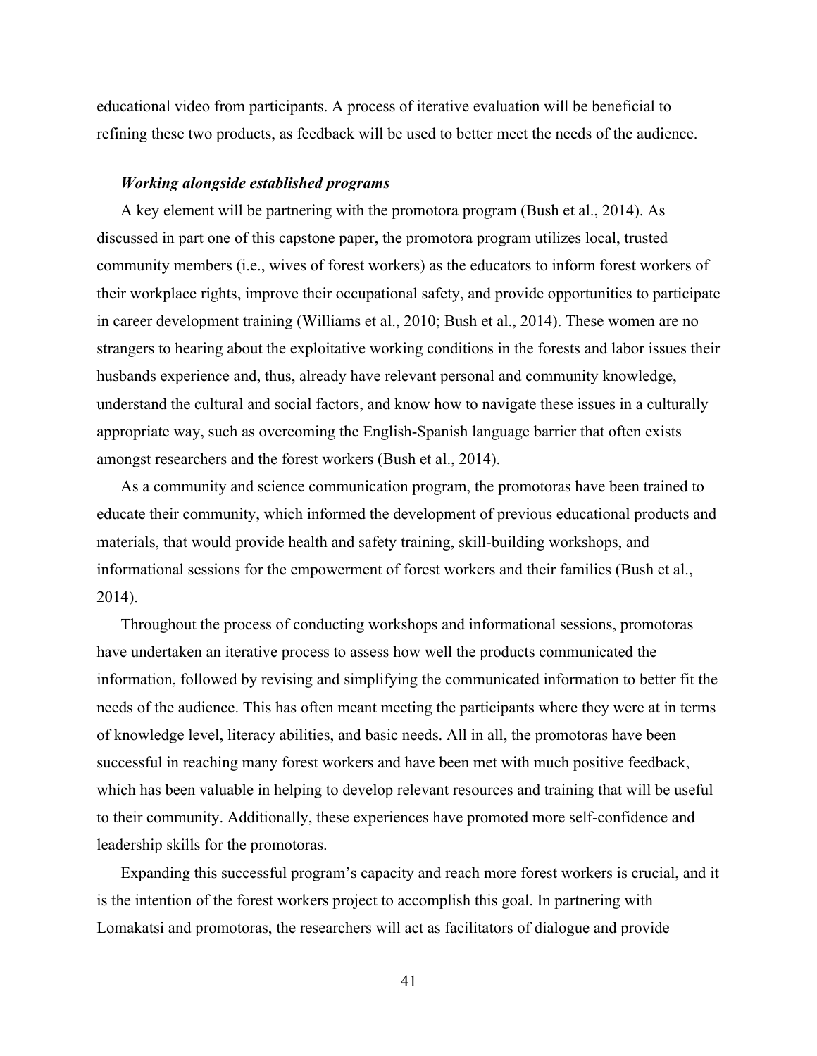educational video from participants. A process of iterative evaluation will be beneficial to refining these two products, as feedback will be used to better meet the needs of the audience.

***Working alongside established programs***

A key element will be partnering with the promotora program (Bush et al., 2014). As discussed in part one of this capstone paper, the promotora program utilizes local, trusted community members (i.e., wives of forest workers) as the educators to inform forest workers of their workplace rights, improve their occupational safety, and provide opportunities to participate in career development training (Williams et al., 2010; Bush et al., 2014). These women are no strangers to hearing about the exploitative working conditions in the forests and labor issues their husbands experience and, thus, already have relevant personal and community knowledge, understand the cultural and social factors, and know how to navigate these issues in a culturally appropriate way, such as overcoming the English-Spanish language barrier that often exists amongst researchers and the forest workers (Bush et al., 2014).

As a community and science communication program, the promotoras have been trained to educate their community, which informed the development of previous educational products and materials, that would provide health and safety training, skill-building workshops, and informational sessions for the empowerment of forest workers and their families (Bush et al., 2014).

Throughout the process of conducting workshops and informational sessions, promotoras have undertaken an iterative process to assess how well the products communicated the information, followed by revising and simplifying the communicated information to better fit the needs of the audience. This has often meant meeting the participants where they were at in terms of knowledge level, literacy abilities, and basic needs. All in all, the promotoras have been successful in reaching many forest workers and have been met with much positive feedback, which has been valuable in helping to develop relevant resources and training that will be useful to their community. Additionally, these experiences have promoted more self-confidence and leadership skills for the promotoras.

Expanding this successful program's capacity and reach more forest workers is crucial, and it is the intention of the forest workers project to accomplish this goal. In partnering with Lomakatsi and promotoras, the researchers will act as facilitators of dialogue and provide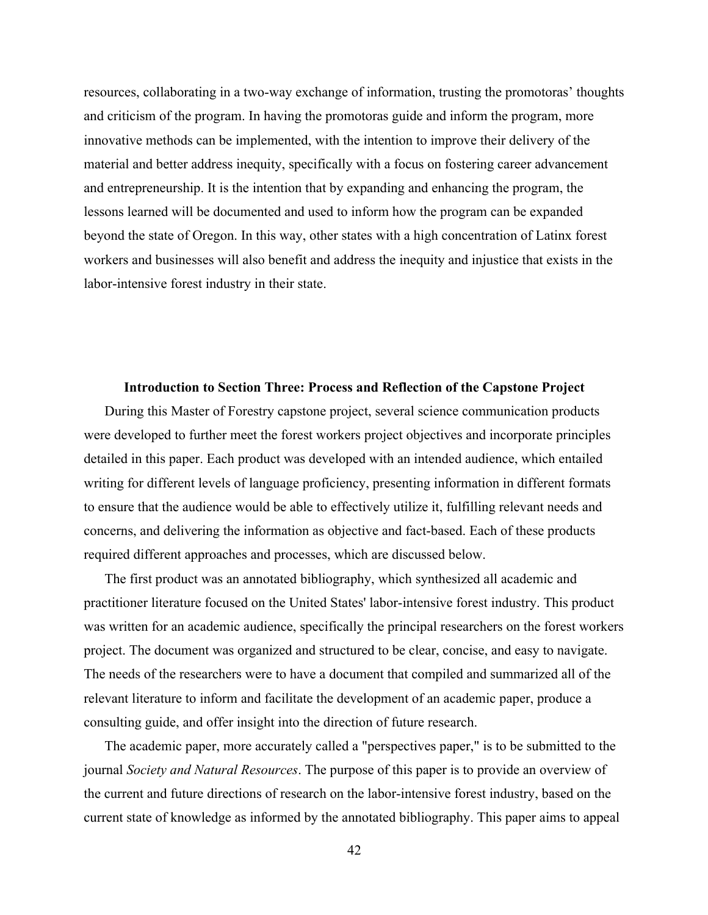resources, collaborating in a two-way exchange of information, trusting the promotoras' thoughts and criticism of the program. In having the promotoras guide and inform the program, more innovative methods can be implemented, with the intention to improve their delivery of the material and better address inequity, specifically with a focus on fostering career advancement and entrepreneurship. It is the intention that by expanding and enhancing the program, the lessons learned will be documented and used to inform how the program can be expanded beyond the state of Oregon. In this way, other states with a high concentration of Latinx forest workers and businesses will also benefit and address the inequity and injustice that exists in the labor-intensive forest industry in their state.

## Introduction to Section Three: Process and Reflection of the Capstone Project

During this Master of Forestry capstone project, several science communication products were developed to further meet the forest workers project objectives and incorporate principles detailed in this paper. Each product was developed with an intended audience, which entailed writing for different levels of language proficiency, presenting information in different formats to ensure that the audience would be able to effectively utilize it, fulfilling relevant needs and concerns, and delivering the information as objective and fact-based. Each of these products required different approaches and processes, which are discussed below.

The first product was an annotated bibliography, which synthesized all academic and practitioner literature focused on the United States' labor-intensive forest industry. This product was written for an academic audience, specifically the principal researchers on the forest workers project. The document was organized and structured to be clear, concise, and easy to navigate. The needs of the researchers were to have a document that compiled and summarized all of the relevant literature to inform and facilitate the development of an academic paper, produce a consulting guide, and offer insight into the direction of future research.

The academic paper, more accurately called a "perspectives paper," is to be submitted to the journal *Society and Natural Resources*. The purpose of this paper is to provide an overview of the current and future directions of research on the labor-intensive forest industry, based on the current state of knowledge as informed by the annotated bibliography. This paper aims to appeal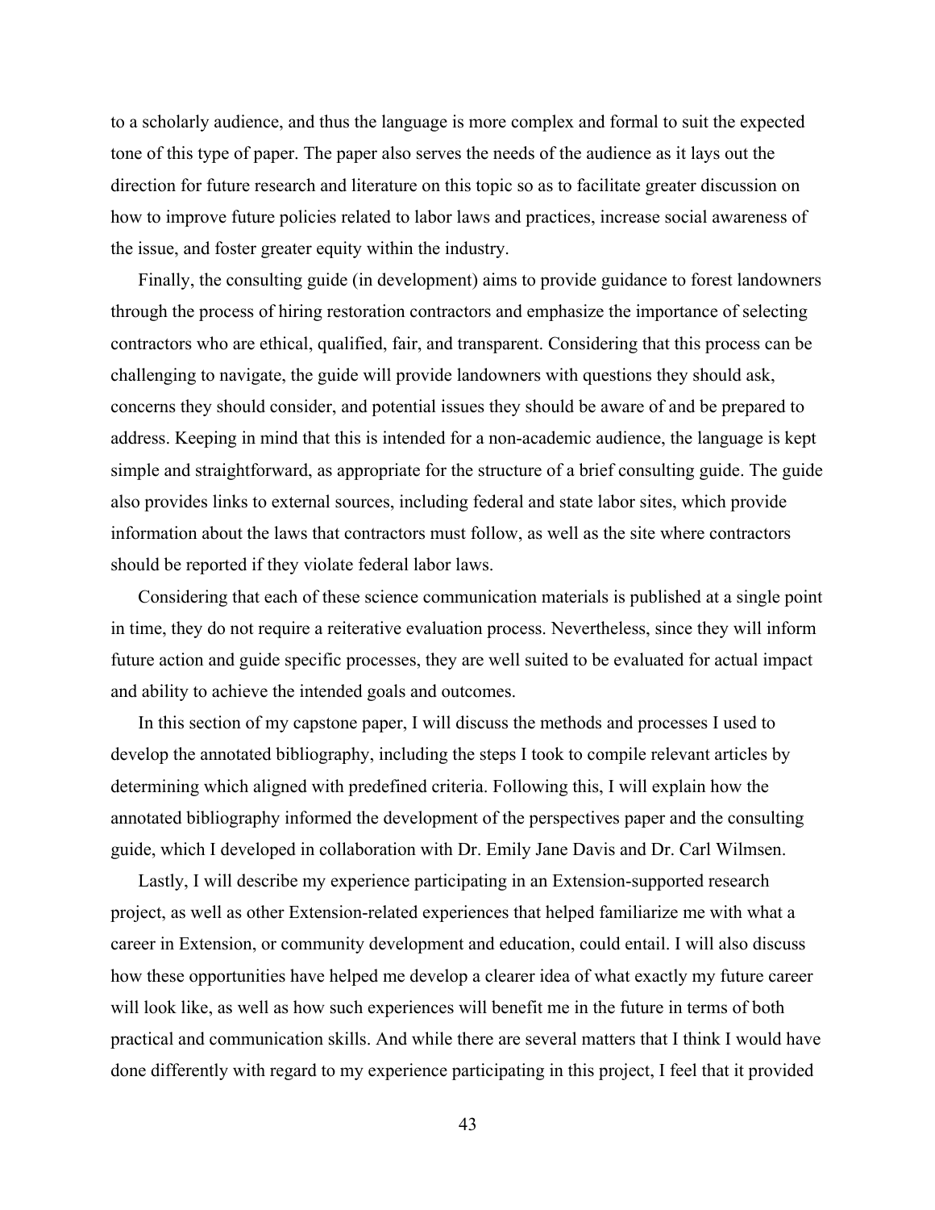to a scholarly audience, and thus the language is more complex and formal to suit the expected tone of this type of paper. The paper also serves the needs of the audience as it lays out the direction for future research and literature on this topic so as to facilitate greater discussion on how to improve future policies related to labor laws and practices, increase social awareness of the issue, and foster greater equity within the industry.

Finally, the consulting guide (in development) aims to provide guidance to forest landowners through the process of hiring restoration contractors and emphasize the importance of selecting contractors who are ethical, qualified, fair, and transparent. Considering that this process can be challenging to navigate, the guide will provide landowners with questions they should ask, concerns they should consider, and potential issues they should be aware of and be prepared to address. Keeping in mind that this is intended for a non-academic audience, the language is kept simple and straightforward, as appropriate for the structure of a brief consulting guide. The guide also provides links to external sources, including federal and state labor sites, which provide information about the laws that contractors must follow, as well as the site where contractors should be reported if they violate federal labor laws.

Considering that each of these science communication materials is published at a single point in time, they do not require a reiterative evaluation process. Nevertheless, since they will inform future action and guide specific processes, they are well suited to be evaluated for actual impact and ability to achieve the intended goals and outcomes.

In this section of my capstone paper, I will discuss the methods and processes I used to develop the annotated bibliography, including the steps I took to compile relevant articles by determining which aligned with predefined criteria. Following this, I will explain how the annotated bibliography informed the development of the perspectives paper and the consulting guide, which I developed in collaboration with Dr. Emily Jane Davis and Dr. Carl Wilmsen.

Lastly, I will describe my experience participating in an Extension-supported research project, as well as other Extension-related experiences that helped familiarize me with what a career in Extension, or community development and education, could entail. I will also discuss how these opportunities have helped me develop a clearer idea of what exactly my future career will look like, as well as how such experiences will benefit me in the future in terms of both practical and communication skills. And while there are several matters that I think I would have done differently with regard to my experience participating in this project, I feel that it provided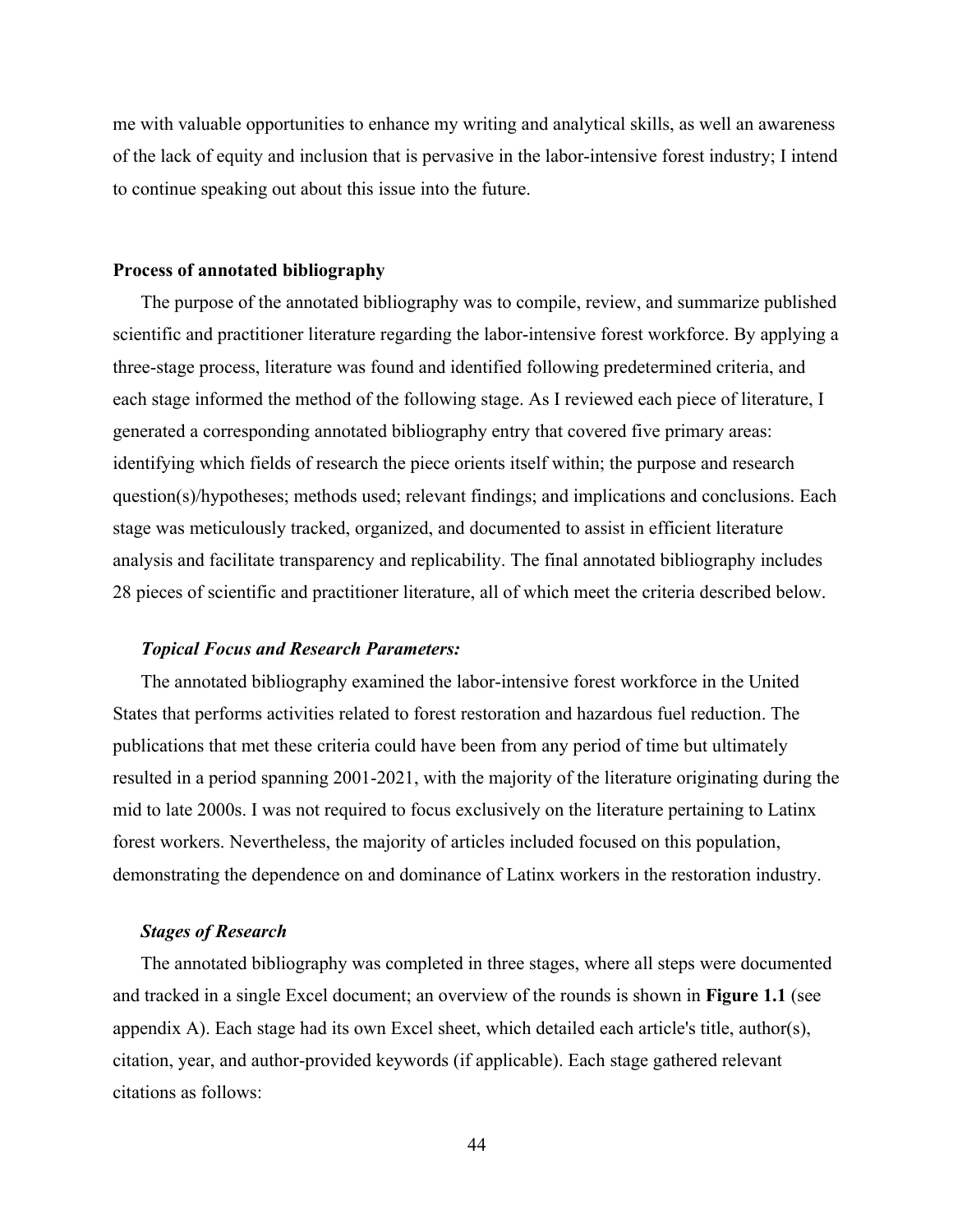me with valuable opportunities to enhance my writing and analytical skills, as well an awareness of the lack of equity and inclusion that is pervasive in the labor-intensive forest industry; I intend to continue speaking out about this issue into the future.

### Process of annotated bibliography

The purpose of the annotated bibliography was to compile, review, and summarize published scientific and practitioner literature regarding the labor-intensive forest workforce. By applying a three-stage process, literature was found and identified following predetermined criteria, and each stage informed the method of the following stage. As I reviewed each piece of literature, I generated a corresponding annotated bibliography entry that covered five primary areas: identifying which fields of research the piece orients itself within; the purpose and research question(s)/hypotheses; methods used; relevant findings; and implications and conclusions. Each stage was meticulously tracked, organized, and documented to assist in efficient literature analysis and facilitate transparency and replicability. The final annotated bibliography includes 28 pieces of scientific and practitioner literature, all of which meet the criteria described below.

#### *Topical Focus and Research Parameters:*

The annotated bibliography examined the labor-intensive forest workforce in the United States that performs activities related to forest restoration and hazardous fuel reduction. The publications that met these criteria could have been from any period of time but ultimately resulted in a period spanning 2001-2021, with the majority of the literature originating during the mid to late 2000s. I was not required to focus exclusively on the literature pertaining to Latinx forest workers. Nevertheless, the majority of articles included focused on this population, demonstrating the dependence on and dominance of Latinx workers in the restoration industry.

#### *Stages of Research*

The annotated bibliography was completed in three stages, where all steps were documented and tracked in a single Excel document; an overview of the rounds is shown in **Figure 1.1** (see appendix A). Each stage had its own Excel sheet, which detailed each article's title, author(s), citation, year, and author-provided keywords (if applicable). Each stage gathered relevant citations as follows: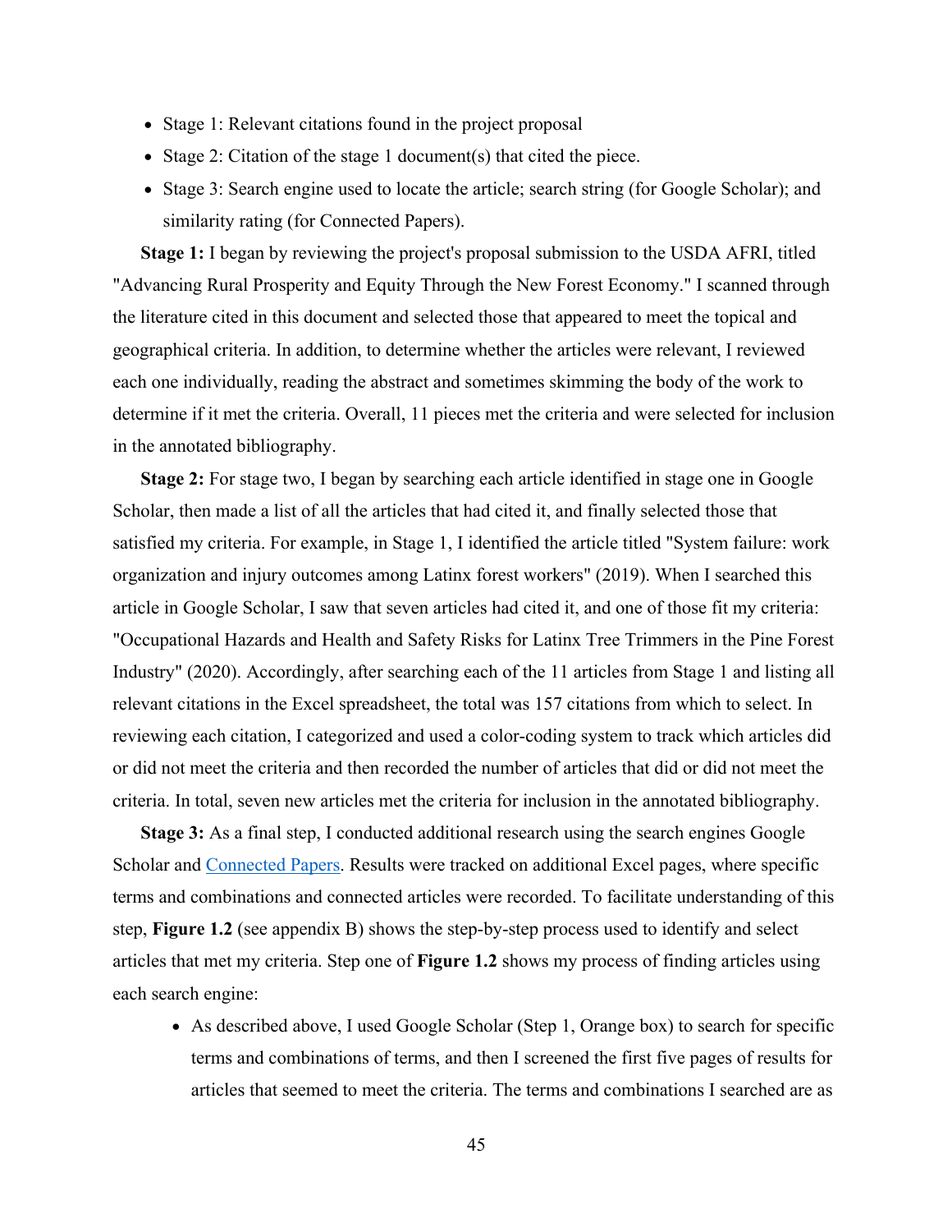- Stage 1: Relevant citations found in the project proposal
- Stage 2: Citation of the stage 1 document(s) that cited the piece.
- Stage 3: Search engine used to locate the article; search string (for Google Scholar); and similarity rating (for Connected Papers).

**Stage 1:** I began by reviewing the project's proposal submission to the USDA AFRI, titled "Advancing Rural Prosperity and Equity Through the New Forest Economy." I scanned through the literature cited in this document and selected those that appeared to meet the topical and geographical criteria. In addition, to determine whether the articles were relevant, I reviewed each one individually, reading the abstract and sometimes skimming the body of the work to determine if it met the criteria. Overall, 11 pieces met the criteria and were selected for inclusion in the annotated bibliography.

**Stage 2:** For stage two, I began by searching each article identified in stage one in Google Scholar, then made a list of all the articles that had cited it, and finally selected those that satisfied my criteria. For example, in Stage 1, I identified the article titled "System failure: work organization and injury outcomes among Latinx forest workers" (2019). When I searched this article in Google Scholar, I saw that seven articles had cited it, and one of those fit my criteria: "Occupational Hazards and Health and Safety Risks for Latinx Tree Trimmers in the Pine Forest Industry" (2020). Accordingly, after searching each of the 11 articles from Stage 1 and listing all relevant citations in the Excel spreadsheet, the total was 157 citations from which to select. In reviewing each citation, I categorized and used a color-coding system to track which articles did or did not meet the criteria and then recorded the number of articles that did or did not meet the criteria. In total, seven new articles met the criteria for inclusion in the annotated bibliography.

**Stage 3:** As a final step, I conducted additional research using the search engines Google Scholar and Connected Papers. Results were tracked on additional Excel pages, where specific terms and combinations and connected articles were recorded. To facilitate understanding of this step, **Figure 1.2** (see appendix B) shows the step-by-step process used to identify and select articles that met my criteria. Step one of **Figure 1.2** shows my process of finding articles using each search engine:

- As described above, I used Google Scholar (Step 1, Orange box) to search for specific terms and combinations of terms, and then I screened the first five pages of results for articles that seemed to meet the criteria. The terms and combinations I searched are as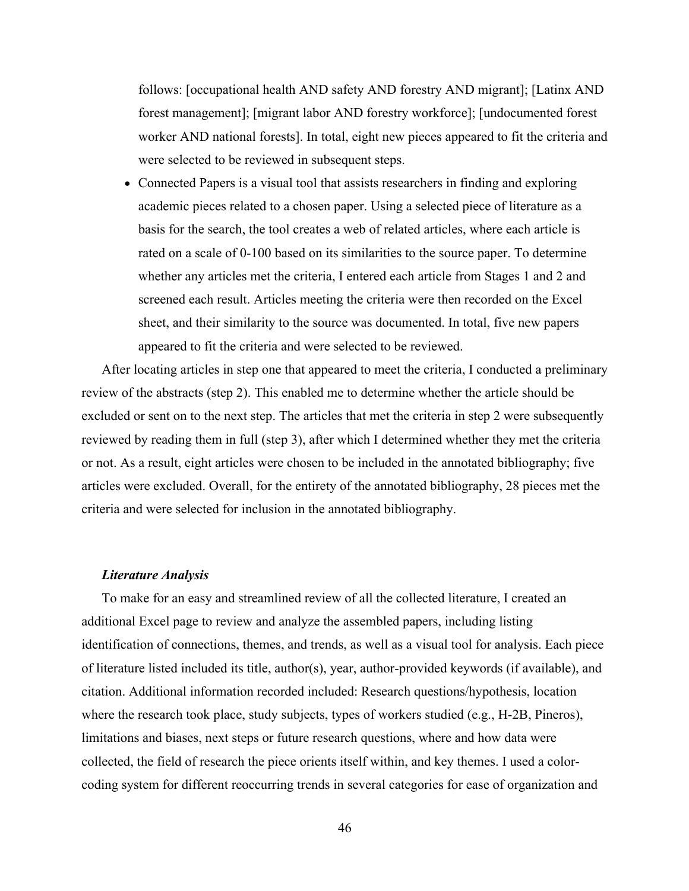follows: [occupational health AND safety AND forestry AND migrant]; [Latinx AND forest management]; [migrant labor AND forestry workforce]; [undocumented forest worker AND national forests]. In total, eight new pieces appeared to fit the criteria and were selected to be reviewed in subsequent steps.

- Connected Papers is a visual tool that assists researchers in finding and exploring academic pieces related to a chosen paper. Using a selected piece of literature as a basis for the search, the tool creates a web of related articles, where each article is rated on a scale of 0-100 based on its similarities to the source paper. To determine whether any articles met the criteria, I entered each article from Stages 1 and 2 and screened each result. Articles meeting the criteria were then recorded on the Excel sheet, and their similarity to the source was documented. In total, five new papers appeared to fit the criteria and were selected to be reviewed.

After locating articles in step one that appeared to meet the criteria, I conducted a preliminary review of the abstracts (step 2). This enabled me to determine whether the article should be excluded or sent on to the next step. The articles that met the criteria in step 2 were subsequently reviewed by reading them in full (step 3), after which I determined whether they met the criteria or not. As a result, eight articles were chosen to be included in the annotated bibliography; five articles were excluded. Overall, for the entirety of the annotated bibliography, 28 pieces met the criteria and were selected for inclusion in the annotated bibliography.

### *Literature Analysis*

To make for an easy and streamlined review of all the collected literature, I created an additional Excel page to review and analyze the assembled papers, including listing identification of connections, themes, and trends, as well as a visual tool for analysis. Each piece of literature listed included its title, author(s), year, author-provided keywords (if available), and citation. Additional information recorded included: Research questions/hypothesis, location where the research took place, study subjects, types of workers studied (e.g., H-2B, Pineros), limitations and biases, next steps or future research questions, where and how data were collected, the field of research the piece orients itself within, and key themes. I used a color-coding system for different reoccurring trends in several categories for ease of organization and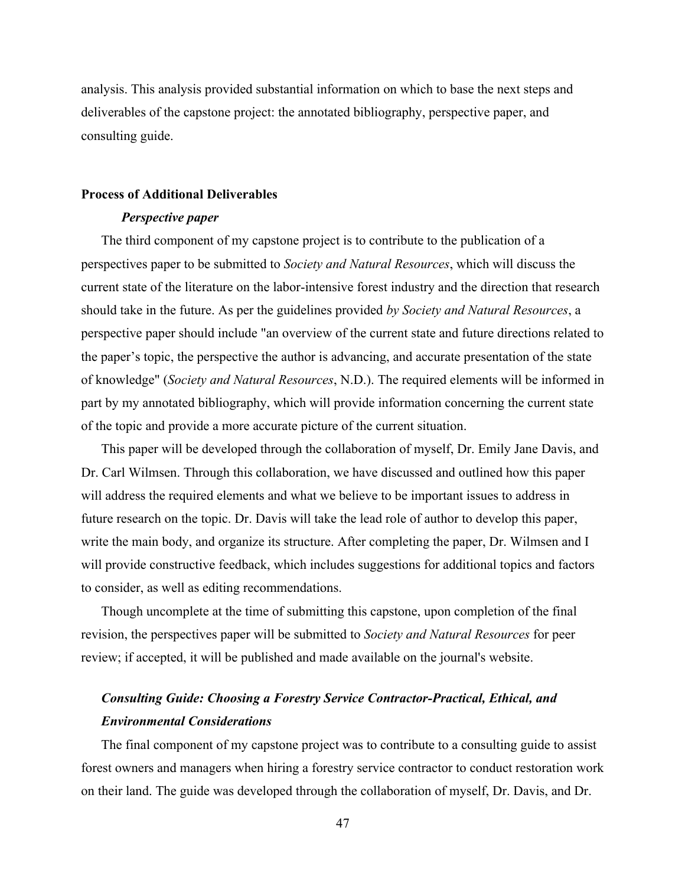analysis. This analysis provided substantial information on which to base the next steps and deliverables of the capstone project: the annotated bibliography, perspective paper, and consulting guide.

## Process of Additional Deliverables

### *Perspective paper*

The third component of my capstone project is to contribute to the publication of a perspectives paper to be submitted to *Society and Natural Resources*, which will discuss the current state of the literature on the labor-intensive forest industry and the direction that research should take in the future. As per the guidelines provided *by Society and Natural Resources*, a perspective paper should include "an overview of the current state and future directions related to the paper's topic, the perspective the author is advancing, and accurate presentation of the state of knowledge" (*Society and Natural Resources*, N.D.). The required elements will be informed in part by my annotated bibliography, which will provide information concerning the current state of the topic and provide a more accurate picture of the current situation.

This paper will be developed through the collaboration of myself, Dr. Emily Jane Davis, and Dr. Carl Wilmsen. Through this collaboration, we have discussed and outlined how this paper will address the required elements and what we believe to be important issues to address in future research on the topic. Dr. Davis will take the lead role of author to develop this paper, write the main body, and organize its structure. After completing the paper, Dr. Wilmsen and I will provide constructive feedback, which includes suggestions for additional topics and factors to consider, as well as editing recommendations.

Though uncomplete at the time of submitting this capstone, upon completion of the final revision, the perspectives paper will be submitted to *Society and Natural Resources* for peer review; if accepted, it will be published and made available on the journal's website.

### *Consulting Guide: Choosing a Forestry Service Contractor-Practical, Ethical, and Environmental Considerations*

The final component of my capstone project was to contribute to a consulting guide to assist forest owners and managers when hiring a forestry service contractor to conduct restoration work on their land. The guide was developed through the collaboration of myself, Dr. Davis, and Dr.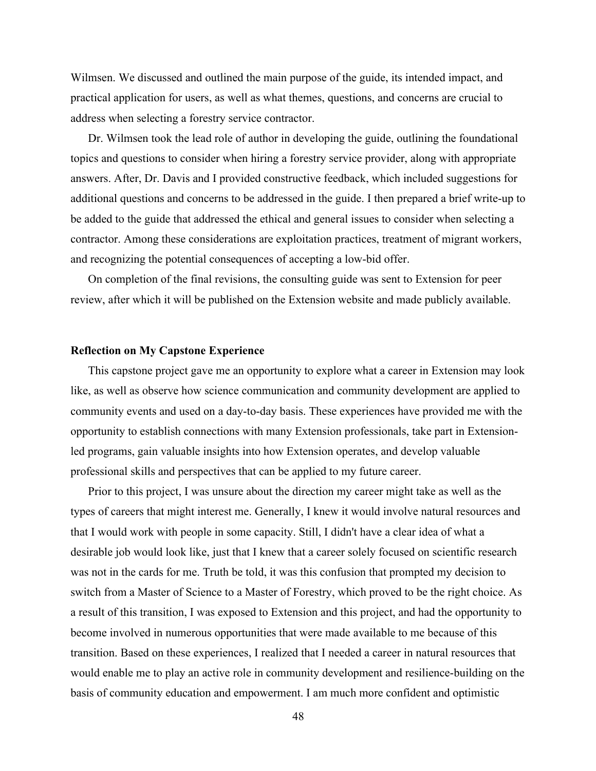Wilmsen. We discussed and outlined the main purpose of the guide, its intended impact, and practical application for users, as well as what themes, questions, and concerns are crucial to address when selecting a forestry service contractor.

Dr. Wilmsen took the lead role of author in developing the guide, outlining the foundational topics and questions to consider when hiring a forestry service provider, along with appropriate answers. After, Dr. Davis and I provided constructive feedback, which included suggestions for additional questions and concerns to be addressed in the guide. I then prepared a brief write-up to be added to the guide that addressed the ethical and general issues to consider when selecting a contractor. Among these considerations are exploitation practices, treatment of migrant workers, and recognizing the potential consequences of accepting a low-bid offer.

On completion of the final revisions, the consulting guide was sent to Extension for peer review, after which it will be published on the Extension website and made publicly available.

**Reflection on My Capstone Experience**

This capstone project gave me an opportunity to explore what a career in Extension may look like, as well as observe how science communication and community development are applied to community events and used on a day-to-day basis. These experiences have provided me with the opportunity to establish connections with many Extension professionals, take part in Extension-led programs, gain valuable insights into how Extension operates, and develop valuable professional skills and perspectives that can be applied to my future career.

Prior to this project, I was unsure about the direction my career might take as well as the types of careers that might interest me. Generally, I knew it would involve natural resources and that I would work with people in some capacity. Still, I didn't have a clear idea of what a desirable job would look like, just that I knew that a career solely focused on scientific research was not in the cards for me. Truth be told, it was this confusion that prompted my decision to switch from a Master of Science to a Master of Forestry, which proved to be the right choice. As a result of this transition, I was exposed to Extension and this project, and had the opportunity to become involved in numerous opportunities that were made available to me because of this transition. Based on these experiences, I realized that I needed a career in natural resources that would enable me to play an active role in community development and resilience-building on the basis of community education and empowerment. I am much more confident and optimistic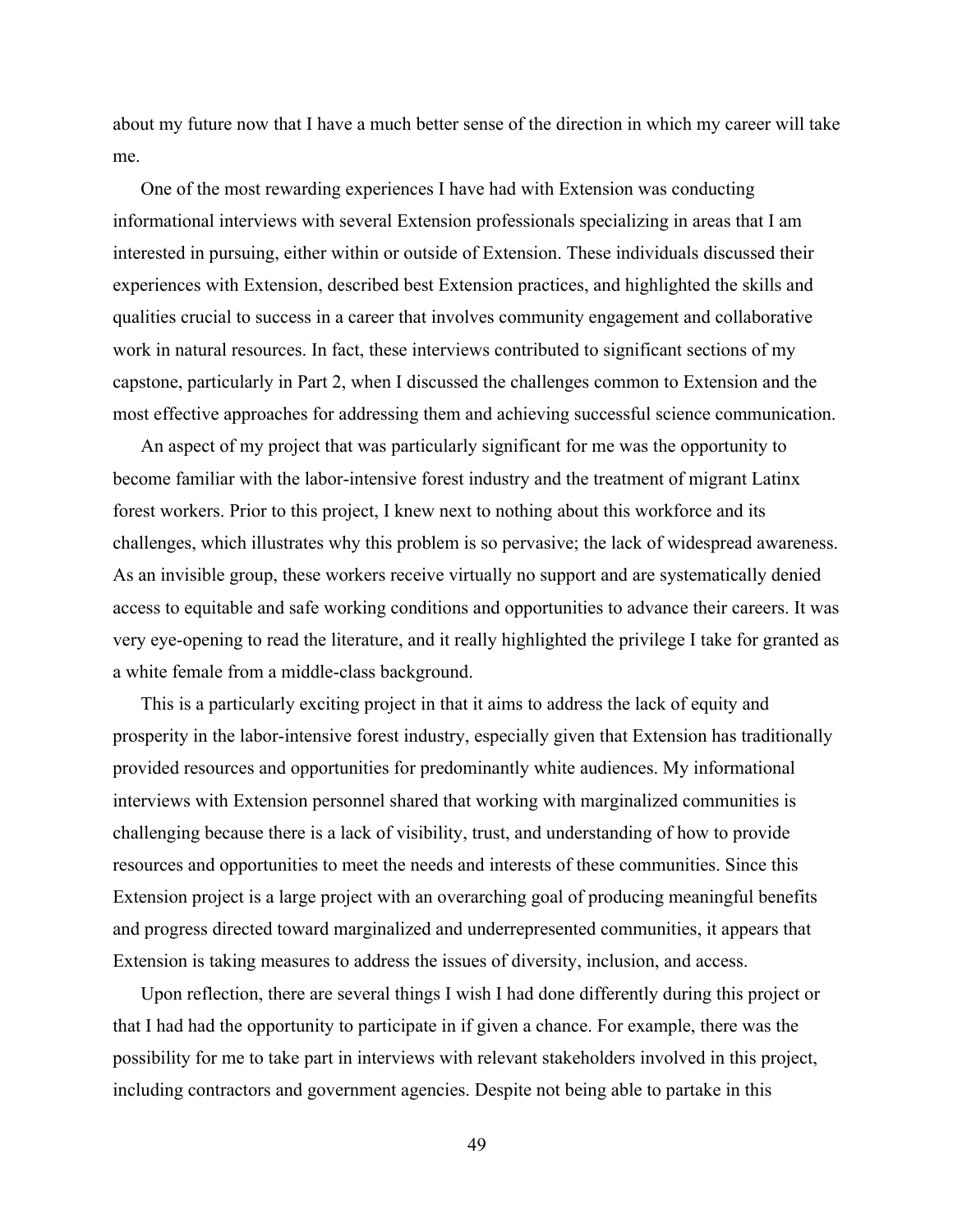about my future now that I have a much better sense of the direction in which my career will take me.

One of the most rewarding experiences I have had with Extension was conducting informational interviews with several Extension professionals specializing in areas that I am interested in pursuing, either within or outside of Extension. These individuals discussed their experiences with Extension, described best Extension practices, and highlighted the skills and qualities crucial to success in a career that involves community engagement and collaborative work in natural resources. In fact, these interviews contributed to significant sections of my capstone, particularly in Part 2, when I discussed the challenges common to Extension and the most effective approaches for addressing them and achieving successful science communication.

An aspect of my project that was particularly significant for me was the opportunity to become familiar with the labor-intensive forest industry and the treatment of migrant Latinx forest workers. Prior to this project, I knew next to nothing about this workforce and its challenges, which illustrates why this problem is so pervasive; the lack of widespread awareness. As an invisible group, these workers receive virtually no support and are systematically denied access to equitable and safe working conditions and opportunities to advance their careers. It was very eye-opening to read the literature, and it really highlighted the privilege I take for granted as a white female from a middle-class background.

This is a particularly exciting project in that it aims to address the lack of equity and prosperity in the labor-intensive forest industry, especially given that Extension has traditionally provided resources and opportunities for predominantly white audiences. My informational interviews with Extension personnel shared that working with marginalized communities is challenging because there is a lack of visibility, trust, and understanding of how to provide resources and opportunities to meet the needs and interests of these communities. Since this Extension project is a large project with an overarching goal of producing meaningful benefits and progress directed toward marginalized and underrepresented communities, it appears that Extension is taking measures to address the issues of diversity, inclusion, and access.

Upon reflection, there are several things I wish I had done differently during this project or that I had had the opportunity to participate in if given a chance. For example, there was the possibility for me to take part in interviews with relevant stakeholders involved in this project, including contractors and government agencies. Despite not being able to partake in this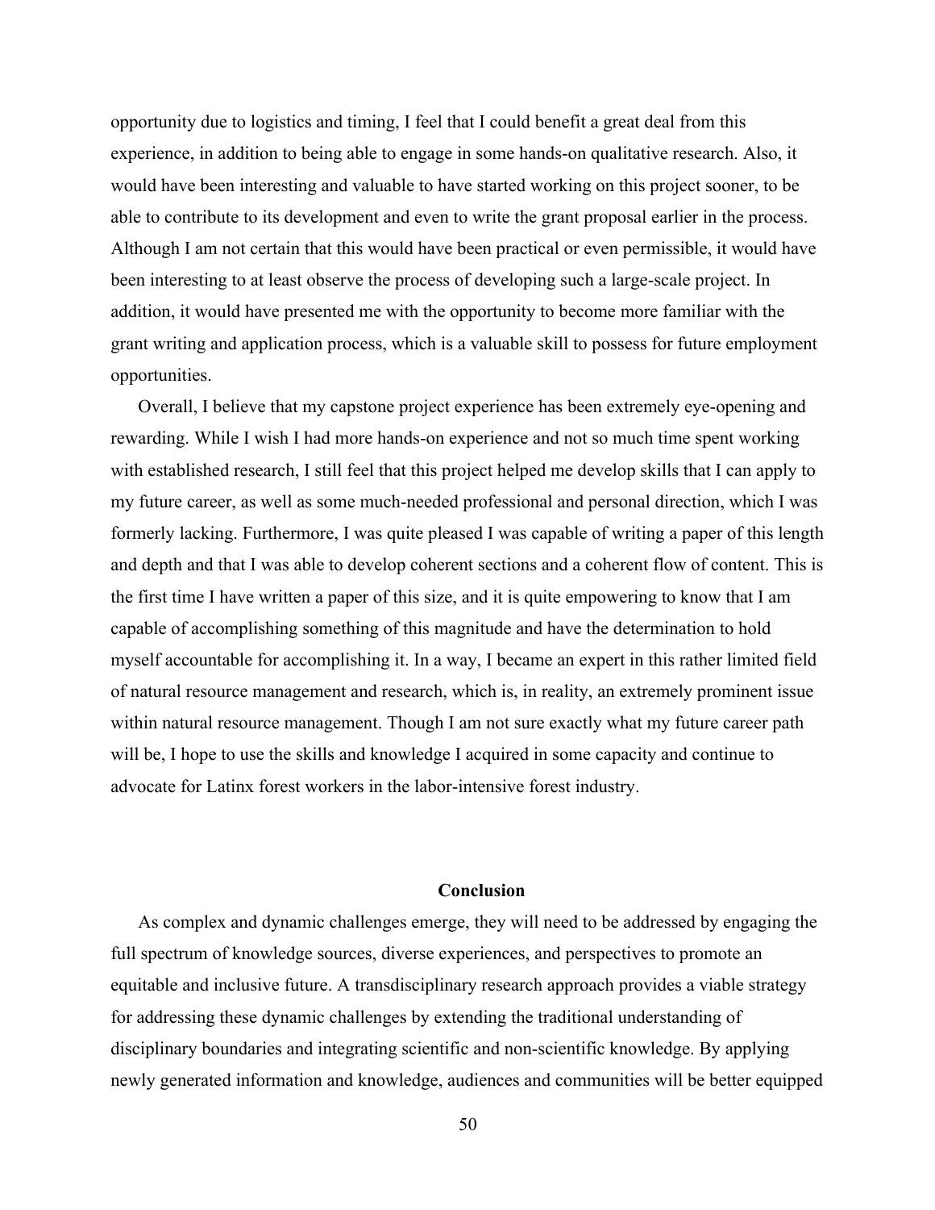opportunity due to logistics and timing, I feel that I could benefit a great deal from this experience, in addition to being able to engage in some hands-on qualitative research. Also, it would have been interesting and valuable to have started working on this project sooner, to be able to contribute to its development and even to write the grant proposal earlier in the process. Although I am not certain that this would have been practical or even permissible, it would have been interesting to at least observe the process of developing such a large-scale project. In addition, it would have presented me with the opportunity to become more familiar with the grant writing and application process, which is a valuable skill to possess for future employment opportunities.

Overall, I believe that my capstone project experience has been extremely eye-opening and rewarding. While I wish I had more hands-on experience and not so much time spent working with established research, I still feel that this project helped me develop skills that I can apply to my future career, as well as some much-needed professional and personal direction, which I was formerly lacking. Furthermore, I was quite pleased I was capable of writing a paper of this length and depth and that I was able to develop coherent sections and a coherent flow of content. This is the first time I have written a paper of this size, and it is quite empowering to know that I am capable of accomplishing something of this magnitude and have the determination to hold myself accountable for accomplishing it. In a way, I became an expert in this rather limited field of natural resource management and research, which is, in reality, an extremely prominent issue within natural resource management. Though I am not sure exactly what my future career path will be, I hope to use the skills and knowledge I acquired in some capacity and continue to advocate for Latinx forest workers in the labor-intensive forest industry.

## Conclusion

As complex and dynamic challenges emerge, they will need to be addressed by engaging the full spectrum of knowledge sources, diverse experiences, and perspectives to promote an equitable and inclusive future. A transdisciplinary research approach provides a viable strategy for addressing these dynamic challenges by extending the traditional understanding of disciplinary boundaries and integrating scientific and non-scientific knowledge. By applying newly generated information and knowledge, audiences and communities will be better equipped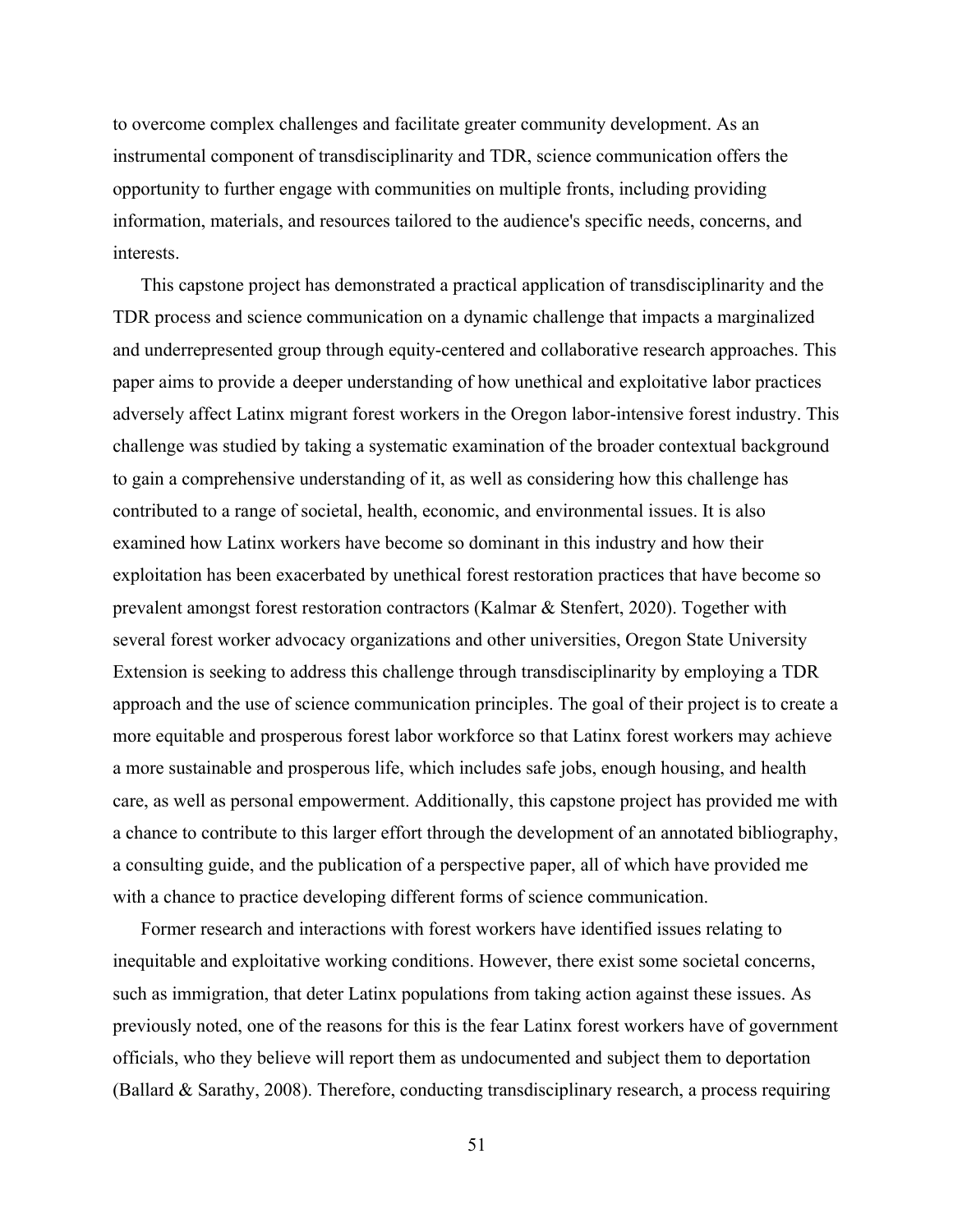to overcome complex challenges and facilitate greater community development. As an instrumental component of transdisciplinarity and TDR, science communication offers the opportunity to further engage with communities on multiple fronts, including providing information, materials, and resources tailored to the audience's specific needs, concerns, and interests.

This capstone project has demonstrated a practical application of transdisciplinarity and the TDR process and science communication on a dynamic challenge that impacts a marginalized and underrepresented group through equity-centered and collaborative research approaches. This paper aims to provide a deeper understanding of how unethical and exploitative labor practices adversely affect Latinx migrant forest workers in the Oregon labor-intensive forest industry. This challenge was studied by taking a systematic examination of the broader contextual background to gain a comprehensive understanding of it, as well as considering how this challenge has contributed to a range of societal, health, economic, and environmental issues. It is also examined how Latinx workers have become so dominant in this industry and how their exploitation has been exacerbated by unethical forest restoration practices that have become so prevalent amongst forest restoration contractors (Kalmar & Stenfert, 2020). Together with several forest worker advocacy organizations and other universities, Oregon State University Extension is seeking to address this challenge through transdisciplinarity by employing a TDR approach and the use of science communication principles. The goal of their project is to create a more equitable and prosperous forest labor workforce so that Latinx forest workers may achieve a more sustainable and prosperous life, which includes safe jobs, enough housing, and health care, as well as personal empowerment. Additionally, this capstone project has provided me with a chance to contribute to this larger effort through the development of an annotated bibliography, a consulting guide, and the publication of a perspective paper, all of which have provided me with a chance to practice developing different forms of science communication.

Former research and interactions with forest workers have identified issues relating to inequitable and exploitative working conditions. However, there exist some societal concerns, such as immigration, that deter Latinx populations from taking action against these issues. As previously noted, one of the reasons for this is the fear Latinx forest workers have of government officials, who they believe will report them as undocumented and subject them to deportation (Ballard & Sarathy, 2008). Therefore, conducting transdisciplinary research, a process requiring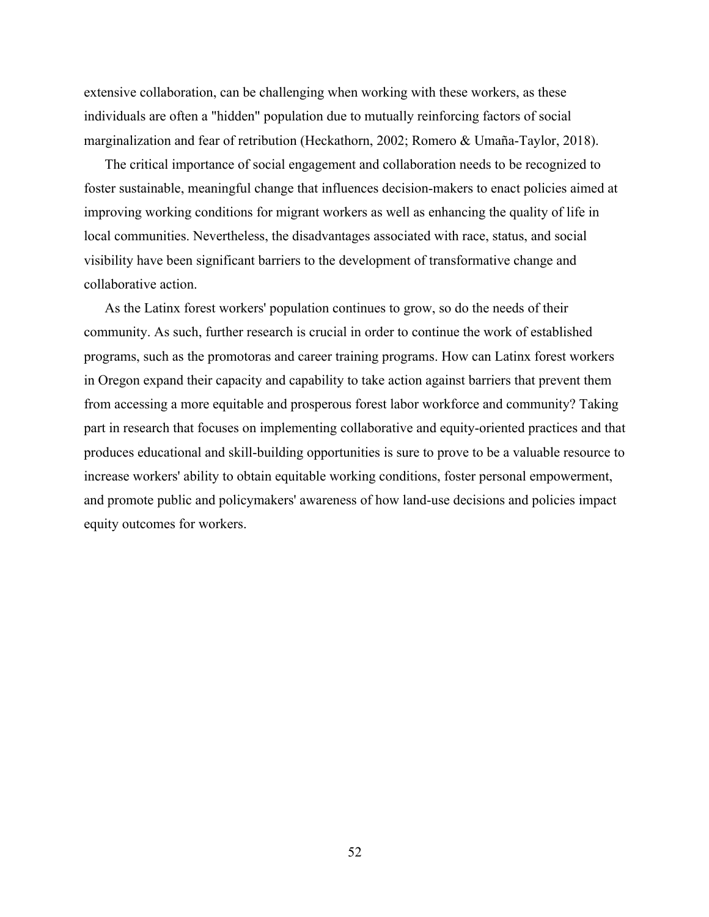extensive collaboration, can be challenging when working with these workers, as these individuals are often a "hidden" population due to mutually reinforcing factors of social marginalization and fear of retribution (Heckathorn, 2002; Romero & Umaña-Taylor, 2018).

The critical importance of social engagement and collaboration needs to be recognized to foster sustainable, meaningful change that influences decision-makers to enact policies aimed at improving working conditions for migrant workers as well as enhancing the quality of life in local communities. Nevertheless, the disadvantages associated with race, status, and social visibility have been significant barriers to the development of transformative change and collaborative action.

As the Latinx forest workers' population continues to grow, so do the needs of their community. As such, further research is crucial in order to continue the work of established programs, such as the promotoras and career training programs. How can Latinx forest workers in Oregon expand their capacity and capability to take action against barriers that prevent them from accessing a more equitable and prosperous forest labor workforce and community? Taking part in research that focuses on implementing collaborative and equity-oriented practices and that produces educational and skill-building opportunities is sure to prove to be a valuable resource to increase workers' ability to obtain equitable working conditions, foster personal empowerment, and promote public and policymakers' awareness of how land-use decisions and policies impact equity outcomes for workers.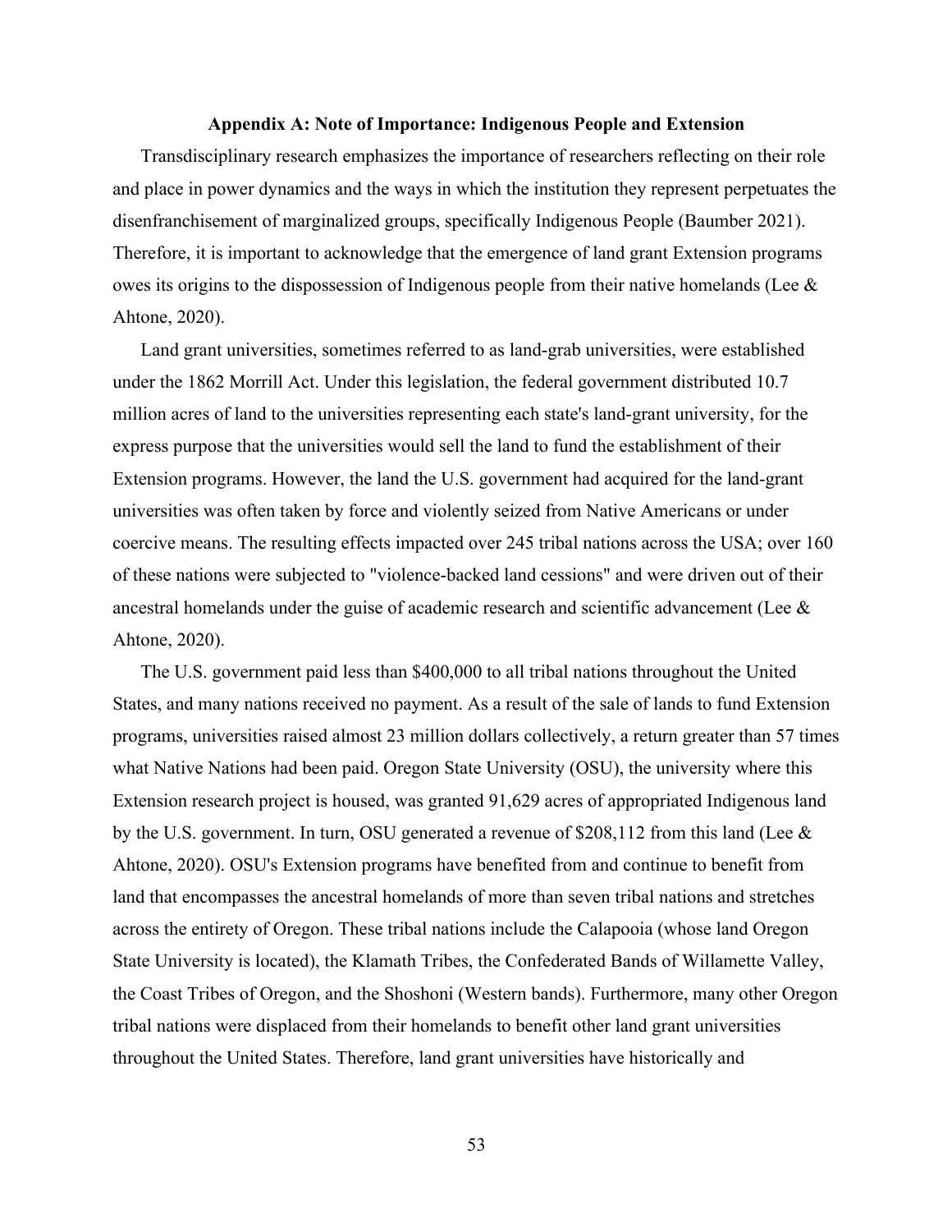## Appendix A: Note of Importance: Indigenous People and Extension

Transdisciplinary research emphasizes the importance of researchers reflecting on their role and place in power dynamics and the ways in which the institution they represent perpetuates the disenfranchisement of marginalized groups, specifically Indigenous People (Baumber 2021). Therefore, it is important to acknowledge that the emergence of land grant Extension programs owes its origins to the dispossession of Indigenous people from their native homelands (Lee & Ahtone, 2020).

Land grant universities, sometimes referred to as land-grab universities, were established under the 1862 Morrill Act. Under this legislation, the federal government distributed 10.7 million acres of land to the universities representing each state's land-grant university, for the express purpose that the universities would sell the land to fund the establishment of their Extension programs. However, the land the U.S. government had acquired for the land-grant universities was often taken by force and violently seized from Native Americans or under coercive means. The resulting effects impacted over 245 tribal nations across the USA; over 160 of these nations were subjected to "violence-backed land cessions" and were driven out of their ancestral homelands under the guise of academic research and scientific advancement (Lee & Ahtone, 2020).

The U.S. government paid less than $400,000 to all tribal nations throughout the United States, and many nations received no payment. As a result of the sale of lands to fund Extension programs, universities raised almost 23 million dollars collectively, a return greater than 57 times what Native Nations had been paid. Oregon State University (OSU), the university where this Extension research project is housed, was granted 91,629 acres of appropriated Indigenous land by the U.S. government. In turn, OSU generated a revenue of $208,112 from this land (Lee & Ahtone, 2020). OSU's Extension programs have benefited from and continue to benefit from land that encompasses the ancestral homelands of more than seven tribal nations and stretches across the entirety of Oregon. These tribal nations include the Calapooia (whose land Oregon State University is located), the Klamath Tribes, the Confederated Bands of Willamette Valley, the Coast Tribes of Oregon, and the Shoshoni (Western bands). Furthermore, many other Oregon tribal nations were displaced from their homelands to benefit other land grant universities throughout the United States. Therefore, land grant universities have historically and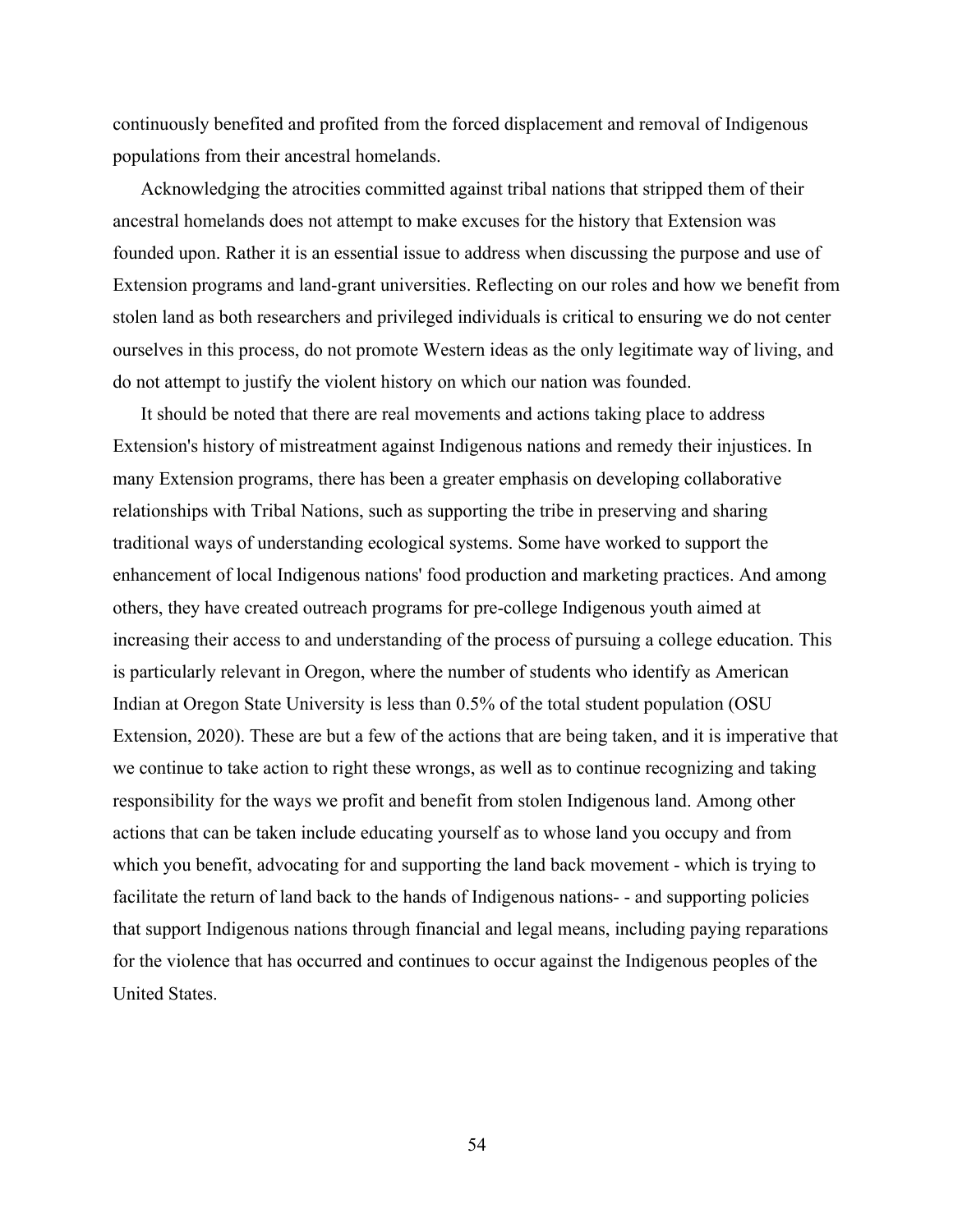continuously benefited and profited from the forced displacement and removal of Indigenous populations from their ancestral homelands.

Acknowledging the atrocities committed against tribal nations that stripped them of their ancestral homelands does not attempt to make excuses for the history that Extension was founded upon. Rather it is an essential issue to address when discussing the purpose and use of Extension programs and land-grant universities. Reflecting on our roles and how we benefit from stolen land as both researchers and privileged individuals is critical to ensuring we do not center ourselves in this process, do not promote Western ideas as the only legitimate way of living, and do not attempt to justify the violent history on which our nation was founded.

It should be noted that there are real movements and actions taking place to address Extension's history of mistreatment against Indigenous nations and remedy their injustices. In many Extension programs, there has been a greater emphasis on developing collaborative relationships with Tribal Nations, such as supporting the tribe in preserving and sharing traditional ways of understanding ecological systems. Some have worked to support the enhancement of local Indigenous nations' food production and marketing practices. And among others, they have created outreach programs for pre-college Indigenous youth aimed at increasing their access to and understanding of the process of pursuing a college education. This is particularly relevant in Oregon, where the number of students who identify as American Indian at Oregon State University is less than 0.5% of the total student population (OSU Extension, 2020). These are but a few of the actions that are being taken, and it is imperative that we continue to take action to right these wrongs, as well as to continue recognizing and taking responsibility for the ways we profit and benefit from stolen Indigenous land. Among other actions that can be taken include educating yourself as to whose land you occupy and from which you benefit, advocating for and supporting the land back movement - which is trying to facilitate the return of land back to the hands of Indigenous nations- - and supporting policies that support Indigenous nations through financial and legal means, including paying reparations for the violence that has occurred and continues to occur against the Indigenous peoples of the United States.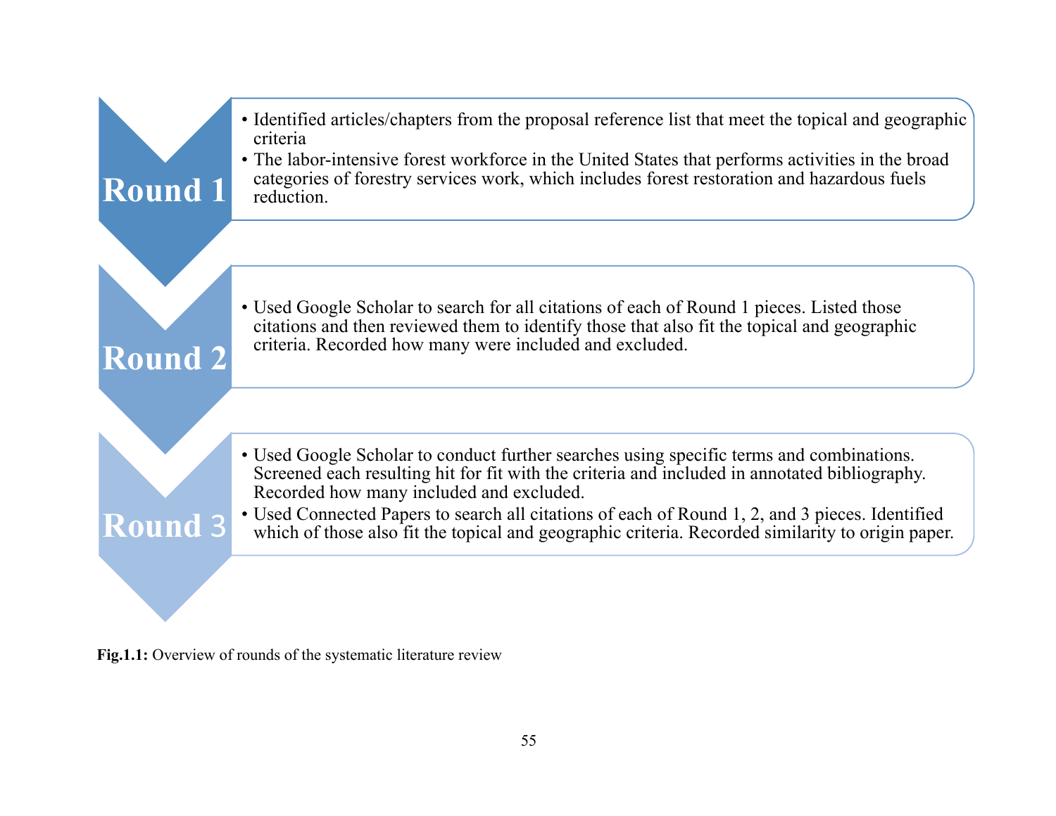**Round 1**

- Identified articles/chapters from the proposal reference list that meet the topical and geographic criteria
- The labor-intensive forest workforce in the United States that performs activities in the broad categories of forestry services work, which includes forest restoration and hazardous fuels reduction.

**Round 2**

- Used Google Scholar to search for all citations of each of Round 1 pieces. Listed those citations and then reviewed them to identify those that also fit the topical and geographic criteria. Recorded how many were included and excluded.

**Round 3**

- Used Google Scholar to conduct further searches using specific terms and combinations. Screened each resulting hit for fit with the criteria and included in annotated bibliography. Recorded how many included and excluded.
- Used Connected Papers to search all citations of each of Round 1, 2, and 3 pieces. Identified which of those also fit the topical and geographic criteria. Recorded similarity to origin paper.

**Fig.1.1:** Overview of rounds of the systematic literature review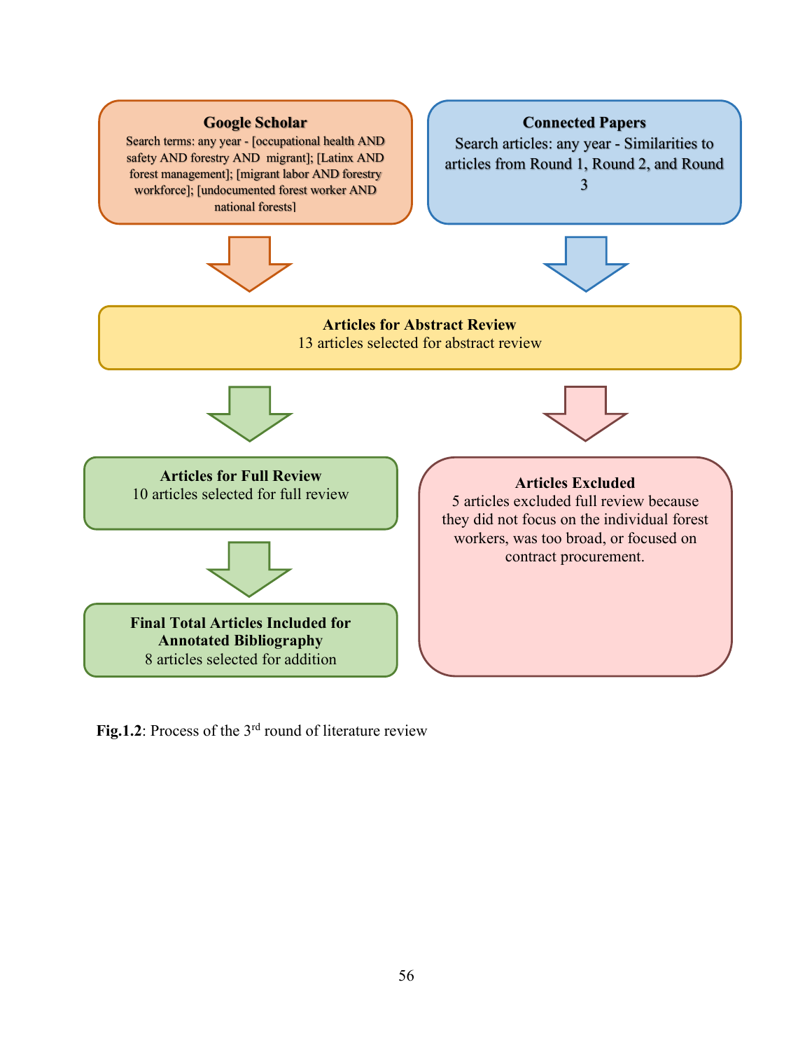**Google Scholar**

Search terms: any year - [occupational health AND safety AND forestry AND migrant]; [Latinx AND forest management]; [migrant labor AND forestry workforce]; [undocumented forest worker AND national forests]

**Connected Papers**

Search articles: any year - Similarities to articles from Round 1, Round 2, and Round 3

**Articles for Abstract Review**

13 articles selected for abstract review

**Articles for Full Review**

10 articles selected for full review

**Articles Excluded**

5 articles excluded full review because they did not focus on the individual forest workers, was too broad, or focused on contract procurement.

**Final Total Articles Included for Annotated Bibliography**

8 articles selected for addition

**Fig.1.2**: Process of the 3rd round of literature review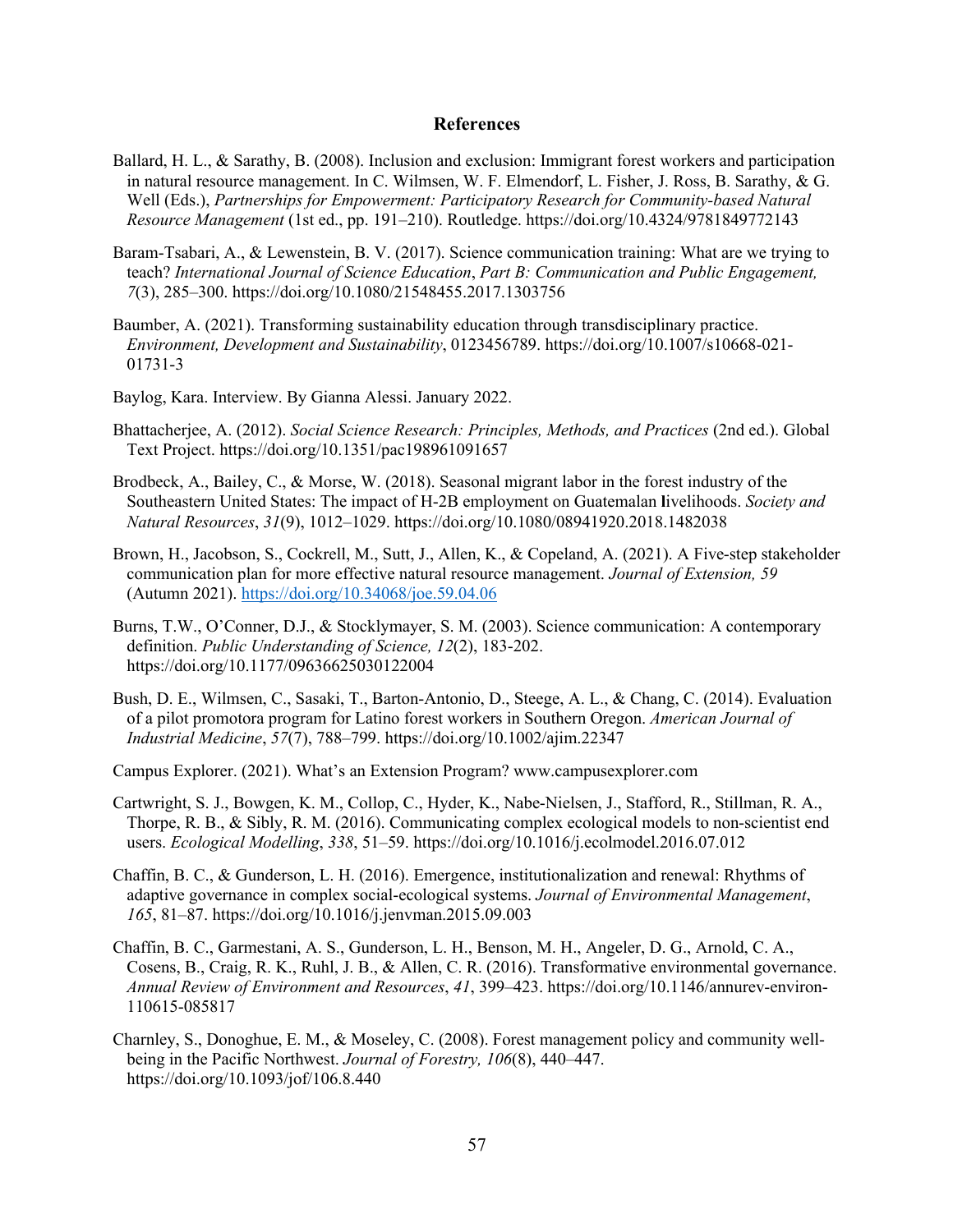## References

Ballard, H. L., & Sarathy, B. (2008). Inclusion and exclusion: Immigrant forest workers and participation in natural resource management. In C. Wilmsen, W. F. Elmendorf, L. Fisher, J. Ross, B. Sarathy, & G. Well (Eds.), *Partnerships for Empowerment: Participatory Research for Community-based Natural Resource Management* (1st ed., pp. 191–210). Routledge. https://doi.org/10.4324/9781849772143

Baram-Tsabari, A., & Lewenstein, B. V. (2017). Science communication training: What are we trying to teach? *International Journal of Science Education*, *Part B: Communication and Public Engagement, 7*(3), 285–300. https://doi.org/10.1080/21548455.2017.1303756

Baumber, A. (2021). Transforming sustainability education through transdisciplinary practice. *Environment, Development and Sustainability*, 0123456789. https://doi.org/10.1007/s10668-021-01731-3

Baylog, Kara. Interview. By Gianna Alessi. January 2022.

Bhattacherjee, A. (2012). *Social Science Research: Principles, Methods, and Practices* (2nd ed.). Global Text Project. https://doi.org/10.1351/pac198961091657

Brodbeck, A., Bailey, C., & Morse, W. (2018). Seasonal migrant labor in the forest industry of the Southeastern United States: The impact of H-2B employment on Guatemalan livelihoods. *Society and Natural Resources*, *31*(9), 1012–1029. https://doi.org/10.1080/08941920.2018.1482038

Brown, H., Jacobson, S., Cockrell, M., Sutt, J., Allen, K., & Copeland, A. (2021). A Five-step stakeholder communication plan for more effective natural resource management. *Journal of Extension, 59* (Autumn 2021). https://doi.org/10.34068/joe.59.04.06

Burns, T.W., O'Conner, D.J., & Stocklymayer, S. M. (2003). Science communication: A contemporary definition. *Public Understanding of Science, 12*(2), 183-202. https://doi.org/10.1177/09636625030122004

Bush, D. E., Wilmsen, C., Sasaki, T., Barton-Antonio, D., Steege, A. L., & Chang, C. (2014). Evaluation of a pilot promotora program for Latino forest workers in Southern Oregon. *American Journal of Industrial Medicine*, *57*(7), 788–799. https://doi.org/10.1002/ajim.22347

Campus Explorer. (2021). What's an Extension Program? www.campusexplorer.com

Cartwright, S. J., Bowgen, K. M., Collop, C., Hyder, K., Nabe-Nielsen, J., Stafford, R., Stillman, R. A., Thorpe, R. B., & Sibly, R. M. (2016). Communicating complex ecological models to non-scientist end users. *Ecological Modelling*, *338*, 51–59. https://doi.org/10.1016/j.ecolmodel.2016.07.012

Chaffin, B. C., & Gunderson, L. H. (2016). Emergence, institutionalization and renewal: Rhythms of adaptive governance in complex social-ecological systems. *Journal of Environmental Management*, *165*, 81–87. https://doi.org/10.1016/j.jenvman.2015.09.003

Chaffin, B. C., Garmestani, A. S., Gunderson, L. H., Benson, M. H., Angeler, D. G., Arnold, C. A., Cosens, B., Craig, R. K., Ruhl, J. B., & Allen, C. R. (2016). Transformative environmental governance. *Annual Review of Environment and Resources*, *41*, 399–423. https://doi.org/10.1146/annurev-environ-110615-085817

Charnley, S., Donoghue, E. M., & Moseley, C. (2008). Forest management policy and community well-being in the Pacific Northwest. *Journal of Forestry, 106*(8), 440–447. https://doi.org/10.1093/jof/106.8.440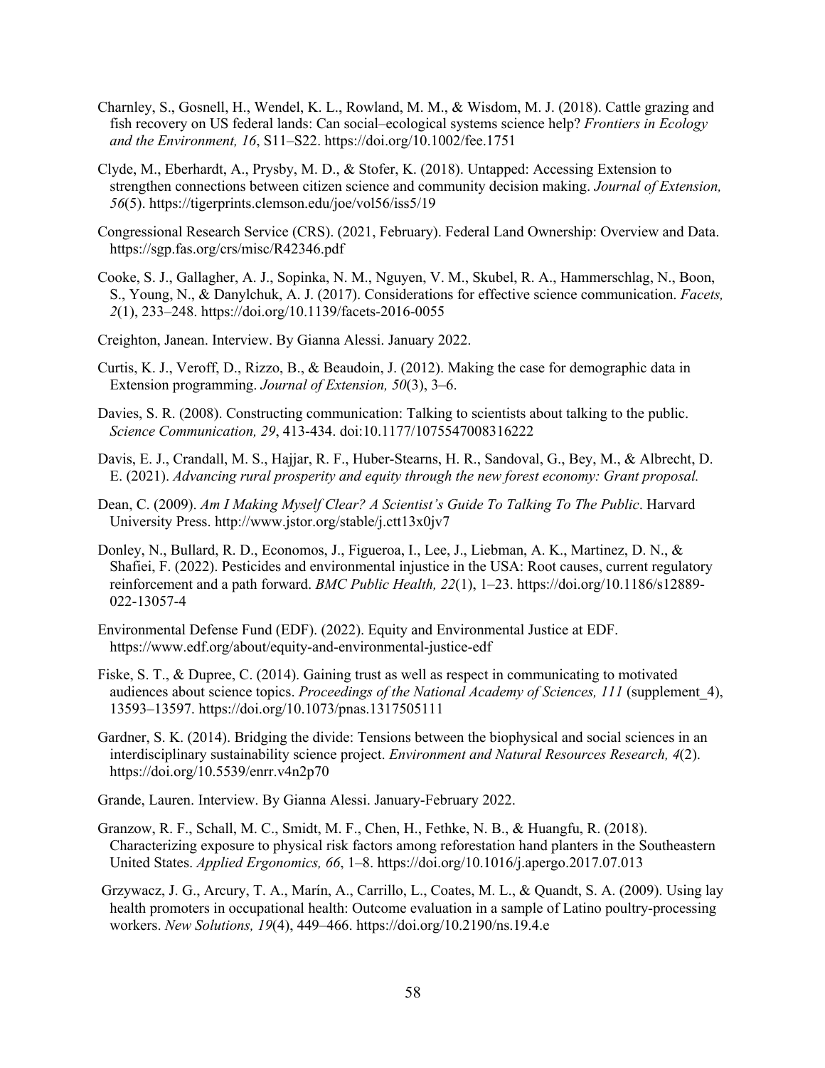Charnley, S., Gosnell, H., Wendel, K. L., Rowland, M. M., & Wisdom, M. J. (2018). Cattle grazing and fish recovery on US federal lands: Can social–ecological systems science help? *Frontiers in Ecology and the Environment, 16*, S11–S22. https://doi.org/10.1002/fee.1751

Clyde, M., Eberhardt, A., Prysby, M. D., & Stofer, K. (2018). Untapped: Accessing Extension to strengthen connections between citizen science and community decision making. *Journal of Extension, 56*(5). https://tigerprints.clemson.edu/joe/vol56/iss5/19

Congressional Research Service (CRS). (2021, February). Federal Land Ownership: Overview and Data. https://sgp.fas.org/crs/misc/R42346.pdf

Cooke, S. J., Gallagher, A. J., Sopinka, N. M., Nguyen, V. M., Skubel, R. A., Hammerschlag, N., Boon, S., Young, N., & Danylchuk, A. J. (2017). Considerations for effective science communication. *Facets, 2*(1), 233–248. https://doi.org/10.1139/facets-2016-0055

Creighton, Janean. Interview. By Gianna Alessi. January 2022.

Curtis, K. J., Veroff, D., Rizzo, B., & Beaudoin, J. (2012). Making the case for demographic data in Extension programming. *Journal of Extension, 50*(3), 3–6.

Davies, S. R. (2008). Constructing communication: Talking to scientists about talking to the public. *Science Communication, 29*, 413-434. doi:10.1177/1075547008316222

Davis, E. J., Crandall, M. S., Hajjar, R. F., Huber-Stearns, H. R., Sandoval, G., Bey, M., & Albrecht, D. E. (2021). *Advancing rural prosperity and equity through the new forest economy: Grant proposal.*

Dean, C. (2009). *Am I Making Myself Clear? A Scientist's Guide To Talking To The Public*. Harvard University Press. http://www.jstor.org/stable/j.ctt13x0jv7

Donley, N., Bullard, R. D., Economos, J., Figueroa, I., Lee, J., Liebman, A. K., Martinez, D. N., & Shafiei, F. (2022). Pesticides and environmental injustice in the USA: Root causes, current regulatory reinforcement and a path forward. *BMC Public Health, 22*(1), 1–23. https://doi.org/10.1186/s12889-022-13057-4

Environmental Defense Fund (EDF). (2022). Equity and Environmental Justice at EDF. https://www.edf.org/about/equity-and-environmental-justice-edf

Fiske, S. T., & Dupree, C. (2014). Gaining trust as well as respect in communicating to motivated audiences about science topics. *Proceedings of the National Academy of Sciences, 111* (supplement_4), 13593–13597. https://doi.org/10.1073/pnas.1317505111

Gardner, S. K. (2014). Bridging the divide: Tensions between the biophysical and social sciences in an interdisciplinary sustainability science project. *Environment and Natural Resources Research, 4*(2). https://doi.org/10.5539/enrr.v4n2p70

Grande, Lauren. Interview. By Gianna Alessi. January-February 2022.

Granzow, R. F., Schall, M. C., Smidt, M. F., Chen, H., Fethke, N. B., & Huangfu, R. (2018). Characterizing exposure to physical risk factors among reforestation hand planters in the Southeastern United States. *Applied Ergonomics, 66*, 1–8. https://doi.org/10.1016/j.apergo.2017.07.013

Grzywacz, J. G., Arcury, T. A., Marín, A., Carrillo, L., Coates, M. L., & Quandt, S. A. (2009). Using lay health promoters in occupational health: Outcome evaluation in a sample of Latino poultry-processing workers. *New Solutions, 19*(4), 449–466. https://doi.org/10.2190/ns.19.4.e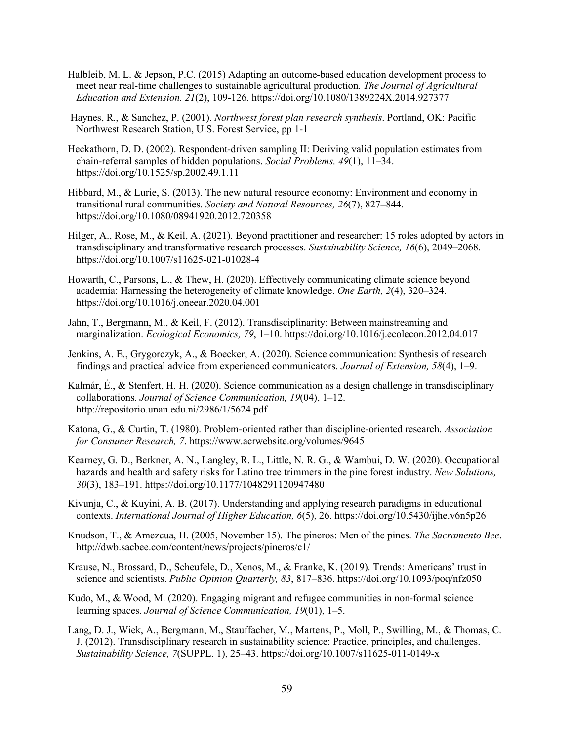Halbleib, M. L. & Jepson, P.C. (2015) Adapting an outcome-based education development process to meet near real-time challenges to sustainable agricultural production. *The Journal of Agricultural Education and Extension. 21*(2), 109-126. https://doi.org/10.1080/1389224X.2014.927377

Haynes, R., & Sanchez, P. (2001). *Northwest forest plan research synthesis*. Portland, OK: Pacific Northwest Research Station, U.S. Forest Service, pp 1-1

Heckathorn, D. D. (2002). Respondent-driven sampling II: Deriving valid population estimates from chain-referral samples of hidden populations. *Social Problems, 49*(1), 11–34. https://doi.org/10.1525/sp.2002.49.1.11

Hibbard, M., & Lurie, S. (2013). The new natural resource economy: Environment and economy in transitional rural communities. *Society and Natural Resources, 26*(7), 827–844. https://doi.org/10.1080/08941920.2012.720358

Hilger, A., Rose, M., & Keil, A. (2021). Beyond practitioner and researcher: 15 roles adopted by actors in transdisciplinary and transformative research processes. *Sustainability Science, 16*(6), 2049–2068. https://doi.org/10.1007/s11625-021-01028-4

Howarth, C., Parsons, L., & Thew, H. (2020). Effectively communicating climate science beyond academia: Harnessing the heterogeneity of climate knowledge. *One Earth, 2*(4), 320–324. https://doi.org/10.1016/j.oneear.2020.04.001

Jahn, T., Bergmann, M., & Keil, F. (2012). Transdisciplinarity: Between mainstreaming and marginalization. *Ecological Economics, 79*, 1–10. https://doi.org/10.1016/j.ecolecon.2012.04.017

Jenkins, A. E., Grygorczyk, A., & Boecker, A. (2020). Science communication: Synthesis of research findings and practical advice from experienced communicators. *Journal of Extension, 58*(4), 1–9.

Kalmár, É., & Stenfert, H. H. (2020). Science communication as a design challenge in transdisciplinary collaborations. *Journal of Science Communication, 19*(04), 1–12. http://repositorio.unan.edu.ni/2986/1/5624.pdf

Katona, G., & Curtin, T. (1980). Problem-oriented rather than discipline-oriented research. *Association for Consumer Research, 7*. https://www.acrwebsite.org/volumes/9645

Kearney, G. D., Berkner, A. N., Langley, R. L., Little, N. R. G., & Wambui, D. W. (2020). Occupational hazards and health and safety risks for Latino tree trimmers in the pine forest industry. *New Solutions, 30*(3), 183–191. https://doi.org/10.1177/1048291120947480

Kivunja, C., & Kuyini, A. B. (2017). Understanding and applying research paradigms in educational contexts. *International Journal of Higher Education, 6*(5), 26. https://doi.org/10.5430/ijhe.v6n5p26

Knudson, T., & Amezcua, H. (2005, November 15). The pineros: Men of the pines. *The Sacramento Bee*. http://dwb.sacbee.com/content/news/projects/pineros/c1/

Krause, N., Brossard, D., Scheufele, D., Xenos, M., & Franke, K. (2019). Trends: Americans' trust in science and scientists. *Public Opinion Quarterly, 83*, 817–836. https://doi.org/10.1093/poq/nfz050

Kudo, M., & Wood, M. (2020). Engaging migrant and refugee communities in non-formal science learning spaces. *Journal of Science Communication, 19*(01), 1–5.

Lang, D. J., Wiek, A., Bergmann, M., Stauffacher, M., Martens, P., Moll, P., Swilling, M., & Thomas, C. J. (2012). Transdisciplinary research in sustainability science: Practice, principles, and challenges. *Sustainability Science, 7*(SUPPL. 1), 25–43. https://doi.org/10.1007/s11625-011-0149-x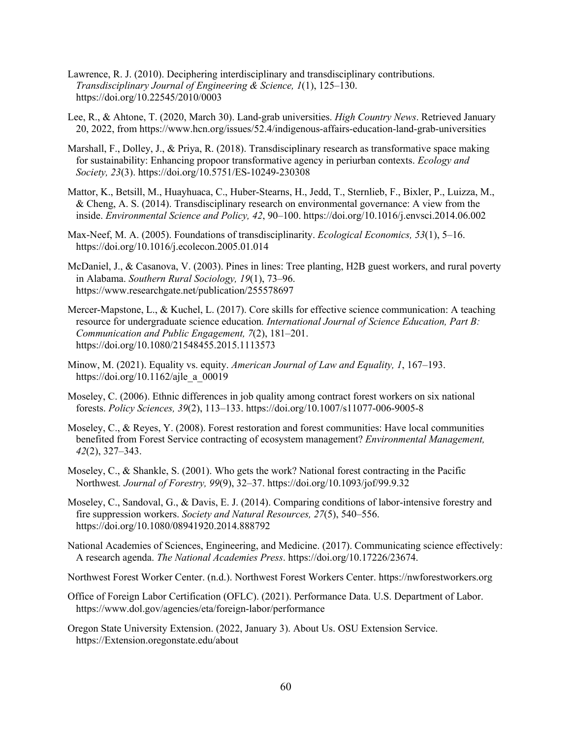Lawrence, R. J. (2010). Deciphering interdisciplinary and transdisciplinary contributions. *Transdisciplinary Journal of Engineering & Science, 1*(1), 125–130. https://doi.org/10.22545/2010/0003

Lee, R., & Ahtone, T. (2020, March 30). Land-grab universities. *High Country News*. Retrieved January 20, 2022, from https://www.hcn.org/issues/52.4/indigenous-affairs-education-land-grab-universities

Marshall, F., Dolley, J., & Priya, R. (2018). Transdisciplinary research as transformative space making for sustainability: Enhancing propoor transformative agency in periurban contexts. *Ecology and Society, 23*(3). https://doi.org/10.5751/ES-10249-230308

Mattor, K., Betsill, M., Huayhuaca, C., Huber-Stearns, H., Jedd, T., Sternlieb, F., Bixler, P., Luizza, M., & Cheng, A. S. (2014). Transdisciplinary research on environmental governance: A view from the inside. *Environmental Science and Policy, 42*, 90–100. https://doi.org/10.1016/j.envsci.2014.06.002

Max-Neef, M. A. (2005). Foundations of transdisciplinarity. *Ecological Economics, 53*(1), 5–16. https://doi.org/10.1016/j.ecolecon.2005.01.014

McDaniel, J., & Casanova, V. (2003). Pines in lines: Tree planting, H2B guest workers, and rural poverty in Alabama. *Southern Rural Sociology, 19*(1), 73–96. https://www.researchgate.net/publication/255578697

Mercer-Mapstone, L., & Kuchel, L. (2017). Core skills for effective science communication: A teaching resource for undergraduate science education*. International Journal of Science Education, Part B: Communication and Public Engagement, 7*(2), 181–201. https://doi.org/10.1080/21548455.2015.1113573

Minow, M. (2021). Equality vs. equity. *American Journal of Law and Equality, 1*, 167–193. https://doi.org/10.1162/ajle_a_00019

Moseley, C. (2006). Ethnic differences in job quality among contract forest workers on six national forests. *Policy Sciences, 39*(2), 113–133. https://doi.org/10.1007/s11077-006-9005-8

Moseley, C., & Reyes, Y. (2008). Forest restoration and forest communities: Have local communities benefited from Forest Service contracting of ecosystem management? *Environmental Management, 42*(2), 327–343.

Moseley, C., & Shankle, S. (2001). Who gets the work? National forest contracting in the Pacific Northwest*. Journal of Forestry, 99*(9), 32–37. https://doi.org/10.1093/jof/99.9.32

Moseley, C., Sandoval, G., & Davis, E. J. (2014). Comparing conditions of labor-intensive forestry and fire suppression workers. *Society and Natural Resources, 27*(5), 540–556. https://doi.org/10.1080/08941920.2014.888792

National Academies of Sciences, Engineering, and Medicine. (2017). Communicating science effectively: A research agenda. *The National Academies Press*. https://doi.org/10.17226/23674.

Northwest Forest Worker Center. (n.d.). Northwest Forest Workers Center. https://nwforestworkers.org

Office of Foreign Labor Certification (OFLC). (2021). Performance Data. U.S. Department of Labor. https://www.dol.gov/agencies/eta/foreign-labor/performance

Oregon State University Extension. (2022, January 3). About Us. OSU Extension Service. https://Extension.oregonstate.edu/about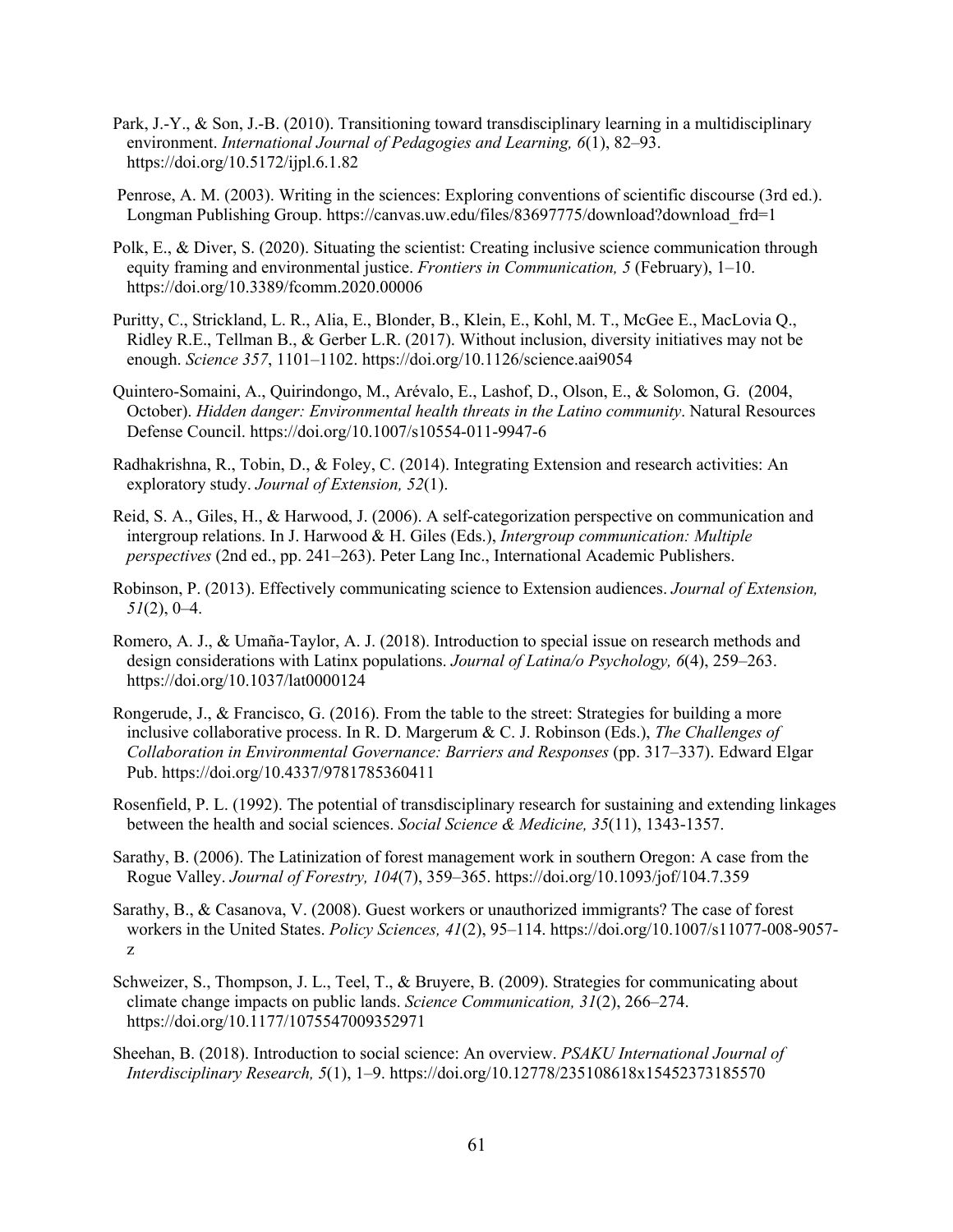Park, J.-Y., & Son, J.-B. (2010). Transitioning toward transdisciplinary learning in a multidisciplinary environment. *International Journal of Pedagogies and Learning, 6*(1), 82–93. https://doi.org/10.5172/ijpl.6.1.82

Penrose, A. M. (2003). Writing in the sciences: Exploring conventions of scientific discourse (3rd ed.). Longman Publishing Group. https://canvas.uw.edu/files/83697775/download?download_frd=1

Polk, E., & Diver, S. (2020). Situating the scientist: Creating inclusive science communication through equity framing and environmental justice. *Frontiers in Communication, 5* (February), 1–10. https://doi.org/10.3389/fcomm.2020.00006

Puritty, C., Strickland, L. R., Alia, E., Blonder, B., Klein, E., Kohl, M. T., McGee E., MacLovia Q., Ridley R.E., Tellman B., & Gerber L.R. (2017). Without inclusion, diversity initiatives may not be enough. *Science 357*, 1101–1102. https://doi.org/10.1126/science.aai9054

Quintero-Somaini, A., Quirindongo, M., Arévalo, E., Lashof, D., Olson, E., & Solomon, G. (2004, October). *Hidden danger: Environmental health threats in the Latino community*. Natural Resources Defense Council. https://doi.org/10.1007/s10554-011-9947-6

Radhakrishna, R., Tobin, D., & Foley, C. (2014). Integrating Extension and research activities: An exploratory study. *Journal of Extension, 52*(1).

Reid, S. A., Giles, H., & Harwood, J. (2006). A self-categorization perspective on communication and intergroup relations. In J. Harwood & H. Giles (Eds.), *Intergroup communication: Multiple perspectives* (2nd ed., pp. 241–263). Peter Lang Inc., International Academic Publishers.

Robinson, P. (2013). Effectively communicating science to Extension audiences. *Journal of Extension, 51*(2), 0–4.

Romero, A. J., & Umaña-Taylor, A. J. (2018). Introduction to special issue on research methods and design considerations with Latinx populations. *Journal of Latina/o Psychology, 6*(4), 259–263. https://doi.org/10.1037/lat0000124

Rongerude, J., & Francisco, G. (2016). From the table to the street: Strategies for building a more inclusive collaborative process. In R. D. Margerum & C. J. Robinson (Eds.), *The Challenges of Collaboration in Environmental Governance: Barriers and Responses* (pp. 317–337). Edward Elgar Pub. https://doi.org/10.4337/9781785360411

Rosenfield, P. L. (1992). The potential of transdisciplinary research for sustaining and extending linkages between the health and social sciences. *Social Science & Medicine, 35*(11), 1343-1357.

Sarathy, B. (2006). The Latinization of forest management work in southern Oregon: A case from the Rogue Valley. *Journal of Forestry, 104*(7), 359–365. https://doi.org/10.1093/jof/104.7.359

Sarathy, B., & Casanova, V. (2008). Guest workers or unauthorized immigrants? The case of forest workers in the United States. *Policy Sciences, 41*(2), 95–114. https://doi.org/10.1007/s11077-008-9057-z

Schweizer, S., Thompson, J. L., Teel, T., & Bruyere, B. (2009). Strategies for communicating about climate change impacts on public lands. *Science Communication, 31*(2), 266–274. https://doi.org/10.1177/1075547009352971

Sheehan, B. (2018). Introduction to social science: An overview. *PSAKU International Journal of Interdisciplinary Research, 5*(1), 1–9. https://doi.org/10.12778/235108618x15452373185570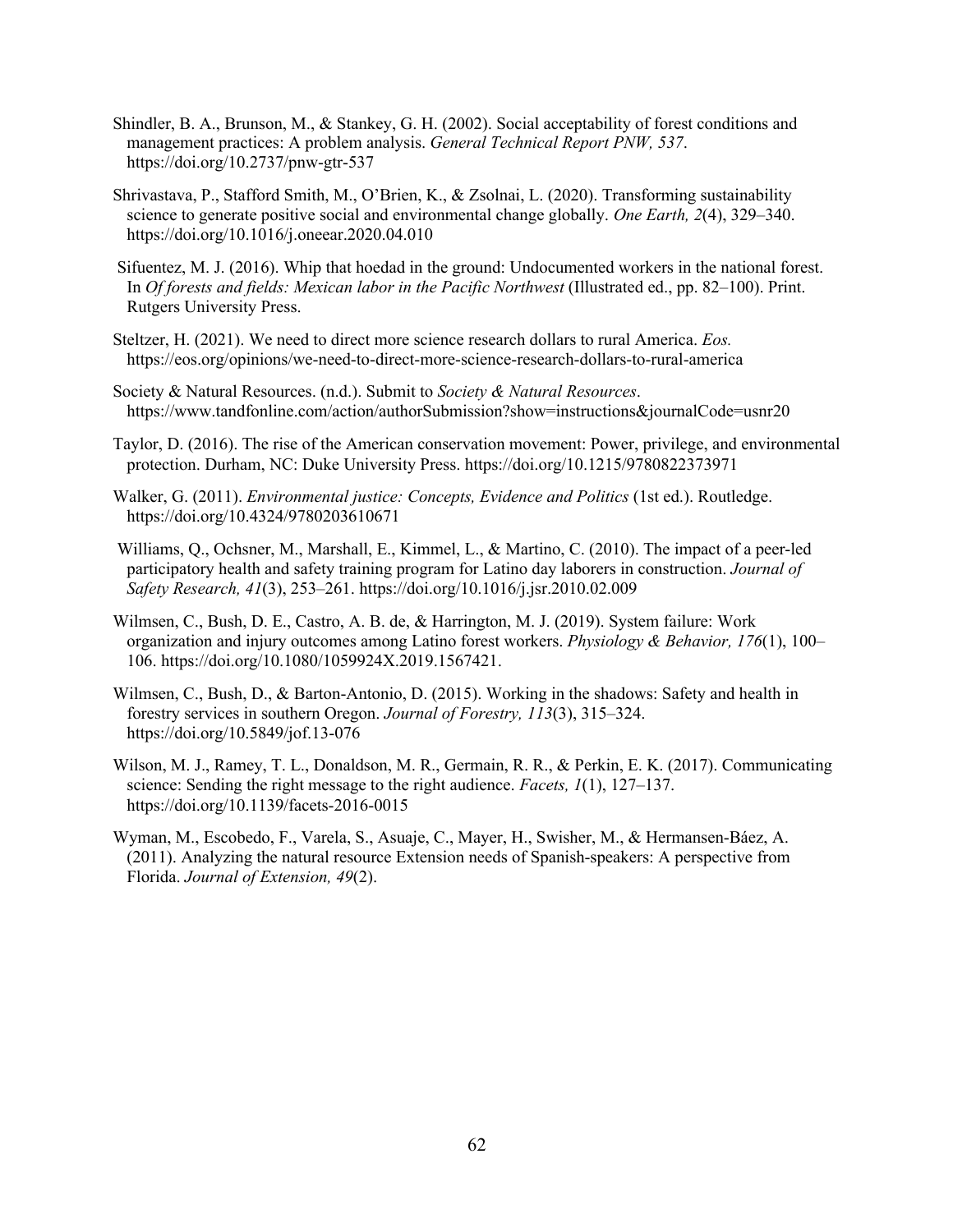Shindler, B. A., Brunson, M., & Stankey, G. H. (2002). Social acceptability of forest conditions and management practices: A problem analysis. *General Technical Report PNW, 537*. https://doi.org/10.2737/pnw-gtr-537

Shrivastava, P., Stafford Smith, M., O'Brien, K., & Zsolnai, L. (2020). Transforming sustainability science to generate positive social and environmental change globally. *One Earth, 2*(4), 329–340. https://doi.org/10.1016/j.oneear.2020.04.010

Sifuentez, M. J. (2016). Whip that hoedad in the ground: Undocumented workers in the national forest. In *Of forests and fields: Mexican labor in the Pacific Northwest* (Illustrated ed., pp. 82–100). Print. Rutgers University Press.

Steltzer, H. (2021). We need to direct more science research dollars to rural America. *Eos.* https://eos.org/opinions/we-need-to-direct-more-science-research-dollars-to-rural-america

Society & Natural Resources. (n.d.). Submit to *Society & Natural Resources*. https://www.tandfonline.com/action/authorSubmission?show=instructions&journalCode=usnr20

Taylor, D. (2016). The rise of the American conservation movement: Power, privilege, and environmental protection. Durham, NC: Duke University Press. https://doi.org/10.1215/9780822373971

Walker, G. (2011). *Environmental justice: Concepts, Evidence and Politics* (1st ed.). Routledge. https://doi.org/10.4324/9780203610671

Williams, Q., Ochsner, M., Marshall, E., Kimmel, L., & Martino, C. (2010). The impact of a peer-led participatory health and safety training program for Latino day laborers in construction. *Journal of Safety Research, 41*(3), 253–261. https://doi.org/10.1016/j.jsr.2010.02.009

Wilmsen, C., Bush, D. E., Castro, A. B. de, & Harrington, M. J. (2019). System failure: Work organization and injury outcomes among Latino forest workers. *Physiology & Behavior, 176*(1), 100–106. https://doi.org/10.1080/1059924X.2019.1567421.

Wilmsen, C., Bush, D., & Barton-Antonio, D. (2015). Working in the shadows: Safety and health in forestry services in southern Oregon. *Journal of Forestry, 113*(3), 315–324. https://doi.org/10.5849/jof.13-076

Wilson, M. J., Ramey, T. L., Donaldson, M. R., Germain, R. R., & Perkin, E. K. (2017). Communicating science: Sending the right message to the right audience. *Facets, 1*(1), 127–137. https://doi.org/10.1139/facets-2016-0015

Wyman, M., Escobedo, F., Varela, S., Asuaje, C., Mayer, H., Swisher, M., & Hermansen-Báez, A. (2011). Analyzing the natural resource Extension needs of Spanish-speakers: A perspective from Florida. *Journal of Extension, 49*(2).